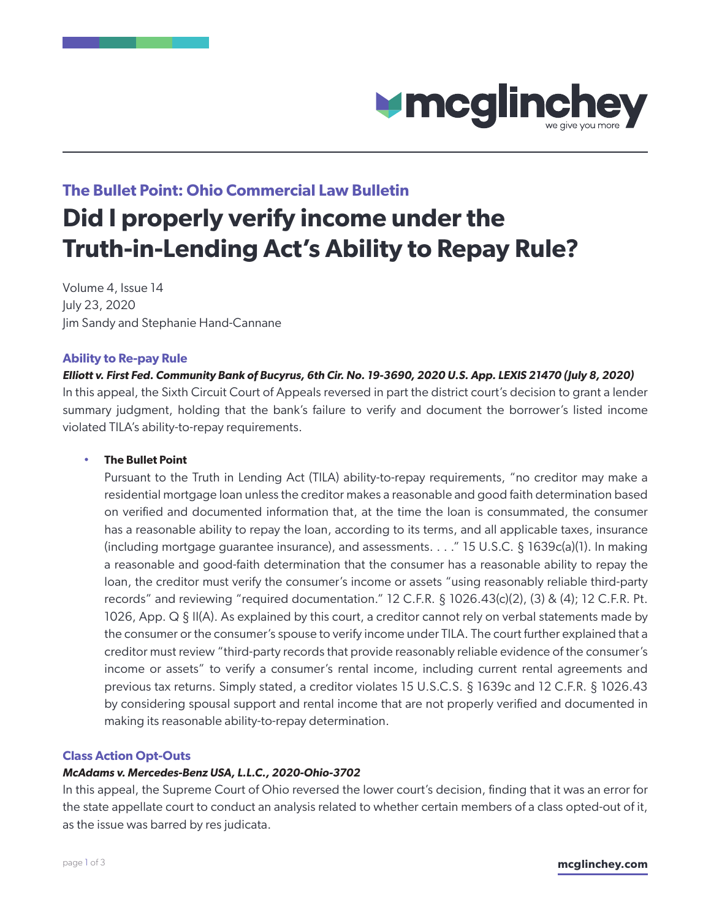**The Bullet Point: Ohio Commercial Law Bulletin**

# Did I properly verify income under the Truth-in-Lending Act's Ability to Repay Rule?

Volume 4, Issue 14
July 23, 2020
Jim Sandy and Stephanie Hand-Cannane

### Ability to Re-pay Rule

***Elliott v. First Fed. Community Bank of Bucyrus, 6th Cir. No. 19-3690, 2020 U.S. App. LEXIS 21470 (July 8, 2020)***

In this appeal, the Sixth Circuit Court of Appeals reversed in part the district court's decision to grant a lender summary judgment, holding that the bank's failure to verify and document the borrower's listed income violated TILA's ability-to-repay requirements.

- **The Bullet Point**

  Pursuant to the Truth in Lending Act (TILA) ability-to-repay requirements, "no creditor may make a residential mortgage loan unless the creditor makes a reasonable and good faith determination based on verified and documented information that, at the time the loan is consummated, the consumer has a reasonable ability to repay the loan, according to its terms, and all applicable taxes, insurance (including mortgage guarantee insurance), and assessments. . . ." 15 U.S.C. § 1639c(a)(1). In making a reasonable and good-faith determination that the consumer has a reasonable ability to repay the loan, the creditor must verify the consumer's income or assets "using reasonably reliable third-party records" and reviewing "required documentation." 12 C.F.R. § 1026.43(c)(2), (3) & (4); 12 C.F.R. Pt. 1026, App. Q § II(A). As explained by this court, a creditor cannot rely on verbal statements made by the consumer or the consumer's spouse to verify income under TILA. The court further explained that a creditor must review "third-party records that provide reasonably reliable evidence of the consumer's income or assets" to verify a consumer's rental income, including current rental agreements and previous tax returns. Simply stated, a creditor violates 15 U.S.C.S. § 1639c and 12 C.F.R. § 1026.43 by considering spousal support and rental income that are not properly verified and documented in making its reasonable ability-to-repay determination.

### Class Action Opt-Outs

***McAdams v. Mercedes-Benz USA, L.L.C., 2020-Ohio-3702***

In this appeal, the Supreme Court of Ohio reversed the lower court's decision, finding that it was an error for the state appellate court to conduct an analysis related to whether certain members of a class opted-out of it, as the issue was barred by res judicata.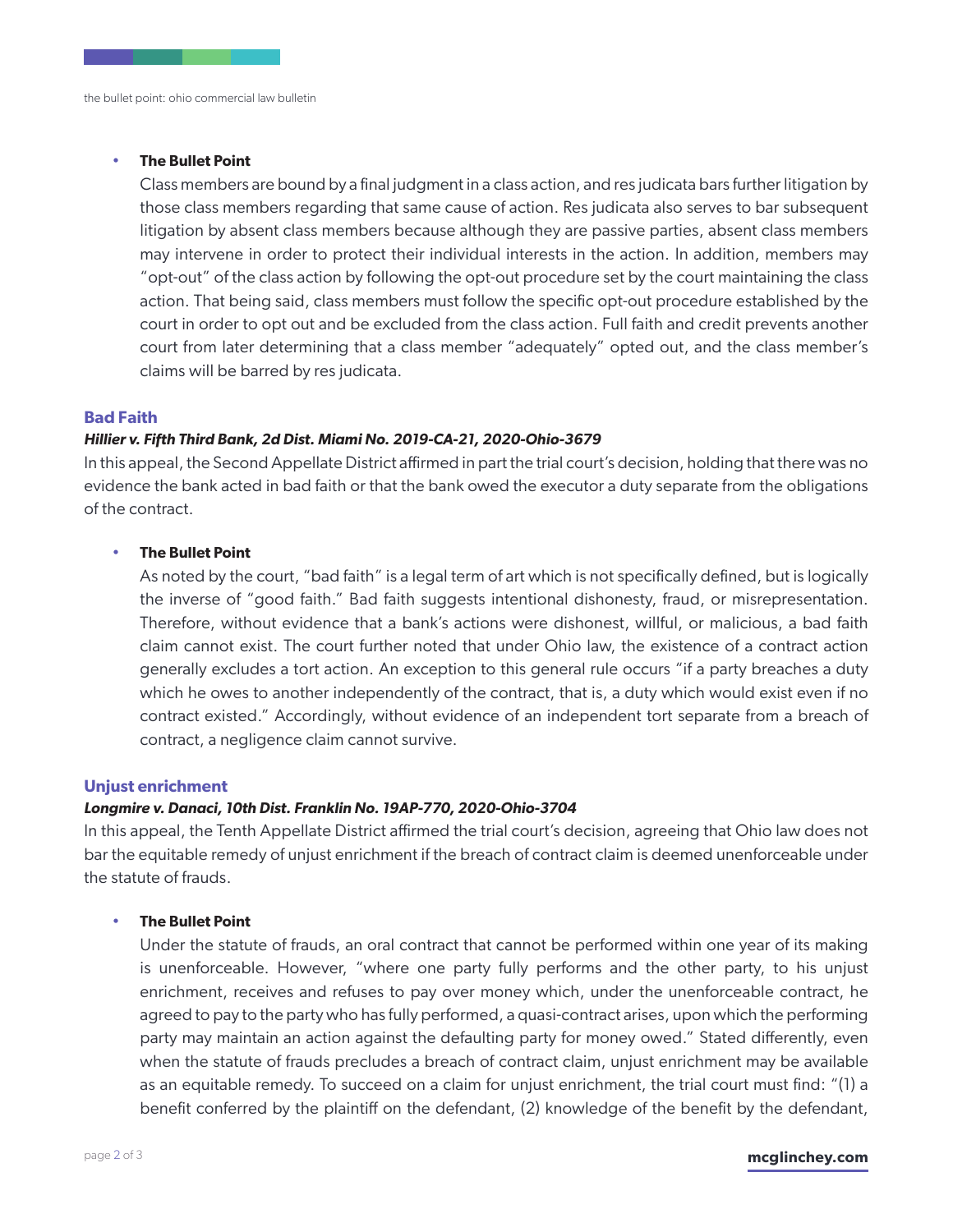- **The Bullet Point**

  Class members are bound by a final judgment in a class action, and res judicata bars further litigation by those class members regarding that same cause of action. Res judicata also serves to bar subsequent litigation by absent class members because although they are passive parties, absent class members may intervene in order to protect their individual interests in the action. In addition, members may "opt-out" of the class action by following the opt-out procedure set by the court maintaining the class action. That being said, class members must follow the specific opt-out procedure established by the court in order to opt out and be excluded from the class action. Full faith and credit prevents another court from later determining that a class member "adequately" opted out, and the class member's claims will be barred by res judicata.

## Bad Faith

***Hillier v. Fifth Third Bank, 2d Dist. Miami No. 2019-CA-21, 2020-Ohio-3679***

In this appeal, the Second Appellate District affirmed in part the trial court's decision, holding that there was no evidence the bank acted in bad faith or that the bank owed the executor a duty separate from the obligations of the contract.

- **The Bullet Point**

  As noted by the court, "bad faith" is a legal term of art which is not specifically defined, but is logically the inverse of "good faith." Bad faith suggests intentional dishonesty, fraud, or misrepresentation. Therefore, without evidence that a bank's actions were dishonest, willful, or malicious, a bad faith claim cannot exist. The court further noted that under Ohio law, the existence of a contract action generally excludes a tort action. An exception to this general rule occurs "if a party breaches a duty which he owes to another independently of the contract, that is, a duty which would exist even if no contract existed." Accordingly, without evidence of an independent tort separate from a breach of contract, a negligence claim cannot survive.

## Unjust enrichment

***Longmire v. Danaci, 10th Dist. Franklin No. 19AP-770, 2020-Ohio-3704***

In this appeal, the Tenth Appellate District affirmed the trial court's decision, agreeing that Ohio law does not bar the equitable remedy of unjust enrichment if the breach of contract claim is deemed unenforceable under the statute of frauds.

- **The Bullet Point**

  Under the statute of frauds, an oral contract that cannot be performed within one year of its making is unenforceable. However, "where one party fully performs and the other party, to his unjust enrichment, receives and refuses to pay over money which, under the unenforceable contract, he agreed to pay to the party who has fully performed, a quasi-contract arises, upon which the performing party may maintain an action against the defaulting party for money owed." Stated differently, even when the statute of frauds precludes a breach of contract claim, unjust enrichment may be available as an equitable remedy. To succeed on a claim for unjust enrichment, the trial court must find: "(1) a benefit conferred by the plaintiff on the defendant, (2) knowledge of the benefit by the defendant,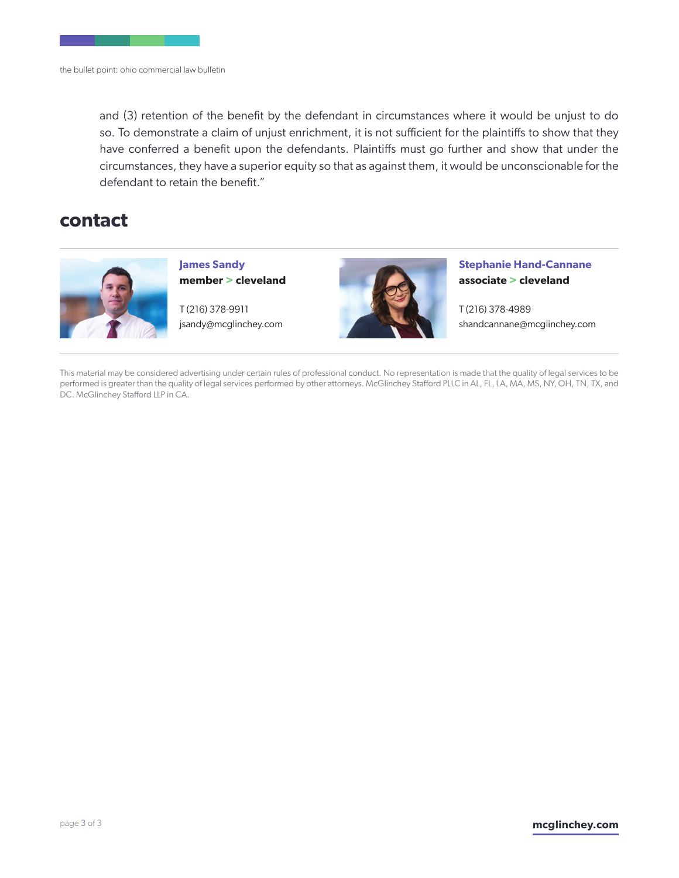and (3) retention of the benefit by the defendant in circumstances where it would be unjust to do so. To demonstrate a claim of unjust enrichment, it is not sufficient for the plaintiffs to show that they have conferred a benefit upon the defendants. Plaintiffs must go further and show that under the circumstances, they have a superior equity so that as against them, it would be unconscionable for the defendant to retain the benefit."

## contact

**James Sandy**
**member > cleveland**

T (216) 378-9911
jsandy@mcglinchey.com

**Stephanie Hand-Cannane**
**associate > cleveland**

T (216) 378-4989
shandcannane@mcglinchey.com

This material may be considered advertising under certain rules of professional conduct. No representation is made that the quality of legal services to be performed is greater than the quality of legal services performed by other attorneys. McGlinchey Stafford PLLC in AL, FL, LA, MA, MS, NY, OH, TN, TX, and DC. McGlinchey Stafford LLP in CA.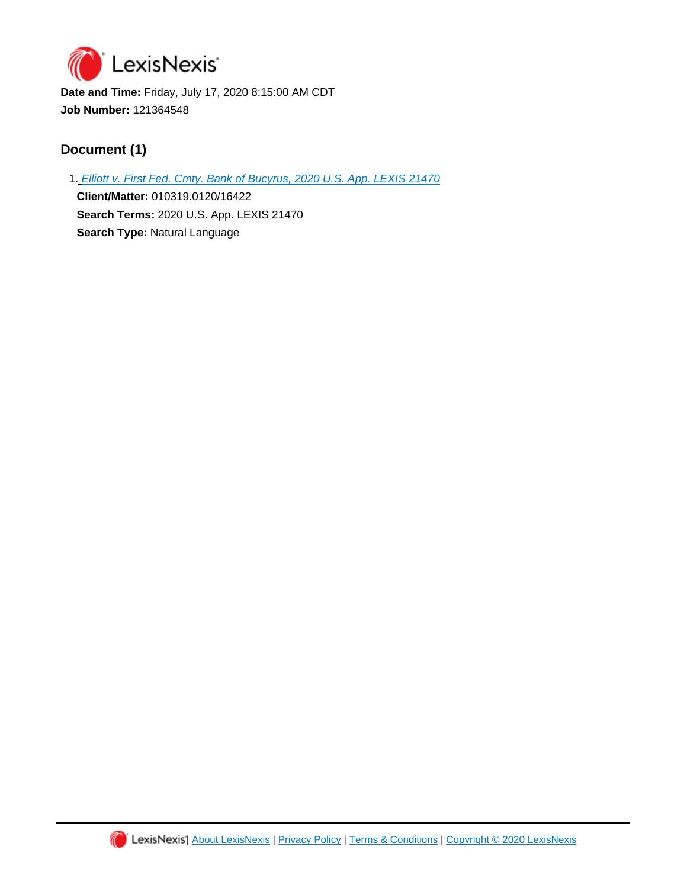LexisNexis®

**Date and Time:** Friday, July 17, 2020 8:15:00 AM CDT

**Job Number:** 121364548

## Document (1)

1. *Elliott v. First Fed. Cmty. Bank of Bucyrus, 2020 U.S. App. LEXIS 21470*

   **Client/Matter:** 010319.0120/16422

   **Search Terms:** 2020 U.S. App. LEXIS 21470

   **Search Type:** Natural Language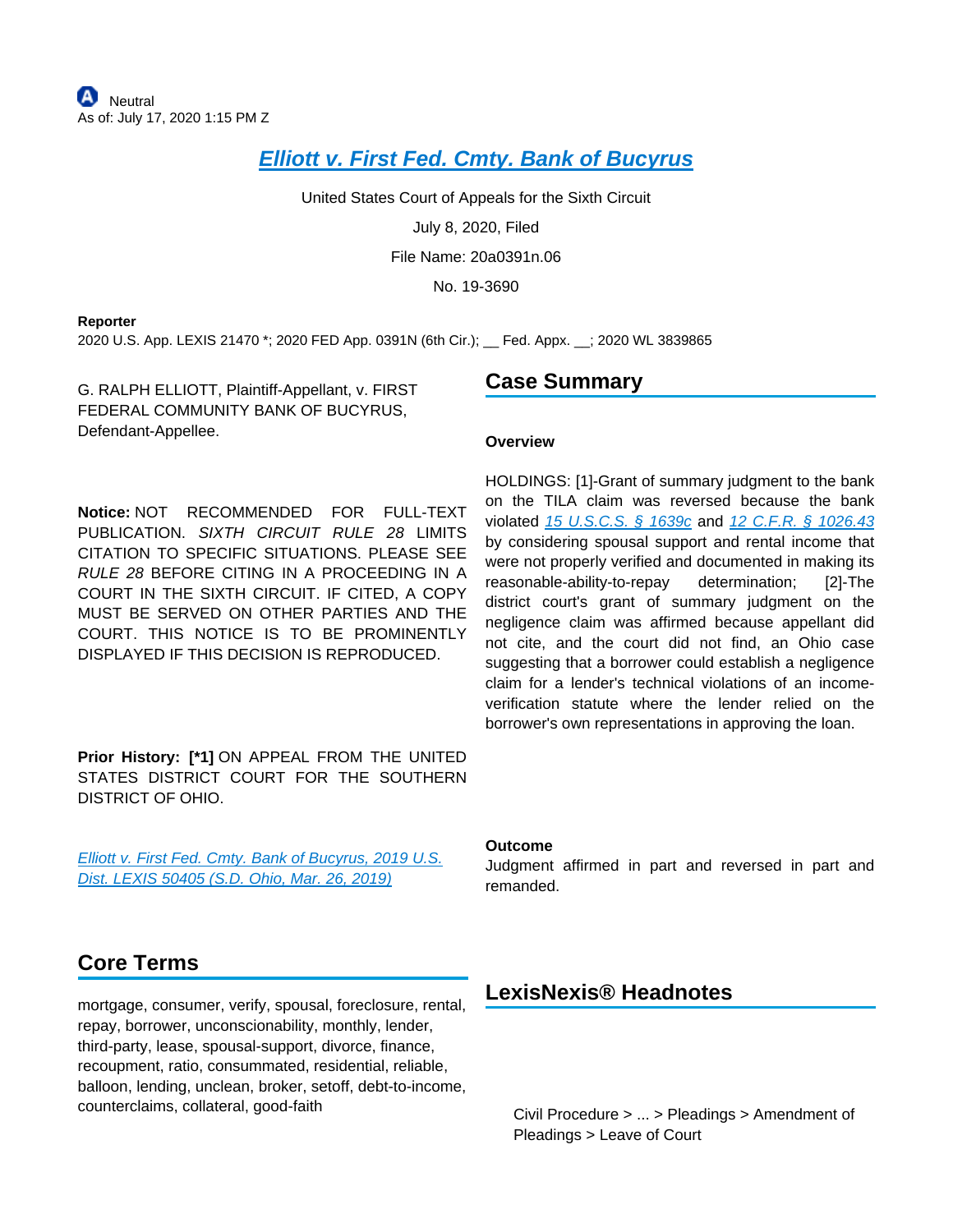Neutral
As of: July 17, 2020 1:15 PM Z

# Elliott v. First Fed. Cmty. Bank of Bucyrus

United States Court of Appeals for the Sixth Circuit

July 8, 2020, Filed

File Name: 20a0391n.06

No. 19-3690

**Reporter**

2020 U.S. App. LEXIS 21470 *; 2020 FED App. 0391N (6th Cir.); __ Fed. Appx. __; 2020 WL 3839865

G. RALPH ELLIOTT, Plaintiff-Appellant, v. FIRST FEDERAL COMMUNITY BANK OF BUCYRUS, Defendant-Appellee.

**Notice:** NOT RECOMMENDED FOR FULL-TEXT PUBLICATION. *SIXTH CIRCUIT RULE 28* LIMITS CITATION TO SPECIFIC SITUATIONS. PLEASE SEE *RULE 28* BEFORE CITING IN A PROCEEDING IN A COURT IN THE SIXTH CIRCUIT. IF CITED, A COPY MUST BE SERVED ON OTHER PARTIES AND THE COURT. THIS NOTICE IS TO BE PROMINENTLY DISPLAYED IF THIS DECISION IS REPRODUCED.

**Prior History: [*1]** ON APPEAL FROM THE UNITED STATES DISTRICT COURT FOR THE SOUTHERN DISTRICT OF OHIO.

*Elliott v. First Fed. Cmty. Bank of Bucyrus, 2019 U.S. Dist. LEXIS 50405 (S.D. Ohio, Mar. 26, 2019)*

## Case Summary

**Overview**

HOLDINGS: [1]-Grant of summary judgment to the bank on the TILA claim was reversed because the bank violated *15 U.S.C.S. § 1639c* and *12 C.F.R. § 1026.43* by considering spousal support and rental income that were not properly verified and documented in making its reasonable-ability-to-repay determination; [2]-The district court's grant of summary judgment on the negligence claim was affirmed because appellant did not cite, and the court did not find, an Ohio case suggesting that a borrower could establish a negligence claim for a lender's technical violations of an income-verification statute where the lender relied on the borrower's own representations in approving the loan.

**Outcome**

Judgment affirmed in part and reversed in part and remanded.

## Core Terms

mortgage, consumer, verify, spousal, foreclosure, rental, repay, borrower, unconscionability, monthly, lender, third-party, lease, spousal-support, divorce, finance, recoupment, ratio, consummated, residential, reliable, balloon, lending, unclean, broker, setoff, debt-to-income, counterclaims, collateral, good-faith

## LexisNexis® Headnotes

Civil Procedure > ... > Pleadings > Amendment of Pleadings > Leave of Court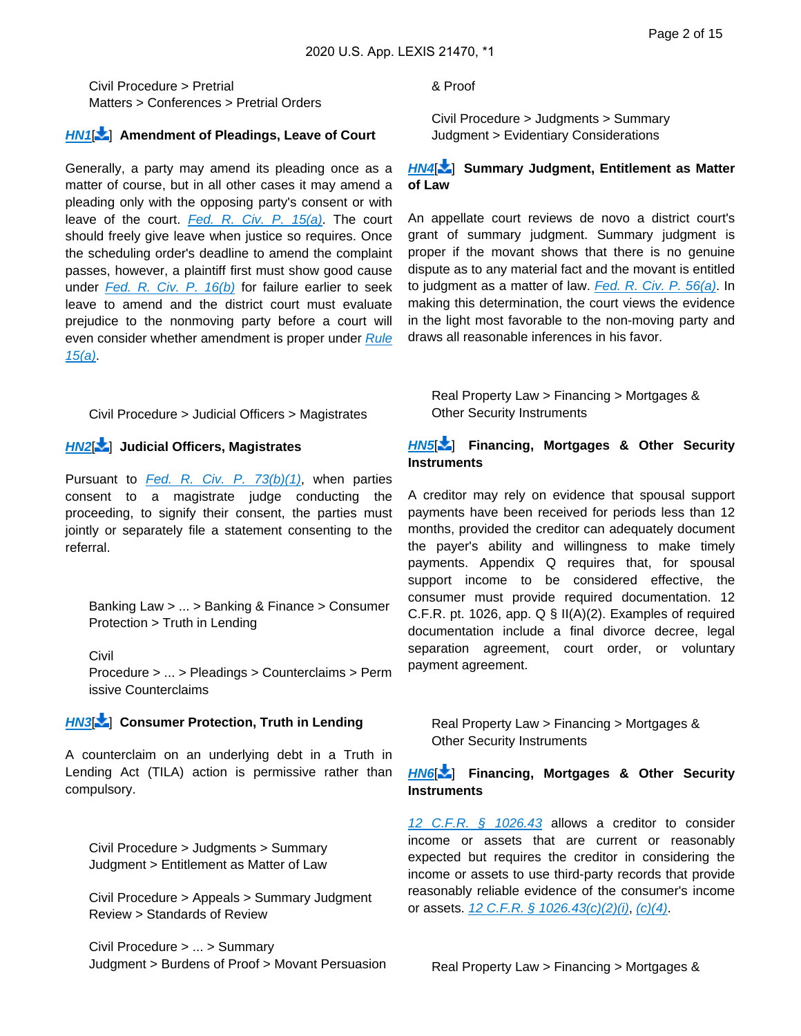Civil Procedure > Pretrial Matters > Conferences > Pretrial Orders

**HN1 Amendment of Pleadings, Leave of Court**

Generally, a party may amend its pleading once as a matter of course, but in all other cases it may amend a pleading only with the opposing party's consent or with leave of the court. Fed. R. Civ. P. 15(a). The court should freely give leave when justice so requires. Once the scheduling order's deadline to amend the complaint passes, however, a plaintiff first must show good cause under Fed. R. Civ. P. 16(b) for failure earlier to seek leave to amend and the district court must evaluate prejudice to the nonmoving party before a court will even consider whether amendment is proper under Rule 15(a).

Civil Procedure > Judicial Officers > Magistrates

**HN2 Judicial Officers, Magistrates**

Pursuant to Fed. R. Civ. P. 73(b)(1), when parties consent to a magistrate judge conducting the proceeding, to signify their consent, the parties must jointly or separately file a statement consenting to the referral.

Banking Law > ... > Banking & Finance > Consumer Protection > Truth in Lending

Civil Procedure > ... > Pleadings > Counterclaims > Permissive Counterclaims

**HN3 Consumer Protection, Truth in Lending**

A counterclaim on an underlying debt in a Truth in Lending Act (TILA) action is permissive rather than compulsory.

Civil Procedure > Judgments > Summary Judgment > Entitlement as Matter of Law

Civil Procedure > Appeals > Summary Judgment Review > Standards of Review

Civil Procedure > ... > Summary Judgment > Burdens of Proof > Movant Persuasion & Proof

Civil Procedure > Judgments > Summary Judgment > Evidentiary Considerations

**HN4 Summary Judgment, Entitlement as Matter of Law**

An appellate court reviews de novo a district court's grant of summary judgment. Summary judgment is proper if the movant shows that there is no genuine dispute as to any material fact and the movant is entitled to judgment as a matter of law. Fed. R. Civ. P. 56(a). In making this determination, the court views the evidence in the light most favorable to the non-moving party and draws all reasonable inferences in his favor.

Real Property Law > Financing > Mortgages & Other Security Instruments

**HN5 Financing, Mortgages & Other Security Instruments**

A creditor may rely on evidence that spousal support payments have been received for periods less than 12 months, provided the creditor can adequately document the payer's ability and willingness to make timely payments. Appendix Q requires that, for spousal support income to be considered effective, the consumer must provide required documentation. 12 C.F.R. pt. 1026, app. Q § II(A)(2). Examples of required documentation include a final divorce decree, legal separation agreement, court order, or voluntary payment agreement.

Real Property Law > Financing > Mortgages & Other Security Instruments

**HN6 Financing, Mortgages & Other Security Instruments**

12 C.F.R. § 1026.43 allows a creditor to consider income or assets that are current or reasonably expected but requires the creditor in considering the income or assets to use third-party records that provide reasonably reliable evidence of the consumer's income or assets. 12 C.F.R. § 1026.43(c)(2)(i), (c)(4).

Real Property Law > Financing > Mortgages &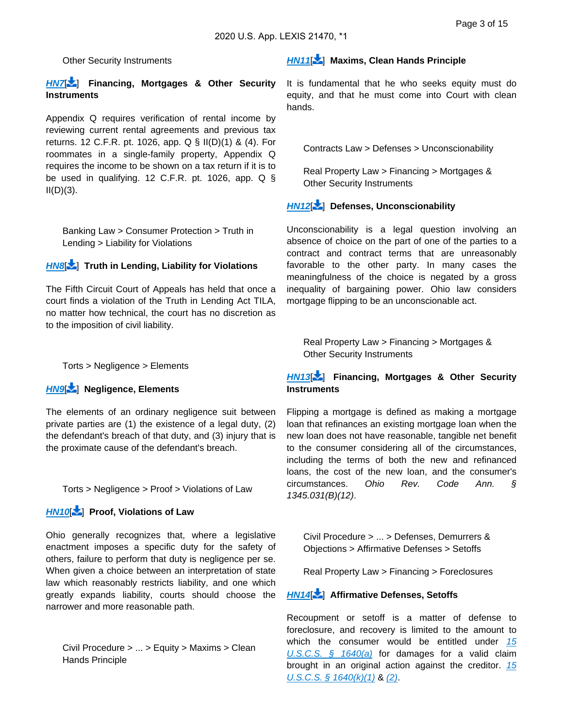Other Security Instruments

**HN7[] Financing, Mortgages & Other Security Instruments**

Appendix Q requires verification of rental income by reviewing current rental agreements and previous tax returns. 12 C.F.R. pt. 1026, app. Q § II(D)(1) & (4). For roommates in a single-family property, Appendix Q requires the income to be shown on a tax return if it is to be used in qualifying. 12 C.F.R. pt. 1026, app. Q § II(D)(3).

Banking Law > Consumer Protection > Truth in Lending > Liability for Violations

**HN8[] Truth in Lending, Liability for Violations**

The Fifth Circuit Court of Appeals has held that once a court finds a violation of the Truth in Lending Act TILA, no matter how technical, the court has no discretion as to the imposition of civil liability.

Torts > Negligence > Elements

**HN9[] Negligence, Elements**

The elements of an ordinary negligence suit between private parties are (1) the existence of a legal duty, (2) the defendant's breach of that duty, and (3) injury that is the proximate cause of the defendant's breach.

Torts > Negligence > Proof > Violations of Law

**HN10[] Proof, Violations of Law**

Ohio generally recognizes that, where a legislative enactment imposes a specific duty for the safety of others, failure to perform that duty is negligence per se. When given a choice between an interpretation of state law which reasonably restricts liability, and one which greatly expands liability, courts should choose the narrower and more reasonable path.

Civil Procedure > ... > Equity > Maxims > Clean Hands Principle

**HN11[] Maxims, Clean Hands Principle**

It is fundamental that he who seeks equity must do equity, and that he must come into Court with clean hands.

Contracts Law > Defenses > Unconscionability

Real Property Law > Financing > Mortgages & Other Security Instruments

**HN12[] Defenses, Unconscionability**

Unconscionability is a legal question involving an absence of choice on the part of one of the parties to a contract and contract terms that are unreasonably favorable to the other party. In many cases the meaningfulness of the choice is negated by a gross inequality of bargaining power. Ohio law considers mortgage flipping to be an unconscionable act.

Real Property Law > Financing > Mortgages & Other Security Instruments

**HN13[] Financing, Mortgages & Other Security Instruments**

Flipping a mortgage is defined as making a mortgage loan that refinances an existing mortgage loan when the new loan does not have reasonable, tangible net benefit to the consumer considering all of the circumstances, including the terms of both the new and refinanced loans, the cost of the new loan, and the consumer's circumstances. *Ohio Rev. Code Ann. § 1345.031(B)(12)*.

Civil Procedure > ... > Defenses, Demurrers & Objections > Affirmative Defenses > Setoffs

Real Property Law > Financing > Foreclosures

**HN14[] Affirmative Defenses, Setoffs**

Recoupment or setoff is a matter of defense to foreclosure, and recovery is limited to the amount to which the consumer would be entitled under 15 U.S.C.S. § 1640(a) for damages for a valid claim brought in an original action against the creditor. 15 U.S.C.S. § 1640(k)(1) & (2).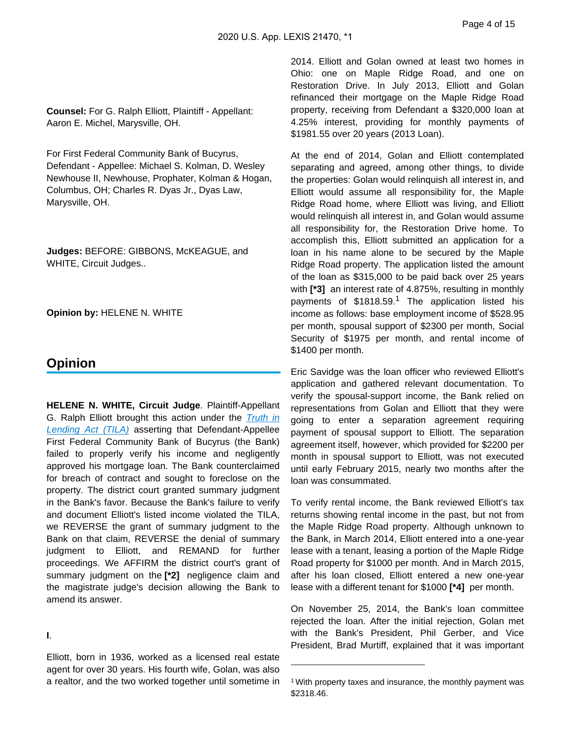**Counsel:** For G. Ralph Elliott, Plaintiff - Appellant: Aaron E. Michel, Marysville, OH.

For First Federal Community Bank of Bucyrus, Defendant - Appellee: Michael S. Kolman, D. Wesley Newhouse II, Newhouse, Prophater, Kolman & Hogan, Columbus, OH; Charles R. Dyas Jr., Dyas Law, Marysville, OH.

**Judges:** BEFORE: GIBBONS, McKEAGUE, and WHITE, Circuit Judges..

**Opinion by:** HELENE N. WHITE

## Opinion

**HELENE N. WHITE, Circuit Judge**. Plaintiff-Appellant G. Ralph Elliott brought this action under the *Truth in Lending Act (TILA)* asserting that Defendant-Appellee First Federal Community Bank of Bucyrus (the Bank) failed to properly verify his income and negligently approved his mortgage loan. The Bank counterclaimed for breach of contract and sought to foreclose on the property. The district court granted summary judgment in the Bank's favor. Because the Bank's failure to verify and document Elliott's listed income violated the TILA, we REVERSE the grant of summary judgment to the Bank on that claim, REVERSE the denial of summary judgment to Elliott, and REMAND for further proceedings. We AFFIRM the district court's grant of summary judgment on the **[*2]** negligence claim and the magistrate judge's decision allowing the Bank to amend its answer.

**I**.

Elliott, born in 1936, worked as a licensed real estate agent for over 30 years. His fourth wife, Golan, was also a realtor, and the two worked together until sometime in 2014. Elliott and Golan owned at least two homes in Ohio: one on Maple Ridge Road, and one on Restoration Drive. In July 2013, Elliott and Golan refinanced their mortgage on the Maple Ridge Road property, receiving from Defendant a $320,000 loan at 4.25% interest, providing for monthly payments of $1981.55 over 20 years (2013 Loan).

At the end of 2014, Golan and Elliott contemplated separating and agreed, among other things, to divide the properties: Golan would relinquish all interest in, and Elliott would assume all responsibility for, the Maple Ridge Road home, where Elliott was living, and Elliott would relinquish all interest in, and Golan would assume all responsibility for, the Restoration Drive home. To accomplish this, Elliott submitted an application for a loan in his name alone to be secured by the Maple Ridge Road property. The application listed the amount of the loan as $315,000 to be paid back over 25 years with **[*3]** an interest rate of 4.875%, resulting in monthly payments of $1818.59.[1] The application listed his income as follows: base employment income of $528.95 per month, spousal support of $2300 per month, Social Security of $1975 per month, and rental income of $1400 per month.

Eric Savidge was the loan officer who reviewed Elliott's application and gathered relevant documentation. To verify the spousal-support income, the Bank relied on representations from Golan and Elliott that they were going to enter a separation agreement requiring payment of spousal support to Elliott. The separation agreement itself, however, which provided for $2200 per month in spousal support to Elliott, was not executed until early February 2015, nearly two months after the loan was consummated.

To verify rental income, the Bank reviewed Elliott's tax returns showing rental income in the past, but not from the Maple Ridge Road property. Although unknown to the Bank, in March 2014, Elliott entered into a one-year lease with a tenant, leasing a portion of the Maple Ridge Road property for $1000 per month. And in March 2015, after his loan closed, Elliott entered a new one-year lease with a different tenant for $1000 **[*4]** per month.

On November 25, 2014, the Bank's loan committee rejected the loan. After the initial rejection, Golan met with the Bank's President, Phil Gerber, and Vice President, Brad Murtiff, explained that it was important

[1] With property taxes and insurance, the monthly payment was $2318.46.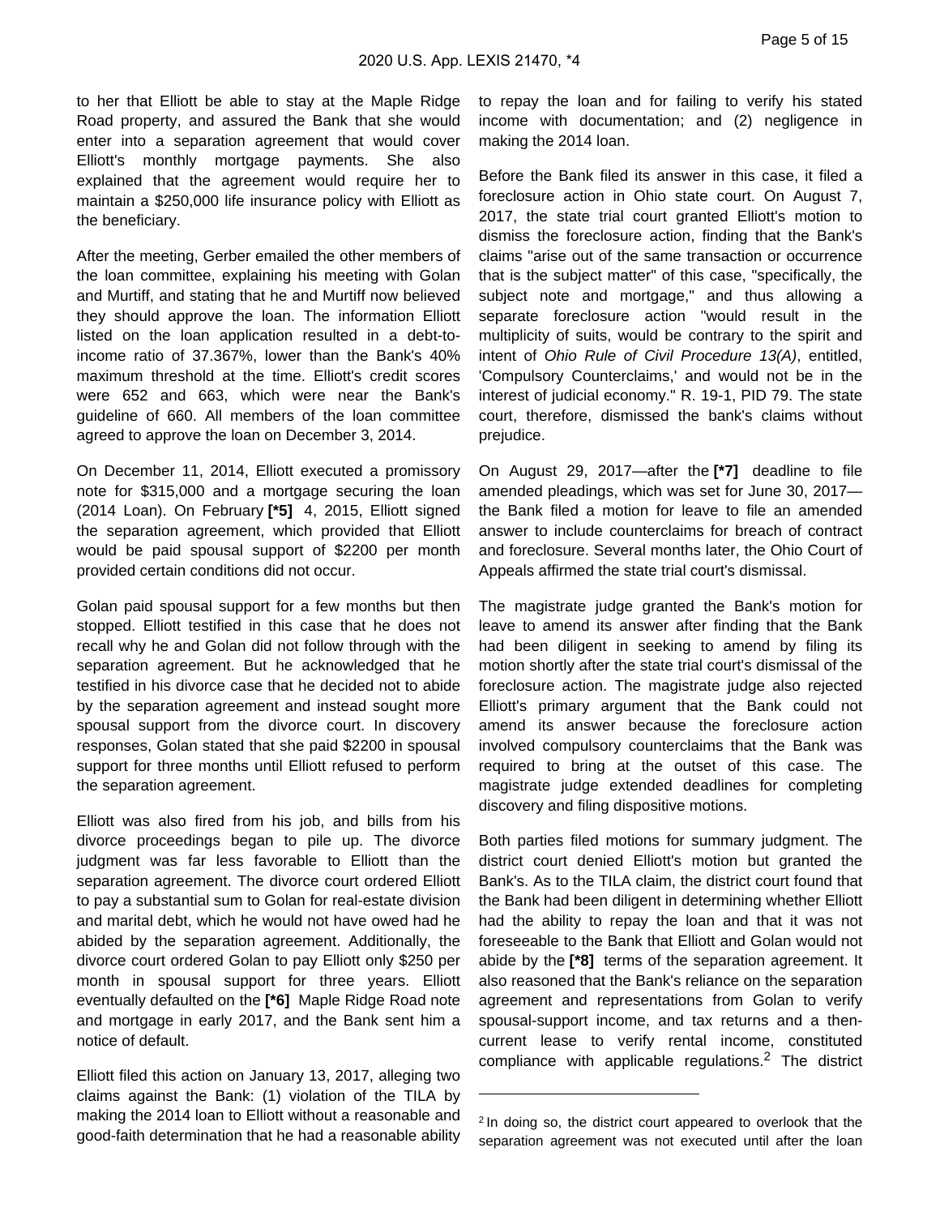to her that Elliott be able to stay at the Maple Ridge Road property, and assured the Bank that she would enter into a separation agreement that would cover Elliott's monthly mortgage payments. She also explained that the agreement would require her to maintain a $250,000 life insurance policy with Elliott as the beneficiary.

After the meeting, Gerber emailed the other members of the loan committee, explaining his meeting with Golan and Murtiff, and stating that he and Murtiff now believed they should approve the loan. The information Elliott listed on the loan application resulted in a debt-to-income ratio of 37.367%, lower than the Bank's 40% maximum threshold at the time. Elliott's credit scores were 652 and 663, which were near the Bank's guideline of 660. All members of the loan committee agreed to approve the loan on December 3, 2014.

On December 11, 2014, Elliott executed a promissory note for $315,000 and a mortgage securing the loan (2014 Loan). On February **[*5]** 4, 2015, Elliott signed the separation agreement, which provided that Elliott would be paid spousal support of $2200 per month provided certain conditions did not occur.

Golan paid spousal support for a few months but then stopped. Elliott testified in this case that he does not recall why he and Golan did not follow through with the separation agreement. But he acknowledged that he testified in his divorce case that he decided not to abide by the separation agreement and instead sought more spousal support from the divorce court. In discovery responses, Golan stated that she paid $2200 in spousal support for three months until Elliott refused to perform the separation agreement.

Elliott was also fired from his job, and bills from his divorce proceedings began to pile up. The divorce judgment was far less favorable to Elliott than the separation agreement. The divorce court ordered Elliott to pay a substantial sum to Golan for real-estate division and marital debt, which he would not have owed had he abided by the separation agreement. Additionally, the divorce court ordered Golan to pay Elliott only $250 per month in spousal support for three years. Elliott eventually defaulted on the **[*6]** Maple Ridge Road note and mortgage in early 2017, and the Bank sent him a notice of default.

Elliott filed this action on January 13, 2017, alleging two claims against the Bank: (1) violation of the TILA by making the 2014 loan to Elliott without a reasonable and good-faith determination that he had a reasonable ability to repay the loan and for failing to verify his stated income with documentation; and (2) negligence in making the 2014 loan.

Before the Bank filed its answer in this case, it filed a foreclosure action in Ohio state court. On August 7, 2017, the state trial court granted Elliott's motion to dismiss the foreclosure action, finding that the Bank's claims "arise out of the same transaction or occurrence that is the subject matter" of this case, "specifically, the subject note and mortgage," and thus allowing a separate foreclosure action "would result in the multiplicity of suits, would be contrary to the spirit and intent of *Ohio Rule of Civil Procedure 13(A)*, entitled, 'Compulsory Counterclaims,' and would not be in the interest of judicial economy." R. 19-1, PID 79. The state court, therefore, dismissed the bank's claims without prejudice.

On August 29, 2017—after the **[*7]** deadline to file amended pleadings, which was set for June 30, 2017—the Bank filed a motion for leave to file an amended answer to include counterclaims for breach of contract and foreclosure. Several months later, the Ohio Court of Appeals affirmed the state trial court's dismissal.

The magistrate judge granted the Bank's motion for leave to amend its answer after finding that the Bank had been diligent in seeking to amend by filing its motion shortly after the state trial court's dismissal of the foreclosure action. The magistrate judge also rejected Elliott's primary argument that the Bank could not amend its answer because the foreclosure action involved compulsory counterclaims that the Bank was required to bring at the outset of this case. The magistrate judge extended deadlines for completing discovery and filing dispositive motions.

Both parties filed motions for summary judgment. The district court denied Elliott's motion but granted the Bank's. As to the TILA claim, the district court found that the Bank had been diligent in determining whether Elliott had the ability to repay the loan and that it was not foreseeable to the Bank that Elliott and Golan would not abide by the **[*8]** terms of the separation agreement. It also reasoned that the Bank's reliance on the separation agreement and representations from Golan to verify spousal-support income, and tax returns and a then-current lease to verify rental income, constituted compliance with applicable regulations.[2] The district

[2] In doing so, the district court appeared to overlook that the separation agreement was not executed until after the loan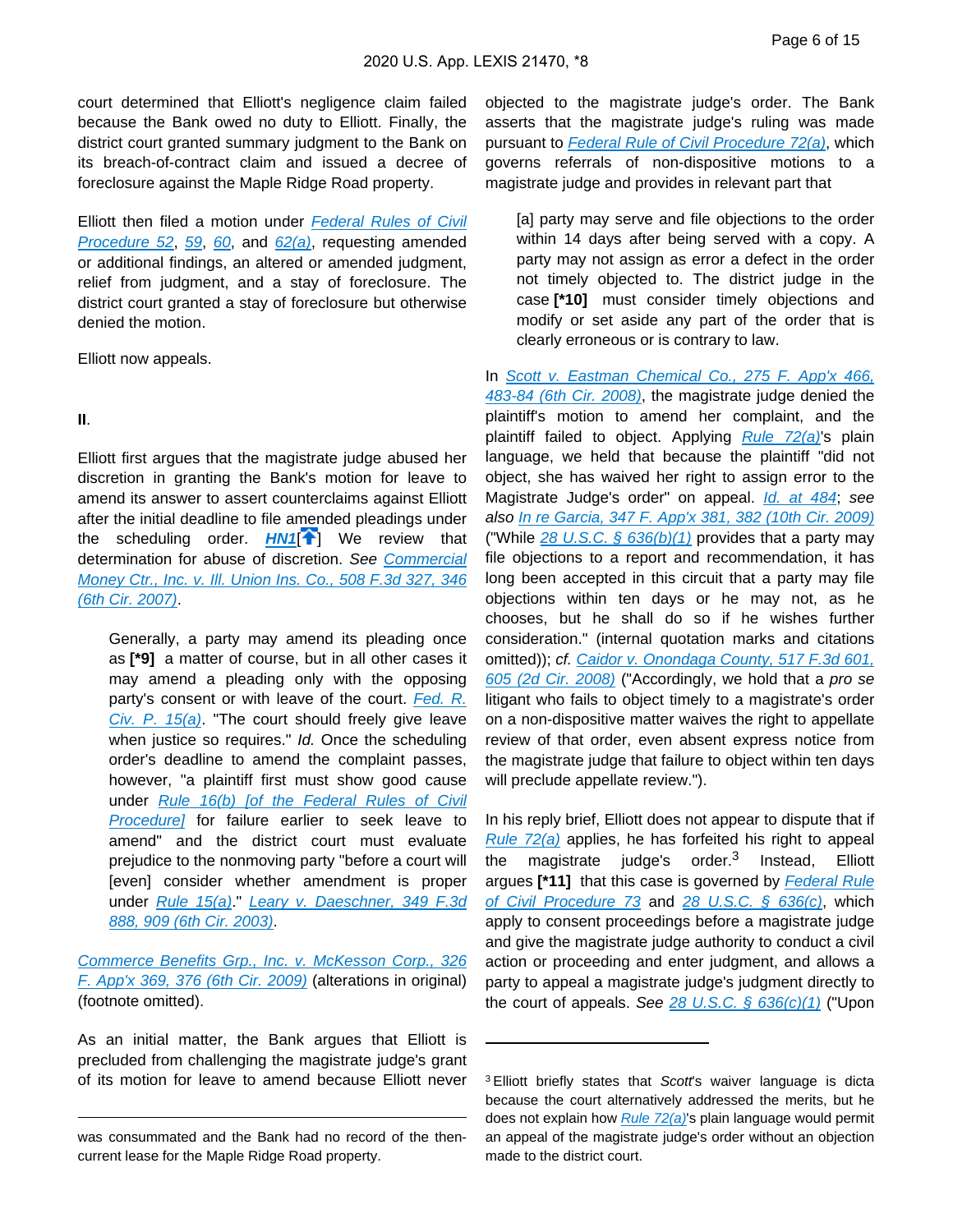court determined that Elliott's negligence claim failed because the Bank owed no duty to Elliott. Finally, the district court granted summary judgment to the Bank on its breach-of-contract claim and issued a decree of foreclosure against the Maple Ridge Road property.

Elliott then filed a motion under Federal Rules of Civil Procedure 52, 59, 60, and 62(a), requesting amended or additional findings, an altered or amended judgment, relief from judgment, and a stay of foreclosure. The district court granted a stay of foreclosure but otherwise denied the motion.

Elliott now appeals.

**II.**

Elliott first argues that the magistrate judge abused her discretion in granting the Bank's motion for leave to amend its answer to assert counterclaims against Elliott after the initial deadline to file amended pleadings under the scheduling order. ***HN1*** We review that determination for abuse of discretion. *See* Commercial Money Ctr., Inc. v. Ill. Union Ins. Co., 508 F.3d 327, 346 (6th Cir. 2007).

> Generally, a party may amend its pleading once as **[\*9]** a matter of course, but in all other cases it may amend a pleading only with the opposing party's consent or with leave of the court. Fed. R. Civ. P. 15(a). "The court should freely give leave when justice so requires." *Id.* Once the scheduling order's deadline to amend the complaint passes, however, "a plaintiff first must show good cause under Rule 16(b) [of the Federal Rules of Civil Procedure] for failure earlier to seek leave to amend" and the district court must evaluate prejudice to the nonmoving party "before a court will [even] consider whether amendment is proper under Rule 15(a)." Leary v. Daeschner, 349 F.3d 888, 909 (6th Cir. 2003).

Commerce Benefits Grp., Inc. v. McKesson Corp., 326 F. App'x 369, 376 (6th Cir. 2009) (alterations in original) (footnote omitted).

As an initial matter, the Bank argues that Elliott is precluded from challenging the magistrate judge's grant of its motion for leave to amend because Elliott never objected to the magistrate judge's order. The Bank asserts that the magistrate judge's ruling was made pursuant to Federal Rule of Civil Procedure 72(a), which governs referrals of non-dispositive motions to a magistrate judge and provides in relevant part that

> [a] party may serve and file objections to the order within 14 days after being served with a copy. A party may not assign as error a defect in the order not timely objected to. The district judge in the case **[\*10]** must consider timely objections and modify or set aside any part of the order that is clearly erroneous or is contrary to law.

In Scott v. Eastman Chemical Co., 275 F. App'x 466, 483-84 (6th Cir. 2008), the magistrate judge denied the plaintiff's motion to amend her complaint, and the plaintiff failed to object. Applying Rule 72(a)'s plain language, we held that because the plaintiff "did not object, she has waived her right to assign error to the Magistrate Judge's order" on appeal. *Id. at 484*; *see also* In re Garcia, 347 F. App'x 381, 382 (10th Cir. 2009) ("While 28 U.S.C. § 636(b)(1) provides that a party may file objections to a report and recommendation, it has long been accepted in this circuit that a party may file objections within ten days or he may not, as he chooses, but he shall do so if he wishes further consideration." (internal quotation marks and citations omitted)); *cf.* Caidor v. Onondaga County, 517 F.3d 601, 605 (2d Cir. 2008) ("Accordingly, we hold that a *pro se* litigant who fails to object timely to a magistrate's order on a non-dispositive matter waives the right to appellate review of that order, even absent express notice from the magistrate judge that failure to object within ten days will preclude appellate review.").

In his reply brief, Elliott does not appear to dispute that if Rule 72(a) applies, he has forfeited his right to appeal the magistrate judge's order.[3] Instead, Elliott argues **[\*11]** that this case is governed by Federal Rule of Civil Procedure 73 and 28 U.S.C. § 636(c), which apply to consent proceedings before a magistrate judge and give the magistrate judge authority to conduct a civil action or proceeding and enter judgment, and allows a party to appeal a magistrate judge's judgment directly to the court of appeals. *See* 28 U.S.C. § 636(c)(1) ("Upon

---

was consummated and the Bank had no record of the then-current lease for the Maple Ridge Road property.

[3] Elliott briefly states that *Scott*'s waiver language is dicta because the court alternatively addressed the merits, but he does not explain how Rule 72(a)'s plain language would permit an appeal of the magistrate judge's order without an objection made to the district court.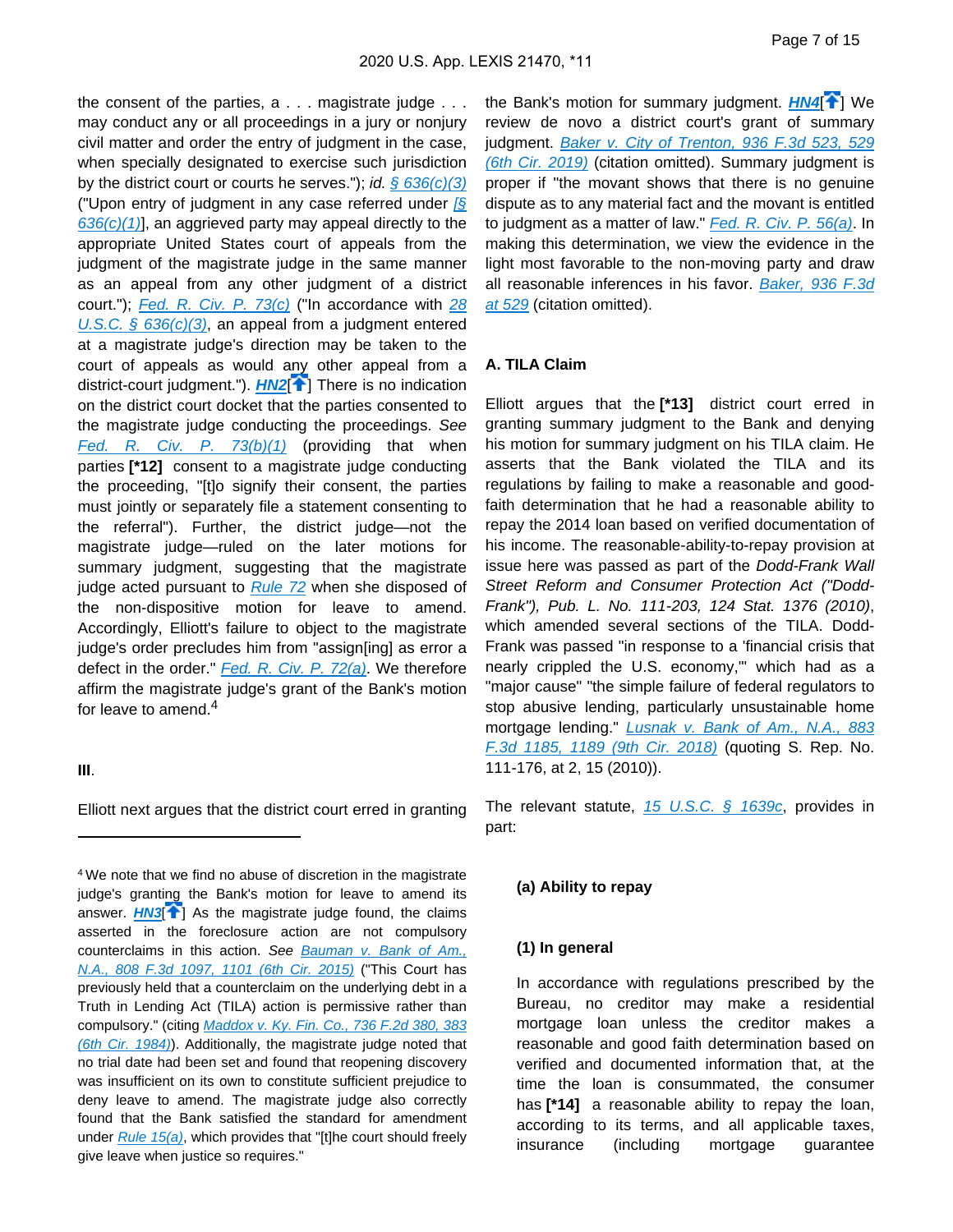the consent of the parties, a . . . magistrate judge . . . may conduct any or all proceedings in a jury or nonjury civil matter and order the entry of judgment in the case, when specially designated to exercise such jurisdiction by the district court or courts he serves."); *id.* § 636(c)(3) ("Upon entry of judgment in any case referred under [§ 636(c)(1)], an aggrieved party may appeal directly to the appropriate United States court of appeals from the judgment of the magistrate judge in the same manner as an appeal from any other judgment of a district court."); Fed. R. Civ. P. 73(c) ("In accordance with 28 U.S.C. § 636(c)(3), an appeal from a judgment entered at a magistrate judge's direction may be taken to the court of appeals as would any other appeal from a district-court judgment."). **HN2** There is no indication on the district court docket that the parties consented to the magistrate judge conducting the proceedings. *See* Fed. R. Civ. P. 73(b)(1) (providing that when parties **[*12]** consent to a magistrate judge conducting the proceeding, "[t]o signify their consent, the parties must jointly or separately file a statement consenting to the referral"). Further, the district judge—not the magistrate judge—ruled on the later motions for summary judgment, suggesting that the magistrate judge acted pursuant to Rule 72 when she disposed of the non-dispositive motion for leave to amend. Accordingly, Elliott's failure to object to the magistrate judge's order precludes him from "assign[ing] as error a defect in the order." Fed. R. Civ. P. 72(a). We therefore affirm the magistrate judge's grant of the Bank's motion for leave to amend.[4]

## III.

Elliott next argues that the district court erred in granting the Bank's motion for summary judgment. **HN4** We review de novo a district court's grant of summary judgment. Baker v. City of Trenton, 936 F.3d 523, 529 (6th Cir. 2019) (citation omitted). Summary judgment is proper if "the movant shows that there is no genuine dispute as to any material fact and the movant is entitled to judgment as a matter of law." Fed. R. Civ. P. 56(a). In making this determination, we view the evidence in the light most favorable to the non-moving party and draw all reasonable inferences in his favor. Baker, 936 F.3d at 529 (citation omitted).

### A. TILA Claim

Elliott argues that the **[*13]** district court erred in granting summary judgment to the Bank and denying his motion for summary judgment on his TILA claim. He asserts that the Bank violated the TILA and its regulations by failing to make a reasonable and good-faith determination that he had a reasonable ability to repay the 2014 loan based on verified documentation of his income. The reasonable-ability-to-repay provision at issue here was passed as part of the *Dodd-Frank Wall Street Reform and Consumer Protection Act ("Dodd-Frank"), Pub. L. No. 111-203, 124 Stat. 1376 (2010)*, which amended several sections of the TILA. Dodd-Frank was passed "in response to a 'financial crisis that nearly crippled the U.S. economy,'" which had as a "major cause" "the simple failure of federal regulators to stop abusive lending, particularly unsustainable home mortgage lending." Lusnak v. Bank of Am., N.A., 883 F.3d 1185, 1189 (9th Cir. 2018) (quoting S. Rep. No. 111-176, at 2, 15 (2010)).

The relevant statute, 15 U.S.C. § 1639c, provides in part:

> **(a) Ability to repay**
>
> **(1) In general**
>
> In accordance with regulations prescribed by the Bureau, no creditor may make a residential mortgage loan unless the creditor makes a reasonable and good faith determination based on verified and documented information that, at the time the loan is consummated, the consumer has **[*14]** a reasonable ability to repay the loan, according to its terms, and all applicable taxes, insurance (including mortgage guarantee

---

[4] We note that we find no abuse of discretion in the magistrate judge's granting the Bank's motion for leave to amend its answer. **HN3** As the magistrate judge found, the claims asserted in the foreclosure action are not compulsory counterclaims in this action. *See* Bauman v. Bank of Am., N.A., 808 F.3d 1097, 1101 (6th Cir. 2015) ("This Court has previously held that a counterclaim on the underlying debt in a Truth in Lending Act (TILA) action is permissive rather than compulsory." (citing Maddox v. Ky. Fin. Co., 736 F.2d 380, 383 (6th Cir. 1984))). Additionally, the magistrate judge noted that no trial date had been set and found that reopening discovery was insufficient on its own to constitute sufficient prejudice to deny leave to amend. The magistrate judge also correctly found that the Bank satisfied the standard for amendment under Rule 15(a), which provides that "[t]he court should freely give leave when justice so requires."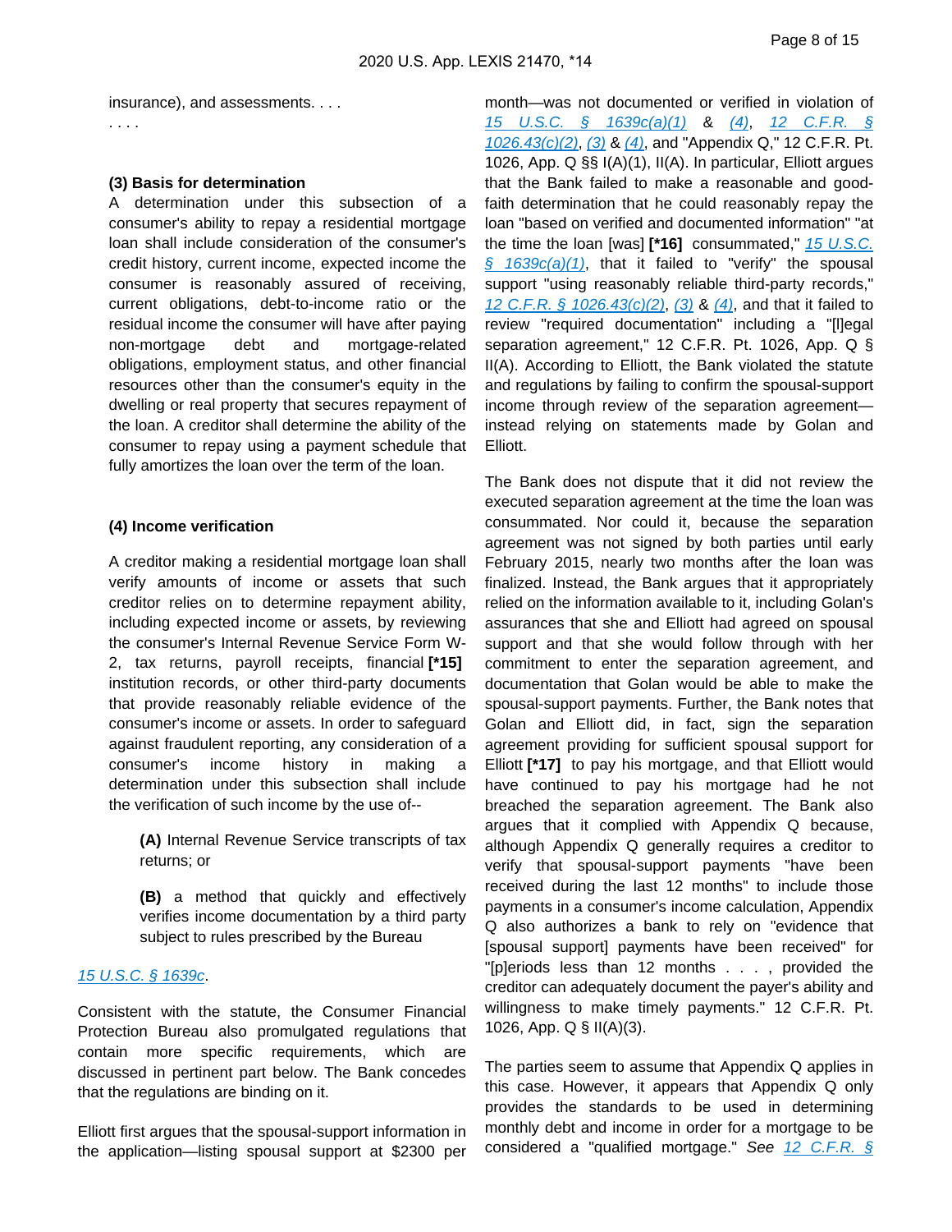insurance), and assessments. . . .

. . . .

**(3) Basis for determination**

A determination under this subsection of a consumer's ability to repay a residential mortgage loan shall include consideration of the consumer's credit history, current income, expected income the consumer is reasonably assured of receiving, current obligations, debt-to-income ratio or the residual income the consumer will have after paying non-mortgage debt and mortgage-related obligations, employment status, and other financial resources other than the consumer's equity in the dwelling or real property that secures repayment of the loan. A creditor shall determine the ability of the consumer to repay using a payment schedule that fully amortizes the loan over the term of the loan.

**(4) Income verification**

A creditor making a residential mortgage loan shall verify amounts of income or assets that such creditor relies on to determine repayment ability, including expected income or assets, by reviewing the consumer's Internal Revenue Service Form W-2, tax returns, payroll receipts, financial **[\*15]** institution records, or other third-party documents that provide reasonably reliable evidence of the consumer's income or assets. In order to safeguard against fraudulent reporting, any consideration of a consumer's income history in making a determination under this subsection shall include the verification of such income by the use of--

> **(A)** Internal Revenue Service transcripts of tax returns; or
>
> **(B)** a method that quickly and effectively verifies income documentation by a third party subject to rules prescribed by the Bureau

15 U.S.C. § 1639c.

Consistent with the statute, the Consumer Financial Protection Bureau also promulgated regulations that contain more specific requirements, which are discussed in pertinent part below. The Bank concedes that the regulations are binding on it.

Elliott first argues that the spousal-support information in the application—listing spousal support at $2300 per month—was not documented or verified in violation of 15 U.S.C. § 1639c(a)(1) & (4), 12 C.F.R. § 1026.43(c)(2), (3) & (4), and "Appendix Q," 12 C.F.R. Pt. 1026, App. Q §§ I(A)(1), II(A). In particular, Elliott argues that the Bank failed to make a reasonable and good-faith determination that he could reasonably repay the loan "based on verified and documented information" "at the time the loan [was] **[\*16]** consummated," 15 U.S.C. § 1639c(a)(1), that it failed to "verify" the spousal support "using reasonably reliable third-party records," 12 C.F.R. § 1026.43(c)(2), (3) & (4), and that it failed to review "required documentation" including a "[l]egal separation agreement," 12 C.F.R. Pt. 1026, App. Q § II(A). According to Elliott, the Bank violated the statute and regulations by failing to confirm the spousal-support income through review of the separation agreement—instead relying on statements made by Golan and Elliott.

The Bank does not dispute that it did not review the executed separation agreement at the time the loan was consummated. Nor could it, because the separation agreement was not signed by both parties until early February 2015, nearly two months after the loan was finalized. Instead, the Bank argues that it appropriately relied on the information available to it, including Golan's assurances that she and Elliott had agreed on spousal support and that she would follow through with her commitment to enter the separation agreement, and documentation that Golan would be able to make the spousal-support payments. Further, the Bank notes that Golan and Elliott did, in fact, sign the separation agreement providing for sufficient spousal support for Elliott **[\*17]** to pay his mortgage, and that Elliott would have continued to pay his mortgage had he not breached the separation agreement. The Bank also argues that it complied with Appendix Q because, although Appendix Q generally requires a creditor to verify that spousal-support payments "have been received during the last 12 months" to include those payments in a consumer's income calculation, Appendix Q also authorizes a bank to rely on "evidence that [spousal support] payments have been received" for "[p]eriods less than 12 months . . . , provided the creditor can adequately document the payer's ability and willingness to make timely payments." 12 C.F.R. Pt. 1026, App. Q § II(A)(3).

The parties seem to assume that Appendix Q applies in this case. However, it appears that Appendix Q only provides the standards to be used in determining monthly debt and income in order for a mortgage to be considered a "qualified mortgage." *See* 12 C.F.R. §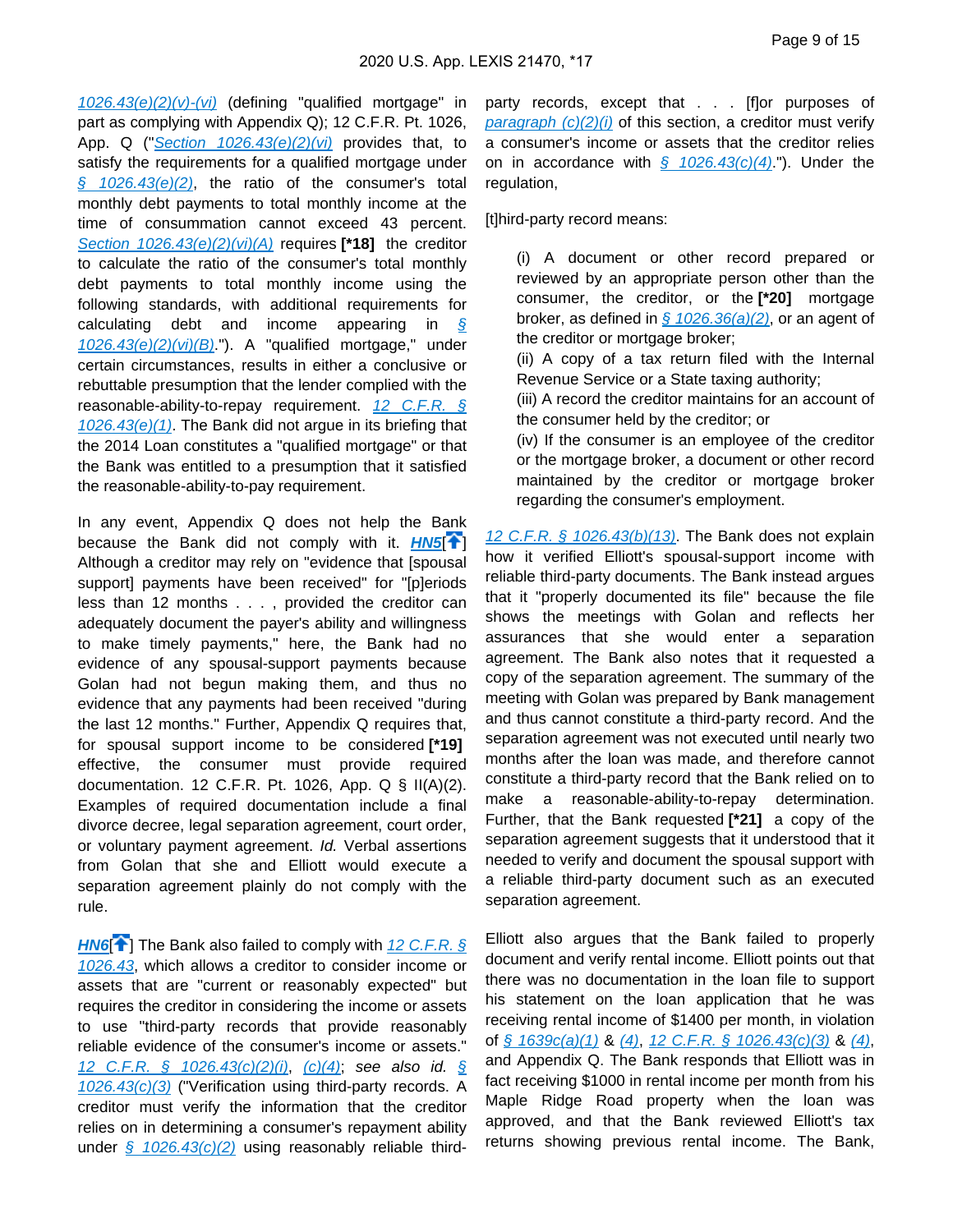1026.43(e)(2)(v)-(vi) (defining "qualified mortgage" in part as complying with Appendix Q); 12 C.F.R. Pt. 1026, App. Q ("Section 1026.43(e)(2)(vi) provides that, to satisfy the requirements for a qualified mortgage under § 1026.43(e)(2), the ratio of the consumer's total monthly debt payments to total monthly income at the time of consummation cannot exceed 43 percent. Section 1026.43(e)(2)(vi)(A) requires **[*18]** the creditor to calculate the ratio of the consumer's total monthly debt payments to total monthly income using the following standards, with additional requirements for calculating debt and income appearing in § 1026.43(e)(2)(vi)(B)."). A "qualified mortgage," under certain circumstances, results in either a conclusive or rebuttable presumption that the lender complied with the reasonable-ability-to-repay requirement. 12 C.F.R. § 1026.43(e)(1). The Bank did not argue in its briefing that the 2014 Loan constitutes a "qualified mortgage" or that the Bank was entitled to a presumption that it satisfied the reasonable-ability-to-pay requirement.

In any event, Appendix Q does not help the Bank because the Bank did not comply with it. **HN5**[] Although a creditor may rely on "evidence that [spousal support] payments have been received" for "[p]eriods less than 12 months . . . , provided the creditor can adequately document the payer's ability and willingness to make timely payments," here, the Bank had no evidence of any spousal-support payments because Golan had not begun making them, and thus no evidence that any payments had been received "during the last 12 months." Further, Appendix Q requires that, for spousal support income to be considered **[*19]** effective, the consumer must provide required documentation. 12 C.F.R. Pt. 1026, App. Q § II(A)(2). Examples of required documentation include a final divorce decree, legal separation agreement, court order, or voluntary payment agreement. *Id.* Verbal assertions from Golan that she and Elliott would execute a separation agreement plainly do not comply with the rule.

**HN6**[] The Bank also failed to comply with 12 C.F.R. § 1026.43, which allows a creditor to consider income or assets that are "current or reasonably expected" but requires the creditor in considering the income or assets to use "third-party records that provide reasonably reliable evidence of the consumer's income or assets." 12 C.F.R. § 1026.43(c)(2)(i), (c)(4); *see also id.* § 1026.43(c)(3) ("Verification using third-party records. A creditor must verify the information that the creditor relies on in determining a consumer's repayment ability under § 1026.43(c)(2) using reasonably reliable third-party records, except that . . . [f]or purposes of paragraph (c)(2)(i) of this section, a creditor must verify a consumer's income or assets that the creditor relies on in accordance with § 1026.43(c)(4)."). Under the regulation,

[t]hird-party record means:

> (i) A document or other record prepared or reviewed by an appropriate person other than the consumer, the creditor, or the **[*20]** mortgage broker, as defined in § 1026.36(a)(2), or an agent of the creditor or mortgage broker;
> (ii) A copy of a tax return filed with the Internal Revenue Service or a State taxing authority;
> (iii) A record the creditor maintains for an account of the consumer held by the creditor; or
> (iv) If the consumer is an employee of the creditor or the mortgage broker, a document or other record maintained by the creditor or mortgage broker regarding the consumer's employment.

12 C.F.R. § 1026.43(b)(13). The Bank does not explain how it verified Elliott's spousal-support income with reliable third-party documents. The Bank instead argues that it "properly documented its file" because the file shows the meetings with Golan and reflects her assurances that she would enter a separation agreement. The Bank also notes that it requested a copy of the separation agreement. The summary of the meeting with Golan was prepared by Bank management and thus cannot constitute a third-party record. And the separation agreement was not executed until nearly two months after the loan was made, and therefore cannot constitute a third-party record that the Bank relied on to make a reasonable-ability-to-repay determination. Further, that the Bank requested **[*21]** a copy of the separation agreement suggests that it understood that it needed to verify and document the spousal support with a reliable third-party document such as an executed separation agreement.

Elliott also argues that the Bank failed to properly document and verify rental income. Elliott points out that there was no documentation in the loan file to support his statement on the loan application that he was receiving rental income of $1400 per month, in violation of § 1639c(a)(1) & (4), 12 C.F.R. § 1026.43(c)(3) & (4), and Appendix Q. The Bank responds that Elliott was in fact receiving $1000 in rental income per month from his Maple Ridge Road property when the loan was approved, and that the Bank reviewed Elliott's tax returns showing previous rental income. The Bank,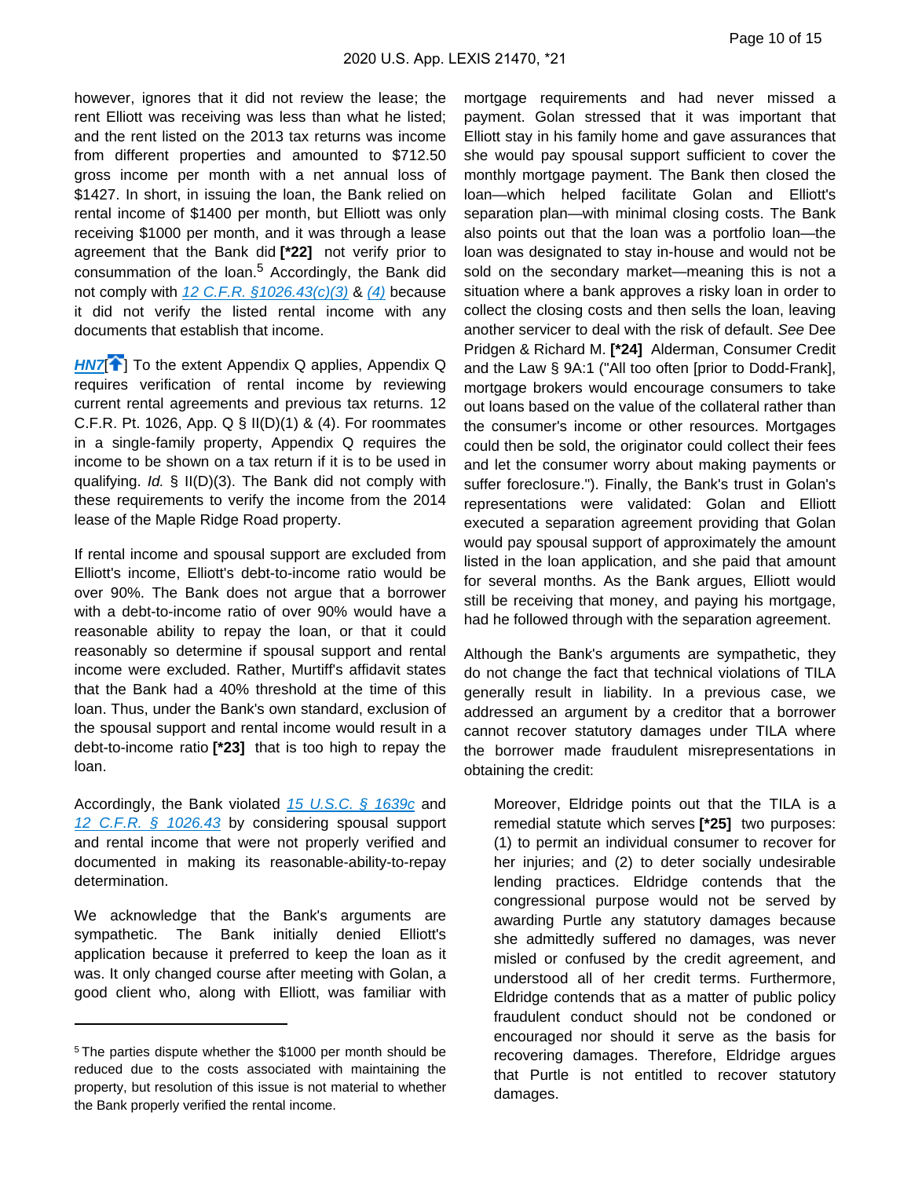however, ignores that it did not review the lease; the rent Elliott was receiving was less than what he listed; and the rent listed on the 2013 tax returns was income from different properties and amounted to $712.50 gross income per month with a net annual loss of $1427. In short, in issuing the loan, the Bank relied on rental income of $1400 per month, but Elliott was only receiving $1000 per month, and it was through a lease agreement that the Bank did **[*22]** not verify prior to consummation of the loan.[5] Accordingly, the Bank did not comply with 12 C.F.R. §1026.43(c)(3) & (4) because it did not verify the listed rental income with any documents that establish that income.

**HN7**[] To the extent Appendix Q applies, Appendix Q requires verification of rental income by reviewing current rental agreements and previous tax returns. 12 C.F.R. Pt. 1026, App. Q § II(D)(1) & (4). For roommates in a single-family property, Appendix Q requires the income to be shown on a tax return if it is to be used in qualifying. *Id.* § II(D)(3). The Bank did not comply with these requirements to verify the income from the 2014 lease of the Maple Ridge Road property.

If rental income and spousal support are excluded from Elliott's income, Elliott's debt-to-income ratio would be over 90%. The Bank does not argue that a borrower with a debt-to-income ratio of over 90% would have a reasonable ability to repay the loan, or that it could reasonably so determine if spousal support and rental income were excluded. Rather, Murtiff's affidavit states that the Bank had a 40% threshold at the time of this loan. Thus, under the Bank's own standard, exclusion of the spousal support and rental income would result in a debt-to-income ratio **[*23]** that is too high to repay the loan.

Accordingly, the Bank violated 15 U.S.C. § 1639c and 12 C.F.R. § 1026.43 by considering spousal support and rental income that were not properly verified and documented in making its reasonable-ability-to-repay determination.

We acknowledge that the Bank's arguments are sympathetic. The Bank initially denied Elliott's application because it preferred to keep the loan as it was. It only changed course after meeting with Golan, a good client who, along with Elliott, was familiar with mortgage requirements and had never missed a payment. Golan stressed that it was important that Elliott stay in his family home and gave assurances that she would pay spousal support sufficient to cover the monthly mortgage payment. The Bank then closed the loan—which helped facilitate Golan and Elliott's separation plan—with minimal closing costs. The Bank also points out that the loan was a portfolio loan—the loan was designated to stay in-house and would not be sold on the secondary market—meaning this is not a situation where a bank approves a risky loan in order to collect the closing costs and then sells the loan, leaving another servicer to deal with the risk of default. *See* Dee Pridgen & Richard M. **[*24]** Alderman, Consumer Credit and the Law § 9A:1 ("All too often [prior to Dodd-Frank], mortgage brokers would encourage consumers to take out loans based on the value of the collateral rather than the consumer's income or other resources. Mortgages could then be sold, the originator could collect their fees and let the consumer worry about making payments or suffer foreclosure."). Finally, the Bank's trust in Golan's representations were validated: Golan and Elliott executed a separation agreement providing that Golan would pay spousal support of approximately the amount listed in the loan application, and she paid that amount for several months. As the Bank argues, Elliott would still be receiving that money, and paying his mortgage, had he followed through with the separation agreement.

Although the Bank's arguments are sympathetic, they do not change the fact that technical violations of TILA generally result in liability. In a previous case, we addressed an argument by a creditor that a borrower cannot recover statutory damages under TILA where the borrower made fraudulent misrepresentations in obtaining the credit:

> Moreover, Eldridge points out that the TILA is a remedial statute which serves **[*25]** two purposes: (1) to permit an individual consumer to recover for her injuries; and (2) to deter socially undesirable lending practices. Eldridge contends that the congressional purpose would not be served by awarding Purtle any statutory damages because she admittedly suffered no damages, was never misled or confused by the credit agreement, and understood all of her credit terms. Furthermore, Eldridge contends that as a matter of public policy fraudulent conduct should not be condoned or encouraged nor should it serve as the basis for recovering damages. Therefore, Eldridge argues that Purtle is not entitled to recover statutory damages.

---

[5] The parties dispute whether the $1000 per month should be reduced due to the costs associated with maintaining the property, but resolution of this issue is not material to whether the Bank properly verified the rental income.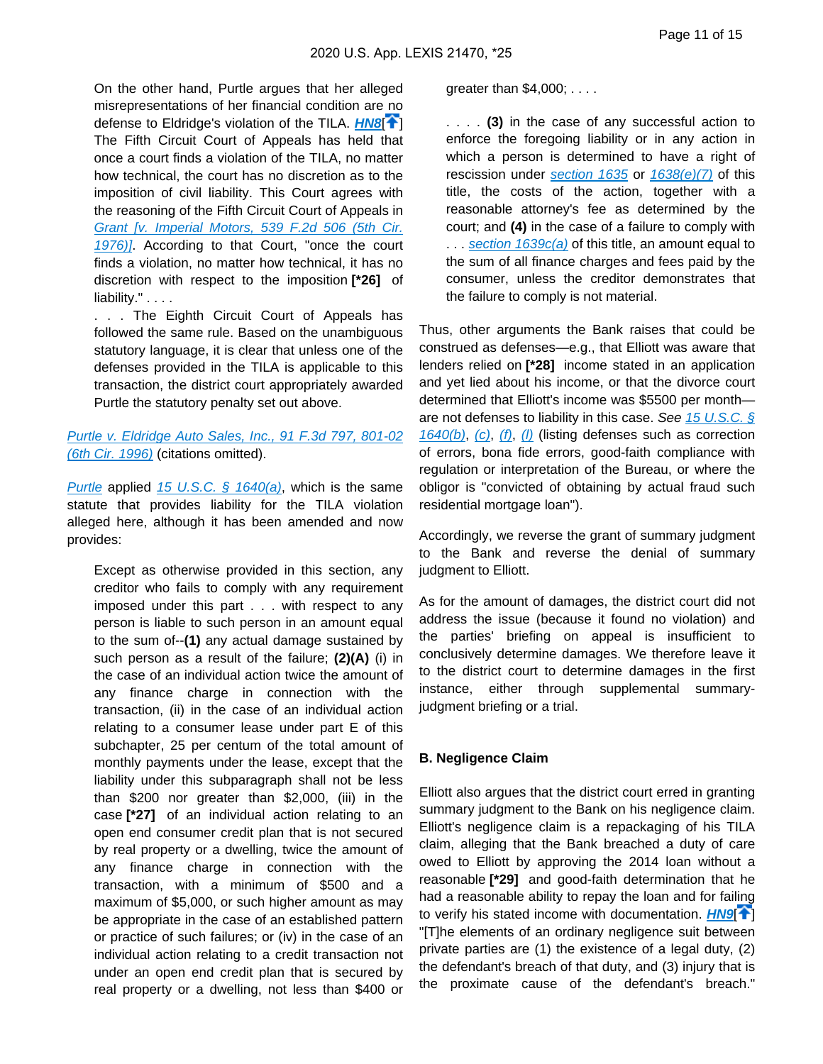On the other hand, Purtle argues that her alleged misrepresentations of her financial condition are no defense to Eldridge's violation of the TILA. **HN8**[] The Fifth Circuit Court of Appeals has held that once a court finds a violation of the TILA, no matter how technical, the court has no discretion as to the imposition of civil liability. This Court agrees with the reasoning of the Fifth Circuit Court of Appeals in Grant [v. Imperial Motors, 539 F.2d 506 (5th Cir. 1976)]. According to that Court, "once the court finds a violation, no matter how technical, it has no discretion with respect to the imposition **[*26]** of liability." . . . .

> . . . The Eighth Circuit Court of Appeals has followed the same rule. Based on the unambiguous statutory language, it is clear that unless one of the defenses provided in the TILA is applicable to this transaction, the district court appropriately awarded Purtle the statutory penalty set out above.

Purtle v. Eldridge Auto Sales, Inc., 91 F.3d 797, 801-02 (6th Cir. 1996) (citations omitted).

Purtle applied 15 U.S.C. § 1640(a), which is the same statute that provides liability for the TILA violation alleged here, although it has been amended and now provides:

> Except as otherwise provided in this section, any creditor who fails to comply with any requirement imposed under this part . . . with respect to any person is liable to such person in an amount equal to the sum of--**(1)** any actual damage sustained by such person as a result of the failure; **(2)(A)** (i) in the case of an individual action twice the amount of any finance charge in connection with the transaction, (ii) in the case of an individual action relating to a consumer lease under part E of this subchapter, 25 per centum of the total amount of monthly payments under the lease, except that the liability under this subparagraph shall not be less than $200 nor greater than $2,000, (iii) in the case **[*27]** of an individual action relating to an open end consumer credit plan that is not secured by real property or a dwelling, twice the amount of any finance charge in connection with the transaction, with a minimum of $500 and a maximum of $5,000, or such higher amount as may be appropriate in the case of an established pattern or practice of such failures; or (iv) in the case of an individual action relating to a credit transaction not under an open end credit plan that is secured by real property or a dwelling, not less than $400 or greater than $4,000; . . . .
>
> . . . . **(3)** in the case of any successful action to enforce the foregoing liability or in any action in which a person is determined to have a right of rescission under section 1635 or 1638(e)(7) of this title, the costs of the action, together with a reasonable attorney's fee as determined by the court; and **(4)** in the case of a failure to comply with . . . section 1639c(a) of this title, an amount equal to the sum of all finance charges and fees paid by the consumer, unless the creditor demonstrates that the failure to comply is not material.

Thus, other arguments the Bank raises that could be construed as defenses—e.g., that Elliott was aware that lenders relied on **[*28]** income stated in an application and yet lied about his income, or that the divorce court determined that Elliott's income was $5500 per month—are not defenses to liability in this case. *See* 15 U.S.C. § 1640(b), (c), (f), (l) (listing defenses such as correction of errors, bona fide errors, good-faith compliance with regulation or interpretation of the Bureau, or where the obligor is "convicted of obtaining by actual fraud such residential mortgage loan").

Accordingly, we reverse the grant of summary judgment to the Bank and reverse the denial of summary judgment to Elliott.

As for the amount of damages, the district court did not address the issue (because it found no violation) and the parties' briefing on appeal is insufficient to conclusively determine damages. We therefore leave it to the district court to determine damages in the first instance, either through supplemental summary-judgment briefing or a trial.

### B. Negligence Claim

Elliott also argues that the district court erred in granting summary judgment to the Bank on his negligence claim. Elliott's negligence claim is a repackaging of his TILA claim, alleging that the Bank breached a duty of care owed to Elliott by approving the 2014 loan without a reasonable **[*29]** and good-faith determination that he had a reasonable ability to repay the loan and for failing to verify his stated income with documentation. **HN9**[] "[T]he elements of an ordinary negligence suit between private parties are (1) the existence of a legal duty, (2) the defendant's breach of that duty, and (3) injury that is the proximate cause of the defendant's breach."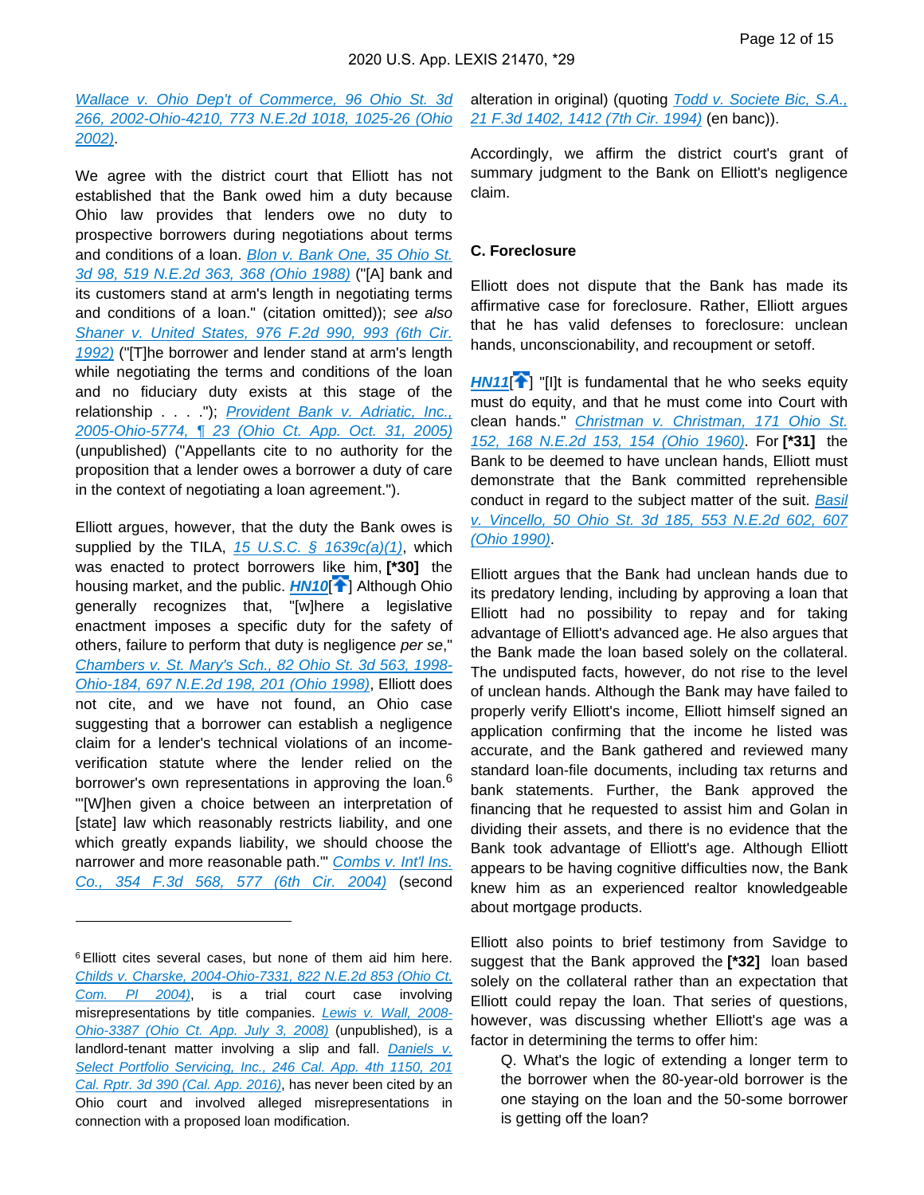Wallace v. Ohio Dep't of Commerce, 96 Ohio St. 3d 266, 2002-Ohio-4210, 773 N.E.2d 1018, 1025-26 (Ohio 2002).

We agree with the district court that Elliott has not established that the Bank owed him a duty because Ohio law provides that lenders owe no duty to prospective borrowers during negotiations about terms and conditions of a loan. Blon v. Bank One, 35 Ohio St. 3d 98, 519 N.E.2d 363, 368 (Ohio 1988) ("[A] bank and its customers stand at arm's length in negotiating terms and conditions of a loan." (citation omitted)); *see also* Shaner v. United States, 976 F.2d 990, 993 (6th Cir. 1992) ("[T]he borrower and lender stand at arm's length while negotiating the terms and conditions of the loan and no fiduciary duty exists at this stage of the relationship . . . ."); Provident Bank v. Adriatic, Inc., 2005-Ohio-5774, ¶ 23 (Ohio Ct. App. Oct. 31, 2005) (unpublished) ("Appellants cite to no authority for the proposition that a lender owes a borrower a duty of care in the context of negotiating a loan agreement.").

Elliott argues, however, that the duty the Bank owes is supplied by the TILA, 15 U.S.C. § 1639c(a)(1), which was enacted to protect borrowers like him, **[*30]** the housing market, and the public. ***HN10*** Although Ohio generally recognizes that, "[w]here a legislative enactment imposes a specific duty for the safety of others, failure to perform that duty is negligence *per se*," Chambers v. St. Mary's Sch., 82 Ohio St. 3d 563, 1998-Ohio-184, 697 N.E.2d 198, 201 (Ohio 1998), Elliott does not cite, and we have not found, an Ohio case suggesting that a borrower can establish a negligence claim for a lender's technical violations of an income-verification statute where the lender relied on the borrower's own representations in approving the loan.[6] "'[W]hen given a choice between an interpretation of [state] law which reasonably restricts liability, and one which greatly expands liability, we should choose the narrower and more reasonable path.'" Combs v. Int'l Ins. Co., 354 F.3d 568, 577 (6th Cir. 2004) (second alteration in original) (quoting Todd v. Societe Bic, S.A., 21 F.3d 1402, 1412 (7th Cir. 1994) (en banc)).

Accordingly, we affirm the district court's grant of summary judgment to the Bank on Elliott's negligence claim.

### C. Foreclosure

Elliott does not dispute that the Bank has made its affirmative case for foreclosure. Rather, Elliott argues that he has valid defenses to foreclosure: unclean hands, unconscionability, and recoupment or setoff.

***HN11*** "[I]t is fundamental that he who seeks equity must do equity, and that he must come into Court with clean hands." Christman v. Christman, 171 Ohio St. 152, 168 N.E.2d 153, 154 (Ohio 1960). For **[*31]** the Bank to be deemed to have unclean hands, Elliott must demonstrate that the Bank committed reprehensible conduct in regard to the subject matter of the suit. Basil v. Vincello, 50 Ohio St. 3d 185, 553 N.E.2d 602, 607 (Ohio 1990).

Elliott argues that the Bank had unclean hands due to its predatory lending, including by approving a loan that Elliott had no possibility to repay and for taking advantage of Elliott's advanced age. He also argues that the Bank made the loan based solely on the collateral. The undisputed facts, however, do not rise to the level of unclean hands. Although the Bank may have failed to properly verify Elliott's income, Elliott himself signed an application confirming that the income he listed was accurate, and the Bank gathered and reviewed many standard loan-file documents, including tax returns and bank statements. Further, the Bank approved the financing that he requested to assist him and Golan in dividing their assets, and there is no evidence that the Bank took advantage of Elliott's age. Although Elliott appears to be having cognitive difficulties now, the Bank knew him as an experienced realtor knowledgeable about mortgage products.

Elliott also points to brief testimony from Savidge to suggest that the Bank approved the **[*32]** loan based solely on the collateral rather than an expectation that Elliott could repay the loan. That series of questions, however, was discussing whether Elliott's age was a factor in determining the terms to offer him:

> Q. What's the logic of extending a longer term to the borrower when the 80-year-old borrower is the one staying on the loan and the 50-some borrower is getting off the loan?

[6] Elliott cites several cases, but none of them aid him here. Childs v. Charske, 2004-Ohio-7331, 822 N.E.2d 853 (Ohio Ct. Com. Pl 2004), is a trial court case involving misrepresentations by title companies. Lewis v. Wall, 2008-Ohio-3387 (Ohio Ct. App. July 3, 2008) (unpublished), is a landlord-tenant matter involving a slip and fall. Daniels v. Select Portfolio Servicing, Inc., 246 Cal. App. 4th 1150, 201 Cal. Rptr. 3d 390 (Cal. App. 2016), has never been cited by an Ohio court and involved alleged misrepresentations in connection with a proposed loan modification.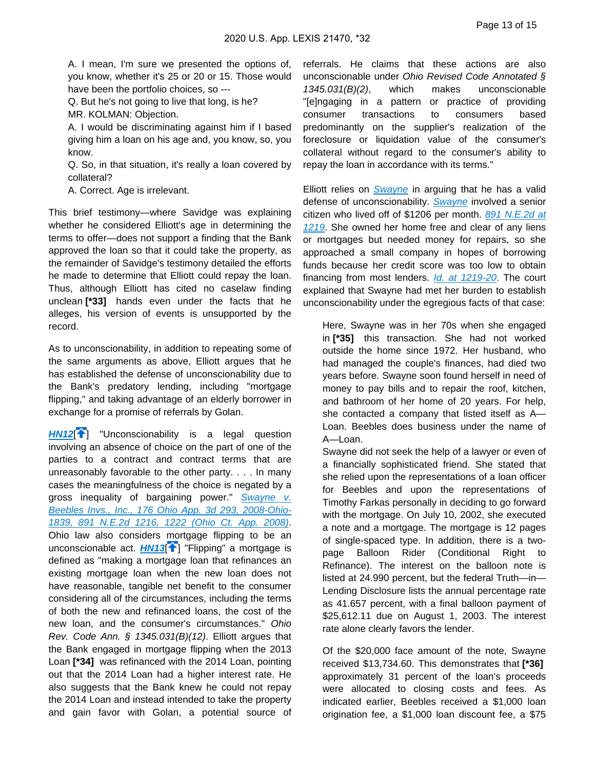A. I mean, I'm sure we presented the options of, you know, whether it's 25 or 20 or 15. Those would have been the portfolio choices, so ---

Q. But he's not going to live that long, is he?

MR. KOLMAN: Objection.

A. I would be discriminating against him if I based giving him a loan on his age and, you know, so, you know.

Q. So, in that situation, it's really a loan covered by collateral?

A. Correct. Age is irrelevant.

This brief testimony—where Savidge was explaining whether he considered Elliott's age in determining the terms to offer—does not support a finding that the Bank approved the loan so that it could take the property, as the remainder of Savidge's testimony detailed the efforts he made to determine that Elliott could repay the loan. Thus, although Elliott has cited no caselaw finding unclean **[*33]** hands even under the facts that he alleges, his version of events is unsupported by the record.

As to unconscionability, in addition to repeating some of the same arguments as above, Elliott argues that he has established the defense of unconscionability due to the Bank's predatory lending, including "mortgage flipping," and taking advantage of an elderly borrower in exchange for a promise of referrals by Golan.

**HN12**[] "Unconscionability is a legal question involving an absence of choice on the part of one of the parties to a contract and contract terms that are unreasonably favorable to the other party. . . . In many cases the meaningfulness of the choice is negated by a gross inequality of bargaining power." Swayne v. Beebles Invs., Inc., 176 Ohio App. 3d 293, 2008-Ohio-1839, 891 N.E.2d 1216, 1222 (Ohio Ct. App. 2008). Ohio law also considers mortgage flipping to be an unconscionable act. **HN13**[] "Flipping" a mortgage is defined as "making a mortgage loan that refinances an existing mortgage loan when the new loan does not have reasonable, tangible net benefit to the consumer considering all of the circumstances, including the terms of both the new and refinanced loans, the cost of the new loan, and the consumer's circumstances." *Ohio Rev. Code Ann. § 1345.031(B)(12)*. Elliott argues that the Bank engaged in mortgage flipping when the 2013 Loan **[*34]** was refinanced with the 2014 Loan, pointing out that the 2014 Loan had a higher interest rate. He also suggests that the Bank knew he could not repay the 2014 Loan and instead intended to take the property and gain favor with Golan, a potential source of referrals. He claims that these actions are also unconscionable under *Ohio Revised Code Annotated § 1345.031(B)(2)*, which makes unconscionable "[e]ngaging in a pattern or practice of providing consumer transactions to consumers based predominantly on the supplier's realization of the foreclosure or liquidation value of the consumer's collateral without regard to the consumer's ability to repay the loan in accordance with its terms."

Elliott relies on Swayne in arguing that he has a valid defense of unconscionability. Swayne involved a senior citizen who lived off of $1206 per month. 891 N.E.2d at 1219. She owned her home free and clear of any liens or mortgages but needed money for repairs, so she approached a small company in hopes of borrowing funds because her credit score was too low to obtain financing from most lenders. Id. at 1219-20. The court explained that Swayne had met her burden to establish unconscionability under the egregious facts of that case:

> Here, Swayne was in her 70s when she engaged in **[*35]** this transaction. She had not worked outside the home since 1972. Her husband, who had managed the couple's finances, had died two years before. Swayne soon found herself in need of money to pay bills and to repair the roof, kitchen, and bathroom of her home of 20 years. For help, she contacted a company that listed itself as A—Loan. Beebles does business under the name of A—Loan.
>
> Swayne did not seek the help of a lawyer or even of a financially sophisticated friend. She stated that she relied upon the representations of a loan officer for Beebles and upon the representations of Timothy Farkas personally in deciding to go forward with the mortgage. On July 10, 2002, she executed a note and a mortgage. The mortgage is 12 pages of single-spaced type. In addition, there is a two-page Balloon Rider (Conditional Right to Refinance). The interest on the balloon note is listed at 24.990 percent, but the federal Truth—in—Lending Disclosure lists the annual percentage rate as 41.657 percent, with a final balloon payment of $25,612.11 due on August 1, 2003. The interest rate alone clearly favors the lender.
>
> Of the $20,000 face amount of the note, Swayne received $13,734.60. This demonstrates that **[*36]** approximately 31 percent of the loan's proceeds were allocated to closing costs and fees. As indicated earlier, Beebles received a $1,000 loan origination fee, a $1,000 loan discount fee, a $75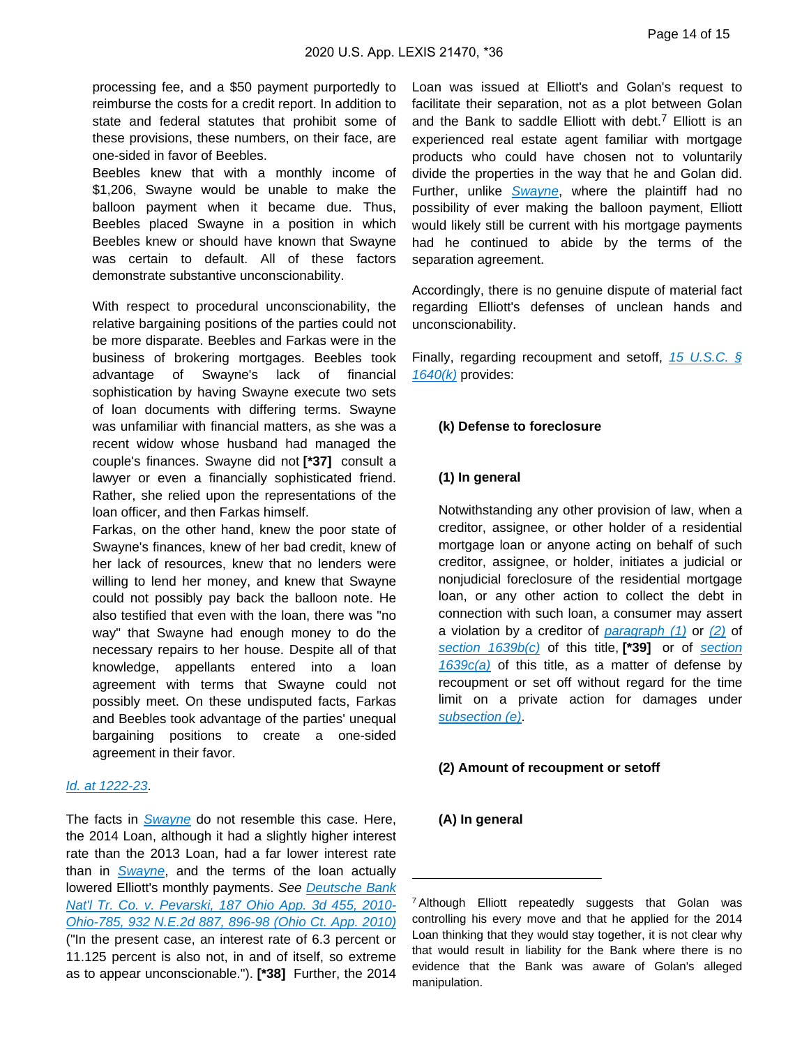> processing fee, and a $50 payment purportedly to reimburse the costs for a credit report. In addition to state and federal statutes that prohibit some of these provisions, these numbers, on their face, are one-sided in favor of Beebles.
>
> Beebles knew that with a monthly income of $1,206, Swayne would be unable to make the balloon payment when it became due. Thus, Beebles placed Swayne in a position in which Beebles knew or should have known that Swayne was certain to default. All of these factors demonstrate substantive unconscionability.
>
> With respect to procedural unconscionability, the relative bargaining positions of the parties could not be more disparate. Beebles and Farkas were in the business of brokering mortgages. Beebles took advantage of Swayne's lack of financial sophistication by having Swayne execute two sets of loan documents with differing terms. Swayne was unfamiliar with financial matters, as she was a recent widow whose husband had managed the couple's finances. Swayne did not **[*37]** consult a lawyer or even a financially sophisticated friend. Rather, she relied upon the representations of the loan officer, and then Farkas himself.
>
> Farkas, on the other hand, knew the poor state of Swayne's finances, knew of her bad credit, knew of her lack of resources, knew that no lenders were willing to lend her money, and knew that Swayne could not possibly pay back the balloon note. He also testified that even with the loan, there was "no way" that Swayne had enough money to do the necessary repairs to her house. Despite all of that knowledge, appellants entered into a loan agreement with terms that Swayne could not possibly meet. On these undisputed facts, Farkas and Beebles took advantage of the parties' unequal bargaining positions to create a one-sided agreement in their favor.

*Id.* at 1222-23.

The facts in *Swayne* do not resemble this case. Here, the 2014 Loan, although it had a slightly higher interest rate than the 2013 Loan, had a far lower interest rate than in *Swayne*, and the terms of the loan actually lowered Elliott's monthly payments. *See* Deutsche Bank Nat'l Tr. Co. v. Pevarski, 187 Ohio App. 3d 455, 2010-Ohio-785, 932 N.E.2d 887, 896-98 (Ohio Ct. App. 2010) ("In the present case, an interest rate of 6.3 percent or 11.125 percent is also not, in and of itself, so extreme as to appear unconscionable."). **[*38]** Further, the 2014 Loan was issued at Elliott's and Golan's request to facilitate their separation, not as a plot between Golan and the Bank to saddle Elliott with debt.[7] Elliott is an experienced real estate agent familiar with mortgage products who could have chosen not to voluntarily divide the properties in the way that he and Golan did. Further, unlike *Swayne*, where the plaintiff had no possibility of ever making the balloon payment, Elliott would likely still be current with his mortgage payments had he continued to abide by the terms of the separation agreement.

Accordingly, there is no genuine dispute of material fact regarding Elliott's defenses of unclean hands and unconscionability.

Finally, regarding recoupment and setoff, 15 U.S.C. § 1640(k) provides:

> **(k) Defense to foreclosure**
>
> **(1) In general**
>
> Notwithstanding any other provision of law, when a creditor, assignee, or other holder of a residential mortgage loan or anyone acting on behalf of such creditor, assignee, or holder, initiates a judicial or nonjudicial foreclosure of the residential mortgage loan, or any other action to collect the debt in connection with such loan, a consumer may assert a violation by a creditor of paragraph (1) or (2) of section 1639b(c) of this title, **[*39]** or of section 1639c(a) of this title, as a matter of defense by recoupment or set off without regard for the time limit on a private action for damages under subsection (e).
>
> **(2) Amount of recoupment or setoff**
>
> **(A) In general**

---

[7] Although Elliott repeatedly suggests that Golan was controlling his every move and that he applied for the 2014 Loan thinking that they would stay together, it is not clear why that would result in liability for the Bank where there is no evidence that the Bank was aware of Golan's alleged manipulation.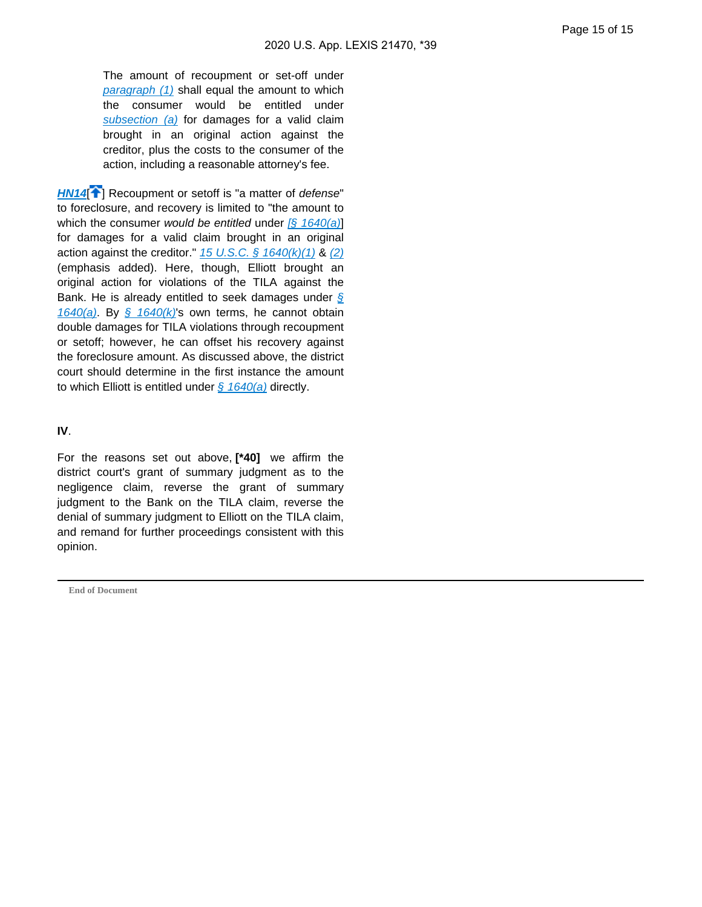> The amount of recoupment or set-off under *paragraph (1)* shall equal the amount to which the consumer would be entitled under *subsection (a)* for damages for a valid claim brought in an original action against the creditor, plus the costs to the consumer of the action, including a reasonable attorney's fee.

***HN14***[] Recoupment or setoff is "a matter of *defense*" to foreclosure, and recovery is limited to "the amount to which the consumer *would be entitled* under [*§ 1640(a)*] for damages for a valid claim brought in an original action against the creditor." *15 U.S.C. § 1640(k)(1)* & *(2)* (emphasis added). Here, though, Elliott brought an original action for violations of the TILA against the Bank. He is already entitled to seek damages under *§ 1640(a)*. By *§ 1640(k)*'s own terms, he cannot obtain double damages for TILA violations through recoupment or setoff; however, he can offset his recovery against the foreclosure amount. As discussed above, the district court should determine in the first instance the amount to which Elliott is entitled under *§ 1640(a)* directly.

**IV**.

For the reasons set out above, **[*40]** we affirm the district court's grant of summary judgment as to the negligence claim, reverse the grant of summary judgment to the Bank on the TILA claim, reverse the denial of summary judgment to Elliott on the TILA claim, and remand for further proceedings consistent with this opinion.

**End of Document**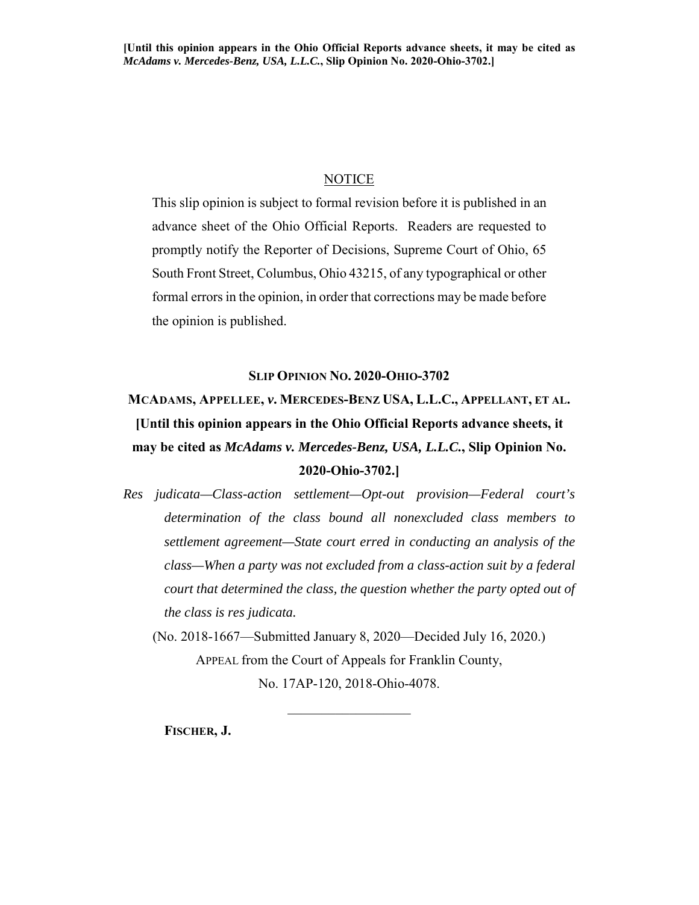[Until this opinion appears in the Ohio Official Reports advance sheets, it may be cited as *McAdams v. Mercedes-Benz, USA, L.L.C.*, Slip Opinion No. 2020-Ohio-3702.]

NOTICE

This slip opinion is subject to formal revision before it is published in an advance sheet of the Ohio Official Reports. Readers are requested to promptly notify the Reporter of Decisions, Supreme Court of Ohio, 65 South Front Street, Columbus, Ohio 43215, of any typographical or other formal errors in the opinion, in order that corrections may be made before the opinion is published.

**SLIP OPINION NO. 2020-OHIO-3702**

**MCADAMS, APPELLEE, *v.* MERCEDES-BENZ USA, L.L.C., APPELLANT, ET AL.**

**[Until this opinion appears in the Ohio Official Reports advance sheets, it may be cited as *McAdams v. Mercedes-Benz, USA, L.L.C.*, Slip Opinion No. 2020-Ohio-3702.]**

*Res judicata—Class-action settlement—Opt-out provision—Federal court's determination of the class bound all nonexcluded class members to settlement agreement—State court erred in conducting an analysis of the class—When a party was not excluded from a class-action suit by a federal court that determined the class, the question whether the party opted out of the class is res judicata.*

(No. 2018-1667—Submitted January 8, 2020—Decided July 16, 2020.)

APPEAL from the Court of Appeals for Franklin County,

No. 17AP-120, 2018-Ohio-4078.

---

**FISCHER, J.**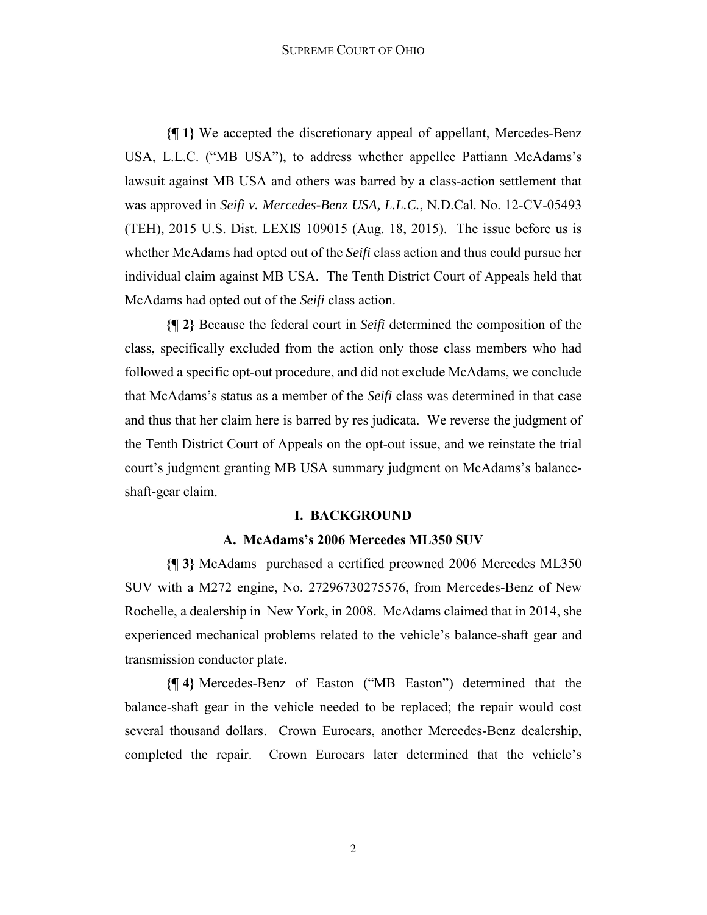**{¶ 1}** We accepted the discretionary appeal of appellant, Mercedes-Benz USA, L.L.C. ("MB USA"), to address whether appellee Pattiann McAdams's lawsuit against MB USA and others was barred by a class-action settlement that was approved in *Seifi v. Mercedes-Benz USA, L.L.C.*, N.D.Cal. No. 12-CV-05493 (TEH), 2015 U.S. Dist. LEXIS 109015 (Aug. 18, 2015). The issue before us is whether McAdams had opted out of the *Seifi* class action and thus could pursue her individual claim against MB USA. The Tenth District Court of Appeals held that McAdams had opted out of the *Seifi* class action.

**{¶ 2}** Because the federal court in *Seifi* determined the composition of the class, specifically excluded from the action only those class members who had followed a specific opt-out procedure, and did not exclude McAdams, we conclude that McAdams's status as a member of the *Seifi* class was determined in that case and thus that her claim here is barred by res judicata. We reverse the judgment of the Tenth District Court of Appeals on the opt-out issue, and we reinstate the trial court's judgment granting MB USA summary judgment on McAdams's balance-shaft-gear claim.

## I. BACKGROUND

### A. McAdams's 2006 Mercedes ML350 SUV

**{¶ 3}** McAdams purchased a certified preowned 2006 Mercedes ML350 SUV with a M272 engine, No. 27296730275576, from Mercedes-Benz of New Rochelle, a dealership in New York, in 2008. McAdams claimed that in 2014, she experienced mechanical problems related to the vehicle's balance-shaft gear and transmission conductor plate.

**{¶ 4}** Mercedes-Benz of Easton ("MB Easton") determined that the balance-shaft gear in the vehicle needed to be replaced; the repair would cost several thousand dollars. Crown Eurocars, another Mercedes-Benz dealership, completed the repair. Crown Eurocars later determined that the vehicle's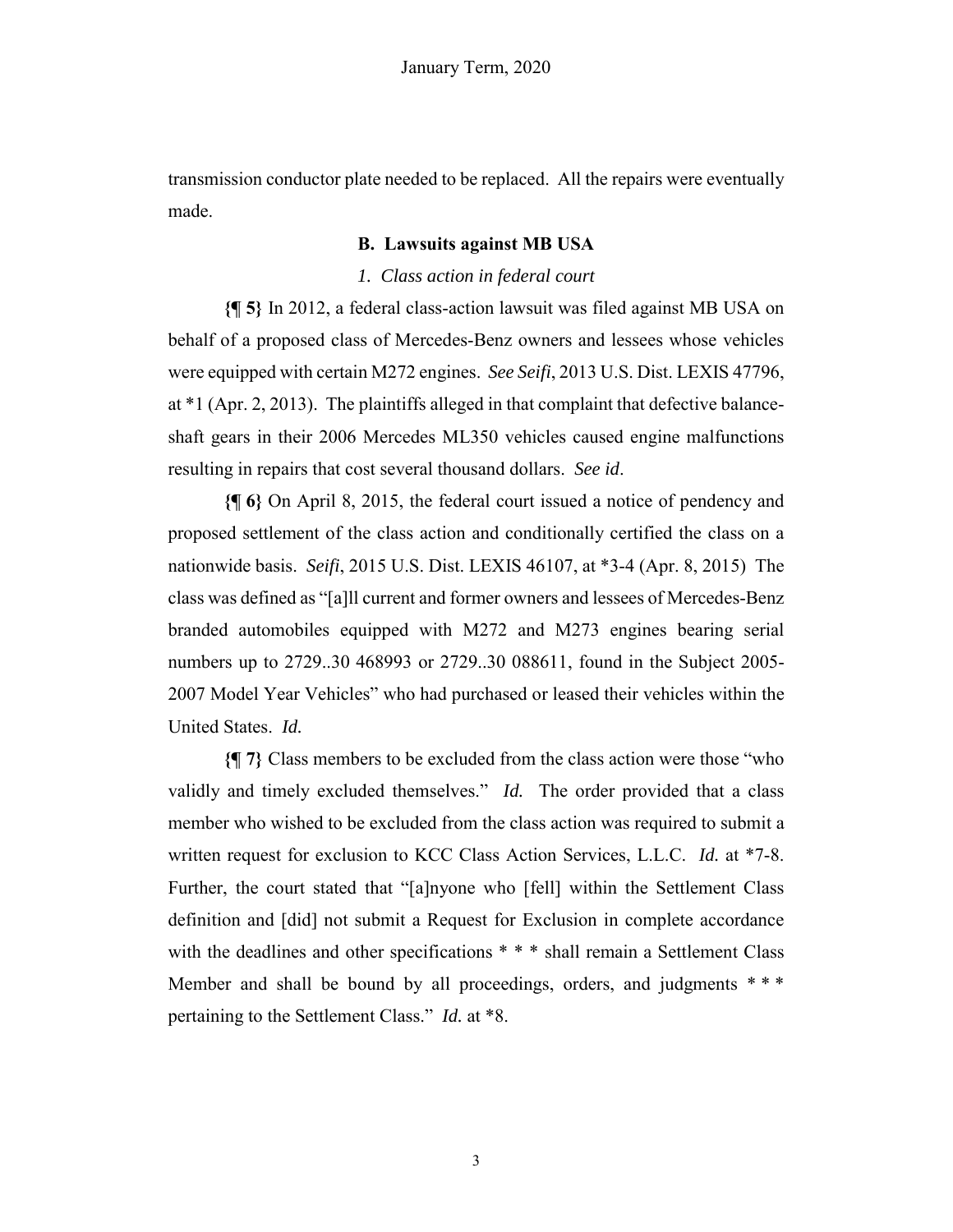transmission conductor plate needed to be replaced. All the repairs were eventually made.

## B. Lawsuits against MB USA

### *1. Class action in federal court*

**{¶ 5}** In 2012, a federal class-action lawsuit was filed against MB USA on behalf of a proposed class of Mercedes-Benz owners and lessees whose vehicles were equipped with certain M272 engines. *See Seifi*, 2013 U.S. Dist. LEXIS 47796, at *1 (Apr. 2, 2013). The plaintiffs alleged in that complaint that defective balance-shaft gears in their 2006 Mercedes ML350 vehicles caused engine malfunctions resulting in repairs that cost several thousand dollars. *See id*.

**{¶ 6}** On April 8, 2015, the federal court issued a notice of pendency and proposed settlement of the class action and conditionally certified the class on a nationwide basis. *Seifi*, 2015 U.S. Dist. LEXIS 46107, at *3-4 (Apr. 8, 2015) The class was defined as "[a]ll current and former owners and lessees of Mercedes-Benz branded automobiles equipped with M272 and M273 engines bearing serial numbers up to 2729..30 468993 or 2729..30 088611, found in the Subject 2005-2007 Model Year Vehicles" who had purchased or leased their vehicles within the United States. *Id.*

**{¶ 7}** Class members to be excluded from the class action were those "who validly and timely excluded themselves." *Id.* The order provided that a class member who wished to be excluded from the class action was required to submit a written request for exclusion to KCC Class Action Services, L.L.C. *Id.* at *7-8. Further, the court stated that "[a]nyone who [fell] within the Settlement Class definition and [did] not submit a Request for Exclusion in complete accordance with the deadlines and other specifications * * * shall remain a Settlement Class Member and shall be bound by all proceedings, orders, and judgments * * * pertaining to the Settlement Class." *Id.* at *8.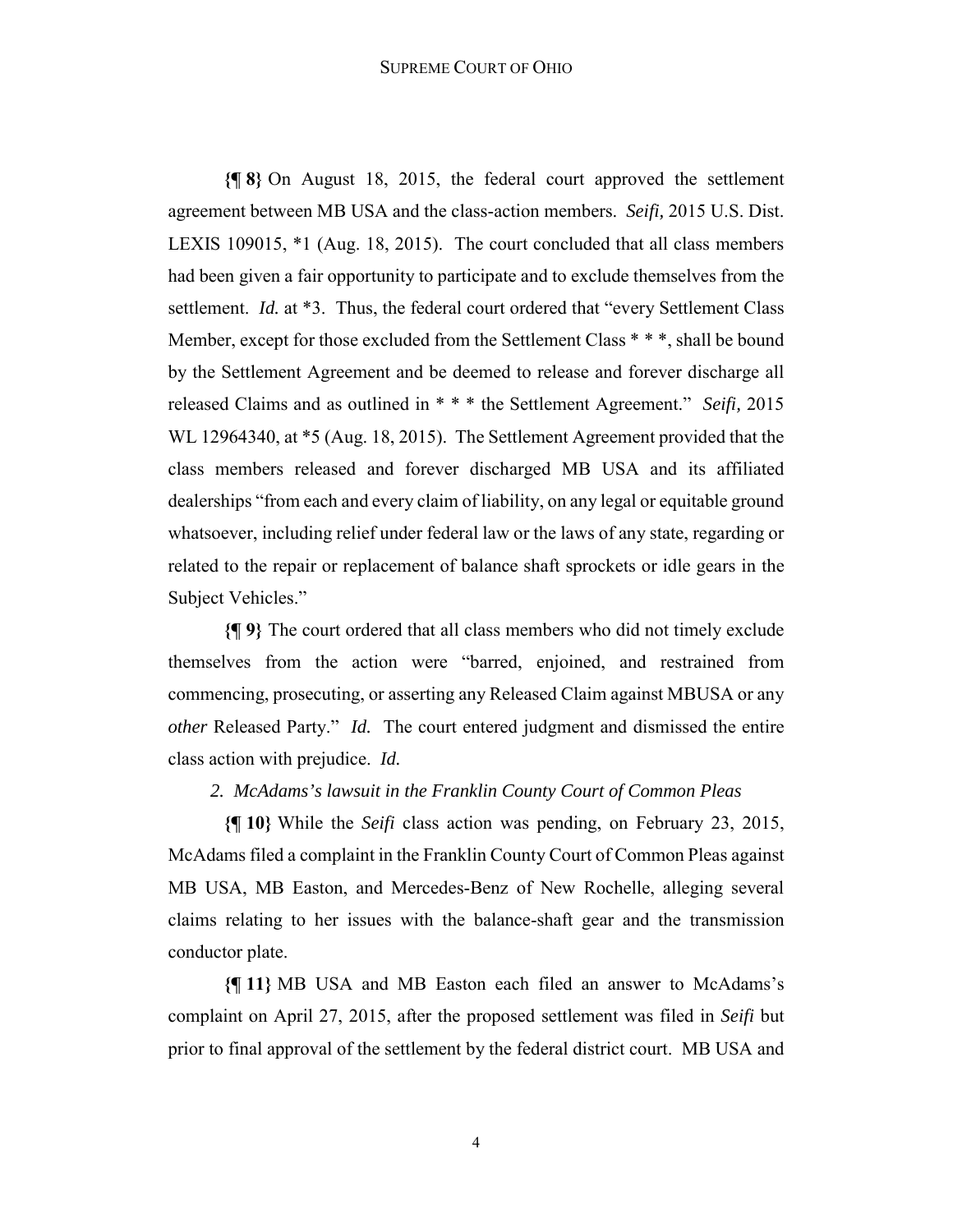**{¶ 8}** On August 18, 2015, the federal court approved the settlement agreement between MB USA and the class-action members. *Seifi,* 2015 U.S. Dist. LEXIS 109015, *1 (Aug. 18, 2015). The court concluded that all class members had been given a fair opportunity to participate and to exclude themselves from the settlement. *Id.* at *3. Thus, the federal court ordered that "every Settlement Class Member, except for those excluded from the Settlement Class * * *, shall be bound by the Settlement Agreement and be deemed to release and forever discharge all released Claims and as outlined in * * * the Settlement Agreement." *Seifi,* 2015 WL 12964340, at *5 (Aug. 18, 2015). The Settlement Agreement provided that the class members released and forever discharged MB USA and its affiliated dealerships "from each and every claim of liability, on any legal or equitable ground whatsoever, including relief under federal law or the laws of any state, regarding or related to the repair or replacement of balance shaft sprockets or idle gears in the Subject Vehicles."

**{¶ 9}** The court ordered that all class members who did not timely exclude themselves from the action were "barred, enjoined, and restrained from commencing, prosecuting, or asserting any Released Claim against MBUSA or any *other* Released Party." *Id.* The court entered judgment and dismissed the entire class action with prejudice. *Id.*

*2. McAdams's lawsuit in the Franklin County Court of Common Pleas*

**{¶ 10}** While the *Seifi* class action was pending, on February 23, 2015, McAdams filed a complaint in the Franklin County Court of Common Pleas against MB USA, MB Easton, and Mercedes-Benz of New Rochelle, alleging several claims relating to her issues with the balance-shaft gear and the transmission conductor plate.

**{¶ 11}** MB USA and MB Easton each filed an answer to McAdams's complaint on April 27, 2015, after the proposed settlement was filed in *Seifi* but prior to final approval of the settlement by the federal district court. MB USA and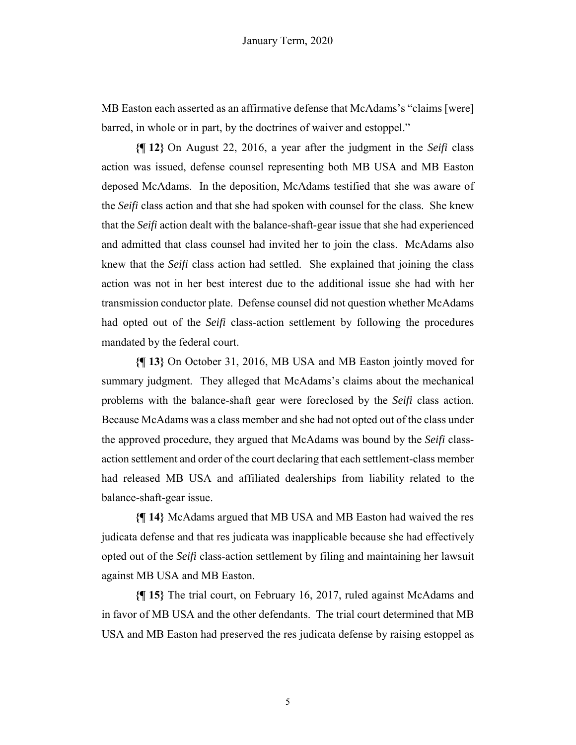MB Easton each asserted as an affirmative defense that McAdams's "claims [were] barred, in whole or in part, by the doctrines of waiver and estoppel."

**{¶ 12}** On August 22, 2016, a year after the judgment in the *Seifi* class action was issued, defense counsel representing both MB USA and MB Easton deposed McAdams. In the deposition, McAdams testified that she was aware of the *Seifi* class action and that she had spoken with counsel for the class. She knew that the *Seifi* action dealt with the balance-shaft-gear issue that she had experienced and admitted that class counsel had invited her to join the class. McAdams also knew that the *Seifi* class action had settled. She explained that joining the class action was not in her best interest due to the additional issue she had with her transmission conductor plate. Defense counsel did not question whether McAdams had opted out of the *Seifi* class-action settlement by following the procedures mandated by the federal court.

**{¶ 13}** On October 31, 2016, MB USA and MB Easton jointly moved for summary judgment. They alleged that McAdams's claims about the mechanical problems with the balance-shaft gear were foreclosed by the *Seifi* class action. Because McAdams was a class member and she had not opted out of the class under the approved procedure, they argued that McAdams was bound by the *Seifi* class-action settlement and order of the court declaring that each settlement-class member had released MB USA and affiliated dealerships from liability related to the balance-shaft-gear issue.

**{¶ 14}** McAdams argued that MB USA and MB Easton had waived the res judicata defense and that res judicata was inapplicable because she had effectively opted out of the *Seifi* class-action settlement by filing and maintaining her lawsuit against MB USA and MB Easton.

**{¶ 15}** The trial court, on February 16, 2017, ruled against McAdams and in favor of MB USA and the other defendants. The trial court determined that MB USA and MB Easton had preserved the res judicata defense by raising estoppel as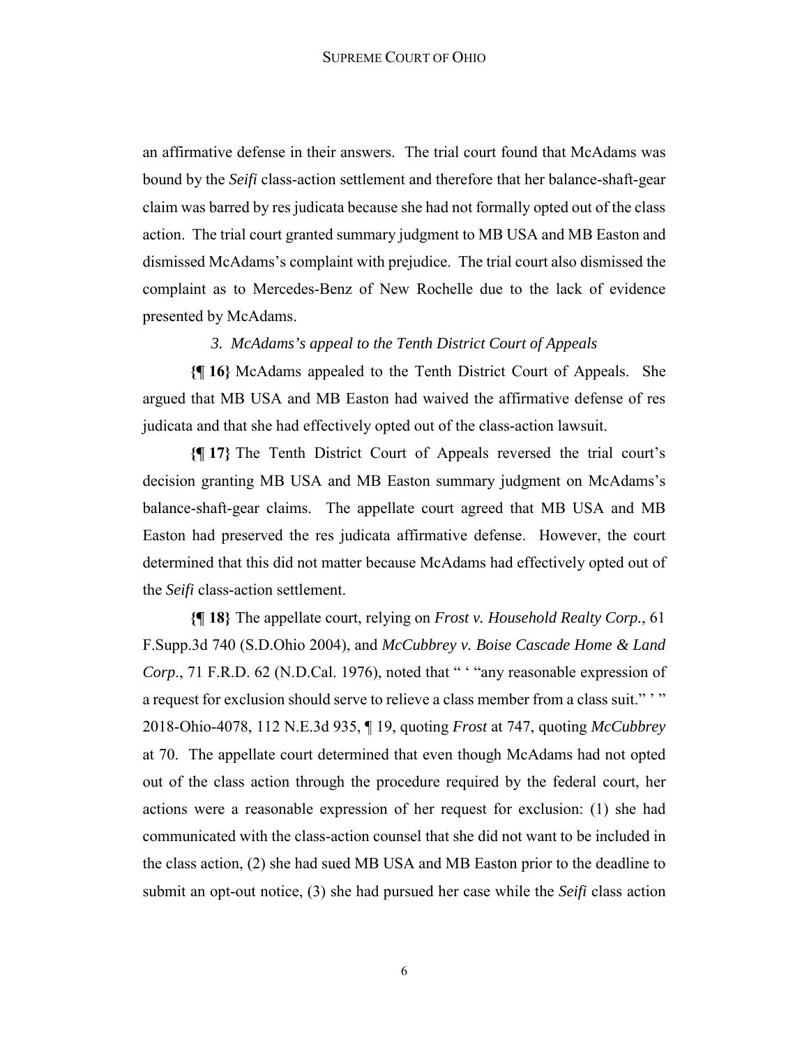an affirmative defense in their answers. The trial court found that McAdams was bound by the *Seifi* class-action settlement and therefore that her balance-shaft-gear claim was barred by res judicata because she had not formally opted out of the class action. The trial court granted summary judgment to MB USA and MB Easton and dismissed McAdams's complaint with prejudice. The trial court also dismissed the complaint as to Mercedes-Benz of New Rochelle due to the lack of evidence presented by McAdams.

*3. McAdams's appeal to the Tenth District Court of Appeals*

**{¶ 16}** McAdams appealed to the Tenth District Court of Appeals. She argued that MB USA and MB Easton had waived the affirmative defense of res judicata and that she had effectively opted out of the class-action lawsuit.

**{¶ 17}** The Tenth District Court of Appeals reversed the trial court's decision granting MB USA and MB Easton summary judgment on McAdams's balance-shaft-gear claims. The appellate court agreed that MB USA and MB Easton had preserved the res judicata affirmative defense. However, the court determined that this did not matter because McAdams had effectively opted out of the *Seifi* class-action settlement.

**{¶ 18}** The appellate court, relying on *Frost v. Household Realty Corp.*, 61 F.Supp.3d 740 (S.D.Ohio 2004), and *McCubbrey v. Boise Cascade Home & Land Corp.*, 71 F.R.D. 62 (N.D.Cal. 1976), noted that " ' "any reasonable expression of a request for exclusion should serve to relieve a class member from a class suit." ' " 2018-Ohio-4078, 112 N.E.3d 935, ¶ 19, quoting *Frost* at 747, quoting *McCubbrey* at 70. The appellate court determined that even though McAdams had not opted out of the class action through the procedure required by the federal court, her actions were a reasonable expression of her request for exclusion: (1) she had communicated with the class-action counsel that she did not want to be included in the class action, (2) she had sued MB USA and MB Easton prior to the deadline to submit an opt-out notice, (3) she had pursued her case while the *Seifi* class action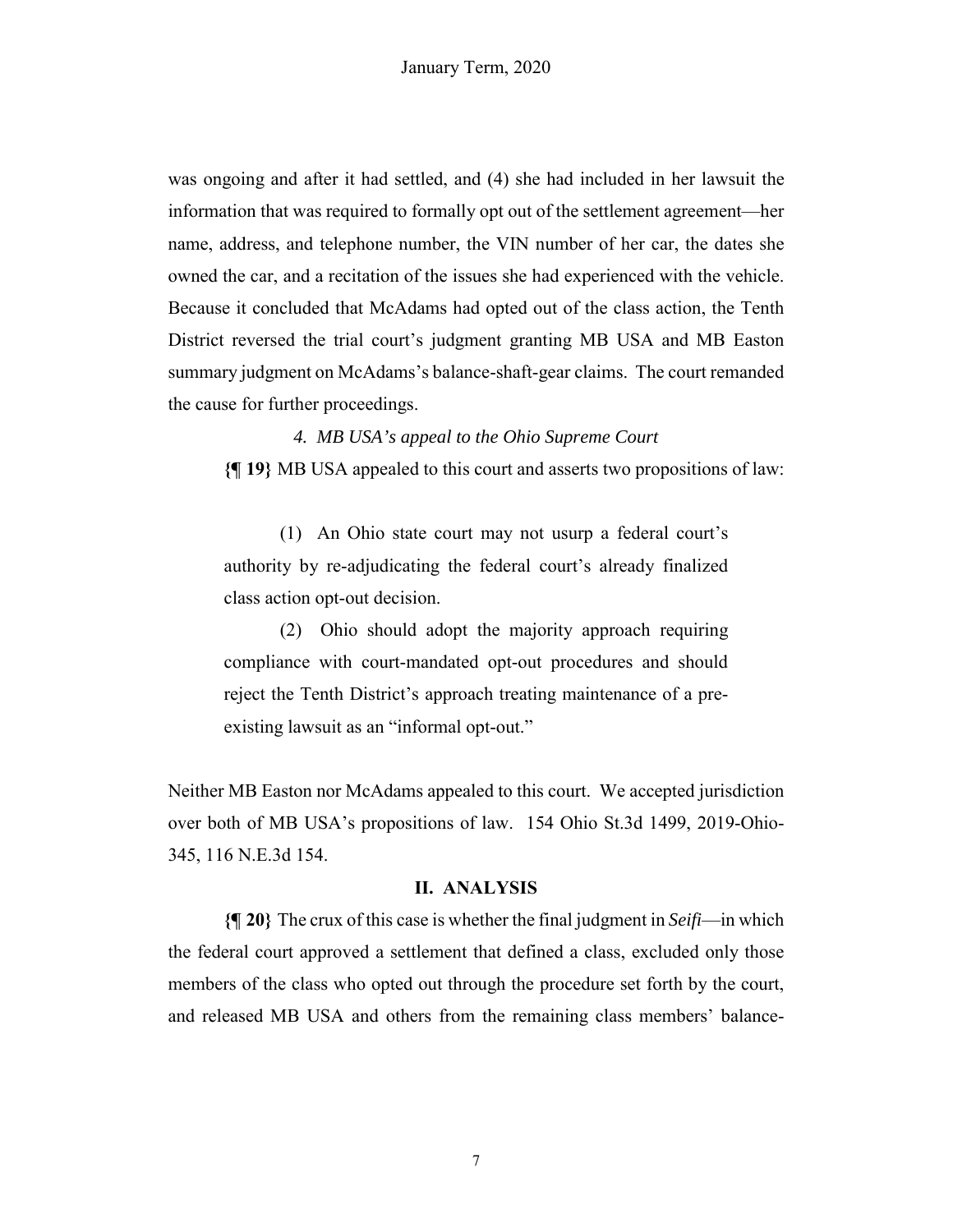was ongoing and after it had settled, and (4) she had included in her lawsuit the information that was required to formally opt out of the settlement agreement—her name, address, and telephone number, the VIN number of her car, the dates she owned the car, and a recitation of the issues she had experienced with the vehicle. Because it concluded that McAdams had opted out of the class action, the Tenth District reversed the trial court's judgment granting MB USA and MB Easton summary judgment on McAdams's balance-shaft-gear claims. The court remanded the cause for further proceedings.

### *4. MB USA's appeal to the Ohio Supreme Court*

**{¶ 19}** MB USA appealed to this court and asserts two propositions of law:

> (1) An Ohio state court may not usurp a federal court's authority by re-adjudicating the federal court's already finalized class action opt-out decision.
>
> (2) Ohio should adopt the majority approach requiring compliance with court-mandated opt-out procedures and should reject the Tenth District's approach treating maintenance of a pre-existing lawsuit as an "informal opt-out."

Neither MB Easton nor McAdams appealed to this court. We accepted jurisdiction over both of MB USA's propositions of law. 154 Ohio St.3d 1499, 2019-Ohio-345, 116 N.E.3d 154.

## II. ANALYSIS

**{¶ 20}** The crux of this case is whether the final judgment in *Seifi*—in which the federal court approved a settlement that defined a class, excluded only those members of the class who opted out through the procedure set forth by the court, and released MB USA and others from the remaining class members' balance-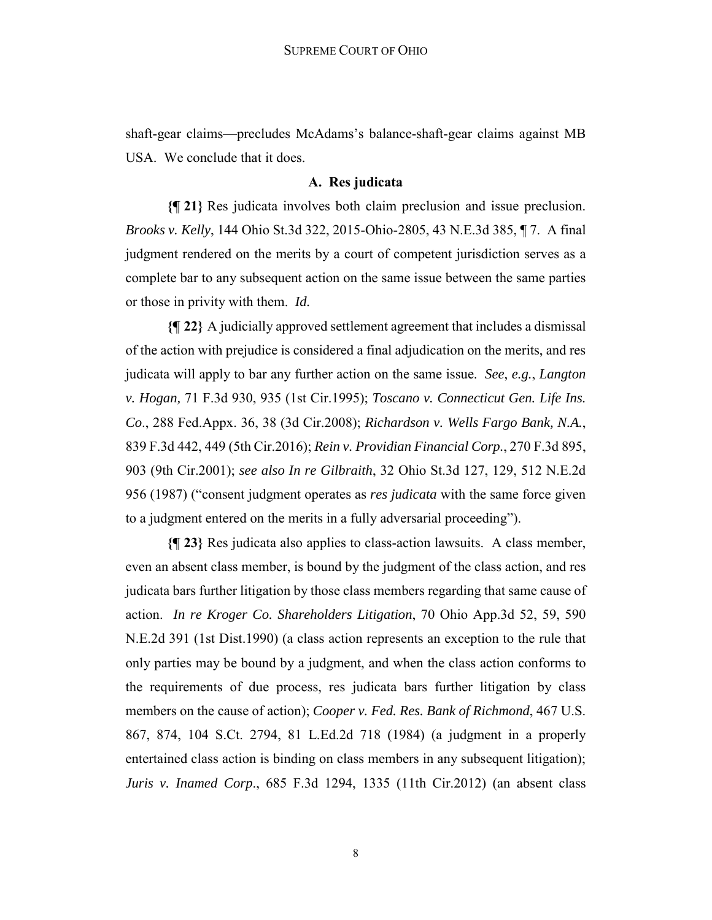shaft-gear claims—precludes McAdams's balance-shaft-gear claims against MB USA. We conclude that it does.

### A. Res judicata

**{¶ 21}** Res judicata involves both claim preclusion and issue preclusion. *Brooks v. Kelly*, 144 Ohio St.3d 322, 2015-Ohio-2805, 43 N.E.3d 385, ¶ 7. A final judgment rendered on the merits by a court of competent jurisdiction serves as a complete bar to any subsequent action on the same issue between the same parties or those in privity with them. *Id.*

**{¶ 22}** A judicially approved settlement agreement that includes a dismissal of the action with prejudice is considered a final adjudication on the merits, and res judicata will apply to bar any further action on the same issue. *See*, *e.g.*, *Langton v. Hogan,* 71 F.3d 930, 935 (1st Cir.1995); *Toscano v. Connecticut Gen. Life Ins. Co*., 288 Fed.Appx. 36, 38 (3d Cir.2008); *Richardson v. Wells Fargo Bank, N.A.*, 839 F.3d 442, 449 (5th Cir.2016); *Rein v. Providian Financial Corp.*, 270 F.3d 895, 903 (9th Cir.2001); *see also In re Gilbraith*, 32 Ohio St.3d 127, 129, 512 N.E.2d 956 (1987) ("consent judgment operates as *res judicata* with the same force given to a judgment entered on the merits in a fully adversarial proceeding").

**{¶ 23}** Res judicata also applies to class-action lawsuits. A class member, even an absent class member, is bound by the judgment of the class action, and res judicata bars further litigation by those class members regarding that same cause of action. *In re Kroger Co. Shareholders Litigation*, 70 Ohio App.3d 52, 59, 590 N.E.2d 391 (1st Dist.1990) (a class action represents an exception to the rule that only parties may be bound by a judgment, and when the class action conforms to the requirements of due process, res judicata bars further litigation by class members on the cause of action); *Cooper v. Fed. Res. Bank of Richmond*, 467 U.S. 867, 874, 104 S.Ct. 2794, 81 L.Ed.2d 718 (1984) (a judgment in a properly entertained class action is binding on class members in any subsequent litigation); *Juris v. Inamed Corp*., 685 F.3d 1294, 1335 (11th Cir.2012) (an absent class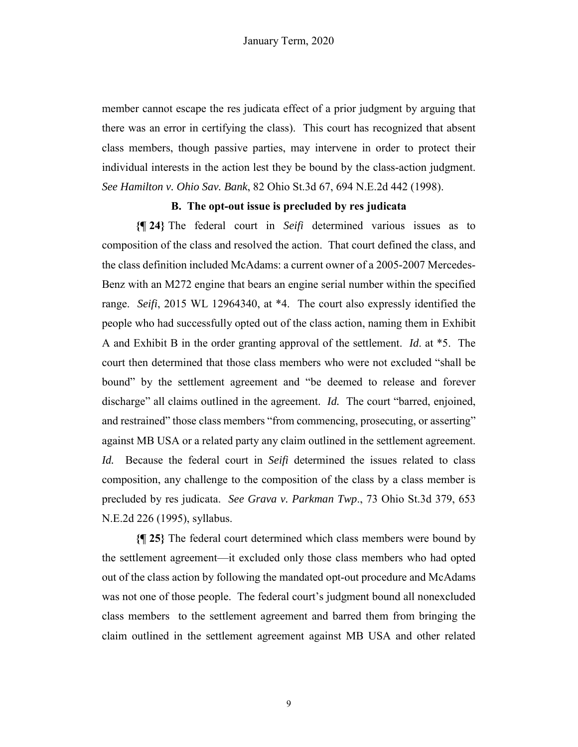member cannot escape the res judicata effect of a prior judgment by arguing that there was an error in certifying the class). This court has recognized that absent class members, though passive parties, may intervene in order to protect their individual interests in the action lest they be bound by the class-action judgment. *See Hamilton v. Ohio Sav. Bank*, 82 Ohio St.3d 67, 694 N.E.2d 442 (1998).

### B. The opt-out issue is precluded by res judicata

**{¶ 24}** The federal court in *Seifi* determined various issues as to composition of the class and resolved the action. That court defined the class, and the class definition included McAdams: a current owner of a 2005-2007 Mercedes-Benz with an M272 engine that bears an engine serial number within the specified range. *Seifi*, 2015 WL 12964340, at \*4. The court also expressly identified the people who had successfully opted out of the class action, naming them in Exhibit A and Exhibit B in the order granting approval of the settlement. *Id*. at \*5. The court then determined that those class members who were not excluded "shall be bound" by the settlement agreement and "be deemed to release and forever discharge" all claims outlined in the agreement. *Id.* The court "barred, enjoined, and restrained" those class members "from commencing, prosecuting, or asserting" against MB USA or a related party any claim outlined in the settlement agreement. *Id.* Because the federal court in *Seifi* determined the issues related to class composition, any challenge to the composition of the class by a class member is precluded by res judicata. *See Grava v. Parkman Twp*., 73 Ohio St.3d 379, 653 N.E.2d 226 (1995), syllabus.

**{¶ 25}** The federal court determined which class members were bound by the settlement agreement—it excluded only those class members who had opted out of the class action by following the mandated opt-out procedure and McAdams was not one of those people. The federal court's judgment bound all nonexcluded class members to the settlement agreement and barred them from bringing the claim outlined in the settlement agreement against MB USA and other related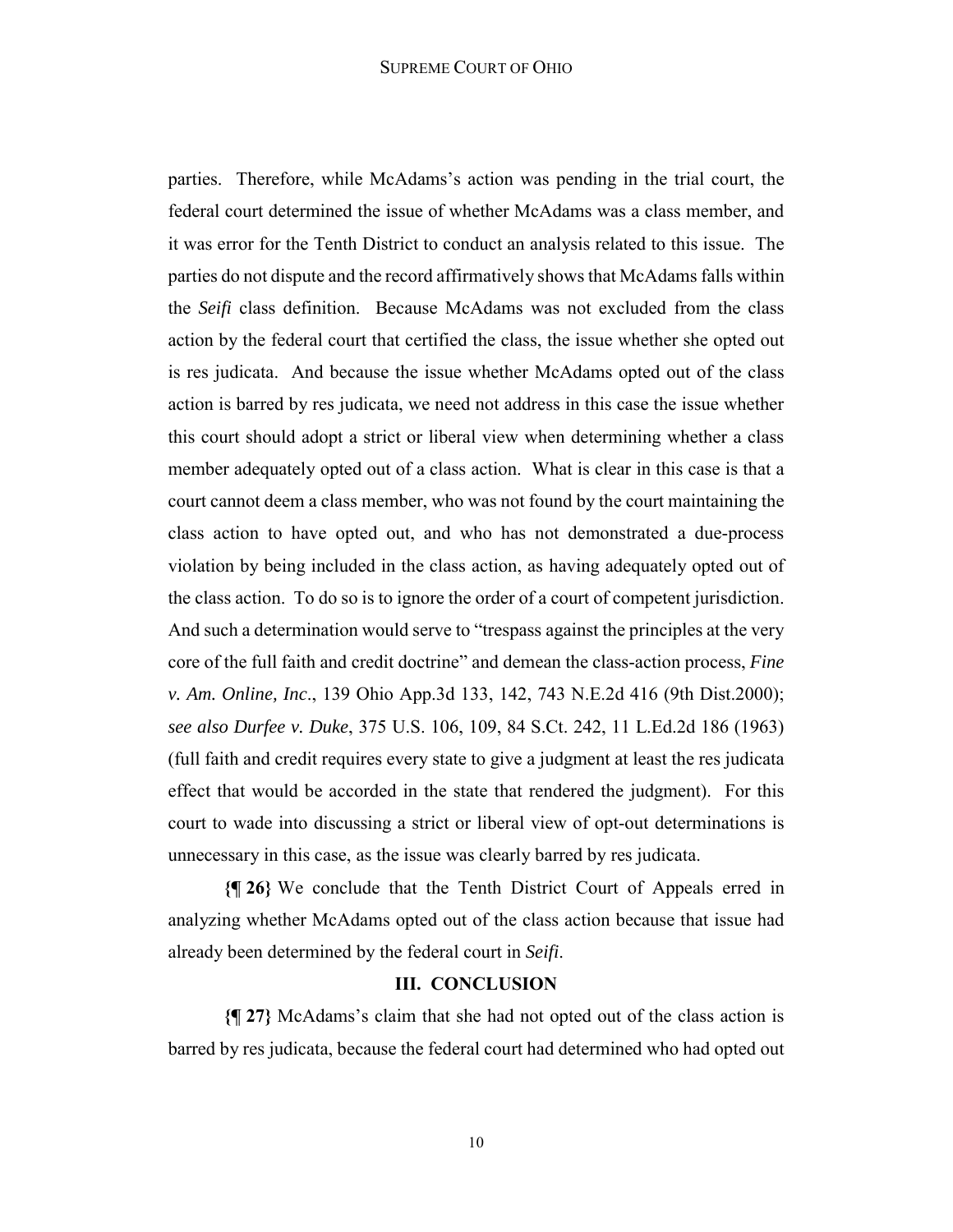parties. Therefore, while McAdams's action was pending in the trial court, the federal court determined the issue of whether McAdams was a class member, and it was error for the Tenth District to conduct an analysis related to this issue. The parties do not dispute and the record affirmatively shows that McAdams falls within the *Seifi* class definition. Because McAdams was not excluded from the class action by the federal court that certified the class, the issue whether she opted out is res judicata. And because the issue whether McAdams opted out of the class action is barred by res judicata, we need not address in this case the issue whether this court should adopt a strict or liberal view when determining whether a class member adequately opted out of a class action. What is clear in this case is that a court cannot deem a class member, who was not found by the court maintaining the class action to have opted out, and who has not demonstrated a due-process violation by being included in the class action, as having adequately opted out of the class action. To do so is to ignore the order of a court of competent jurisdiction. And such a determination would serve to "trespass against the principles at the very core of the full faith and credit doctrine" and demean the class-action process, *Fine v. Am. Online, Inc*., 139 Ohio App.3d 133, 142, 743 N.E.2d 416 (9th Dist.2000); *see also Durfee v. Duke*, 375 U.S. 106, 109, 84 S.Ct. 242, 11 L.Ed.2d 186 (1963) (full faith and credit requires every state to give a judgment at least the res judicata effect that would be accorded in the state that rendered the judgment). For this court to wade into discussing a strict or liberal view of opt-out determinations is unnecessary in this case, as the issue was clearly barred by res judicata.

**{¶ 26}** We conclude that the Tenth District Court of Appeals erred in analyzing whether McAdams opted out of the class action because that issue had already been determined by the federal court in *Seifi*.

## III. CONCLUSION

**{¶ 27}** McAdams's claim that she had not opted out of the class action is barred by res judicata, because the federal court had determined who had opted out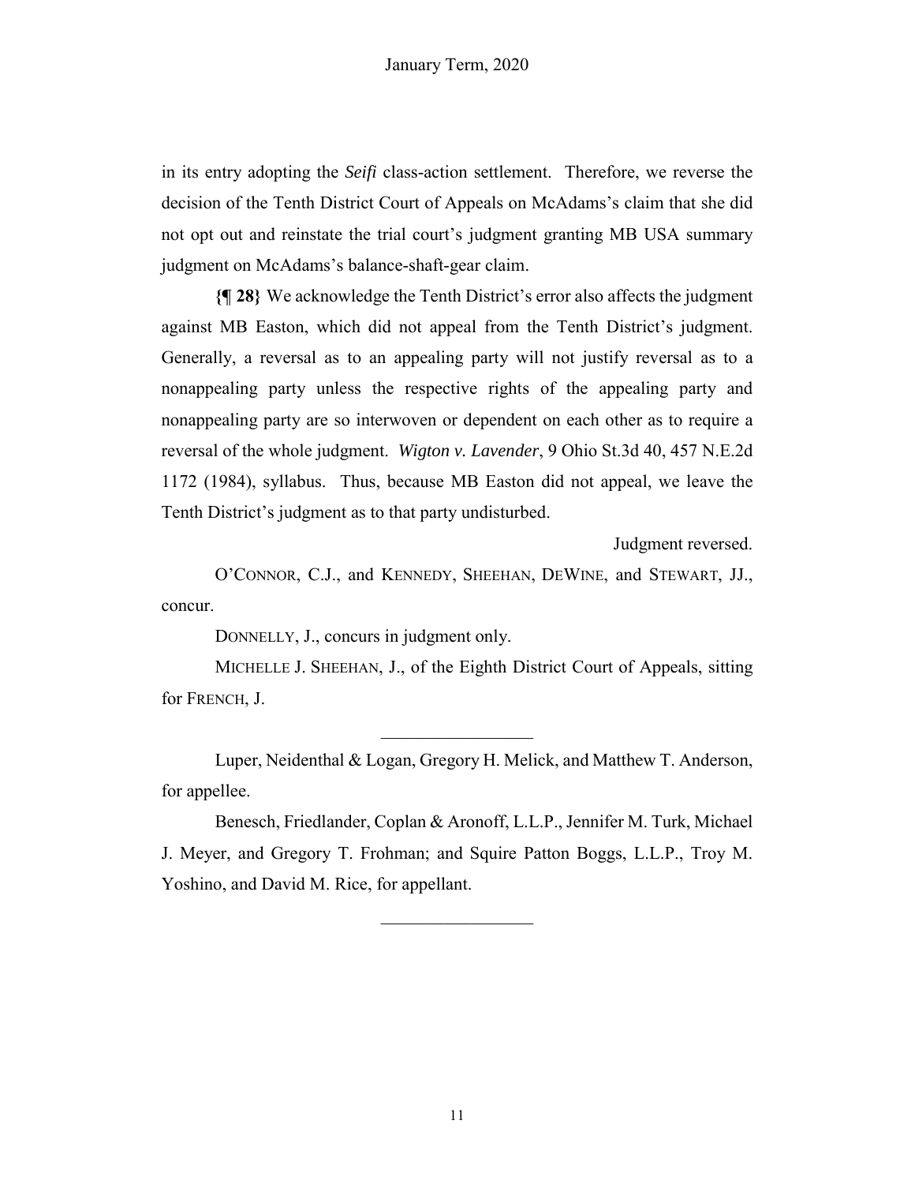in its entry adopting the *Seifi* class-action settlement. Therefore, we reverse the decision of the Tenth District Court of Appeals on McAdams's claim that she did not opt out and reinstate the trial court's judgment granting MB USA summary judgment on McAdams's balance-shaft-gear claim.

**{¶ 28}** We acknowledge the Tenth District's error also affects the judgment against MB Easton, which did not appeal from the Tenth District's judgment. Generally, a reversal as to an appealing party will not justify reversal as to a nonappealing party unless the respective rights of the appealing party and nonappealing party are so interwoven or dependent on each other as to require a reversal of the whole judgment. *Wigton v. Lavender*, 9 Ohio St.3d 40, 457 N.E.2d 1172 (1984), syllabus. Thus, because MB Easton did not appeal, we leave the Tenth District's judgment as to that party undisturbed.

Judgment reversed.

O'CONNOR, C.J., and KENNEDY, SHEEHAN, DEWINE, and STEWART, JJ., concur.

DONNELLY, J., concurs in judgment only.

MICHELLE J. SHEEHAN, J., of the Eighth District Court of Appeals, sitting for FRENCH, J.

---

Luper, Neidenthal & Logan, Gregory H. Melick, and Matthew T. Anderson, for appellee.

Benesch, Friedlander, Coplan & Aronoff, L.L.P., Jennifer M. Turk, Michael J. Meyer, and Gregory T. Frohman; and Squire Patton Boggs, L.L.P., Troy M. Yoshino, and David M. Rice, for appellant.

---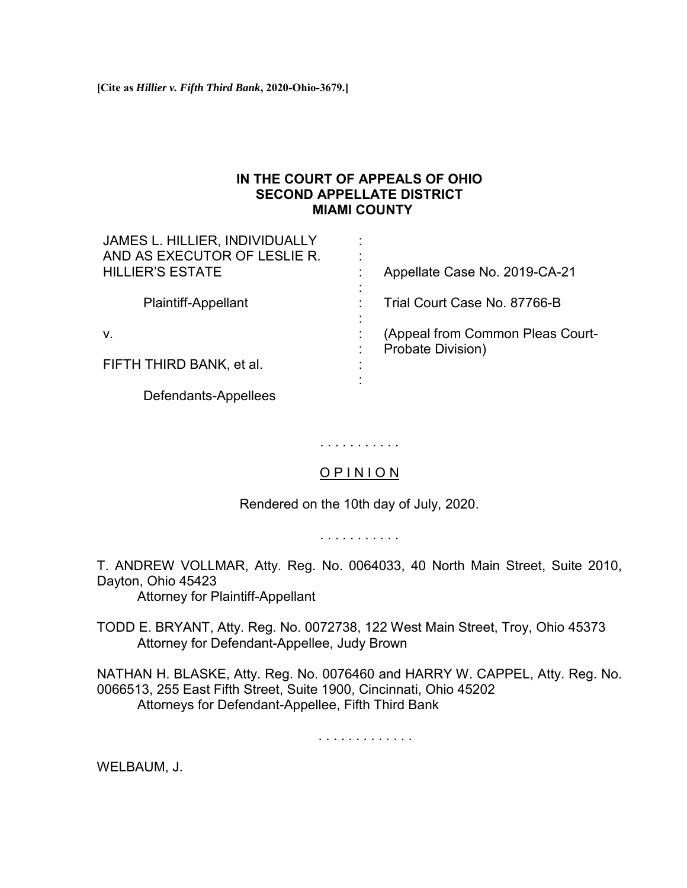**[Cite as *Hillier v. Fifth Third Bank*, 2020-Ohio-3679.]**

**IN THE COURT OF APPEALS OF OHIO**
**SECOND APPELLATE DISTRICT**
**MIAMI COUNTY**

| | | |
|---|---|---|
| JAMES L. HILLIER, INDIVIDUALLY AND AS EXECUTOR OF LESLIE R. HILLIER'S ESTATE | : | Appellate Case No. 2019-CA-21 |
| Plaintiff-Appellant | : | Trial Court Case No. 87766-B |
| v. | : | (Appeal from Common Pleas Court-Probate Division) |
| FIFTH THIRD BANK, et al. | : | |
| Defendants-Appellees | : | |

. . . . . . . . . . .

O P I N I O N

Rendered on the 10th day of July, 2020.

. . . . . . . . . . .

T. ANDREW VOLLMAR, Atty. Reg. No. 0064033, 40 North Main Street, Suite 2010, Dayton, Ohio 45423
Attorney for Plaintiff-Appellant

TODD E. BRYANT, Atty. Reg. No. 0072738, 122 West Main Street, Troy, Ohio 45373
Attorney for Defendant-Appellee, Judy Brown

NATHAN H. BLASKE, Atty. Reg. No. 0076460 and HARRY W. CAPPEL, Atty. Reg. No. 0066513, 255 East Fifth Street, Suite 1900, Cincinnati, Ohio 45202
Attorneys for Defendant-Appellee, Fifth Third Bank

. . . . . . . . . . . . .

WELBAUM, J.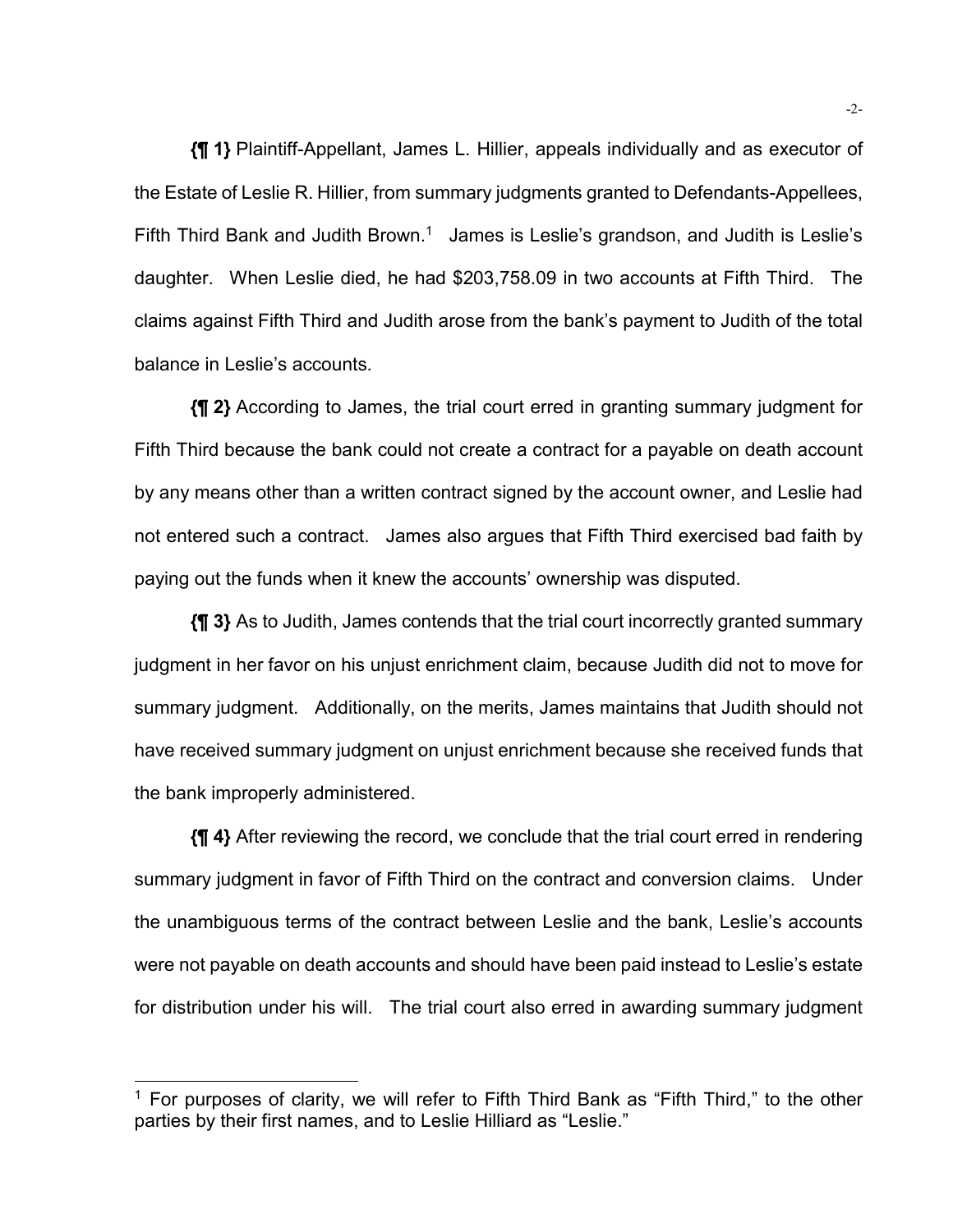**{¶ 1}** Plaintiff-Appellant, James L. Hillier, appeals individually and as executor of the Estate of Leslie R. Hillier, from summary judgments granted to Defendants-Appellees, Fifth Third Bank and Judith Brown.[1] James is Leslie's grandson, and Judith is Leslie's daughter. When Leslie died, he had $203,758.09 in two accounts at Fifth Third. The claims against Fifth Third and Judith arose from the bank's payment to Judith of the total balance in Leslie's accounts.

**{¶ 2}** According to James, the trial court erred in granting summary judgment for Fifth Third because the bank could not create a contract for a payable on death account by any means other than a written contract signed by the account owner, and Leslie had not entered such a contract. James also argues that Fifth Third exercised bad faith by paying out the funds when it knew the accounts' ownership was disputed.

**{¶ 3}** As to Judith, James contends that the trial court incorrectly granted summary judgment in her favor on his unjust enrichment claim, because Judith did not to move for summary judgment. Additionally, on the merits, James maintains that Judith should not have received summary judgment on unjust enrichment because she received funds that the bank improperly administered.

**{¶ 4}** After reviewing the record, we conclude that the trial court erred in rendering summary judgment in favor of Fifth Third on the contract and conversion claims. Under the unambiguous terms of the contract between Leslie and the bank, Leslie's accounts were not payable on death accounts and should have been paid instead to Leslie's estate for distribution under his will. The trial court also erred in awarding summary judgment

---

[1] For purposes of clarity, we will refer to Fifth Third Bank as "Fifth Third," to the other parties by their first names, and to Leslie Hilliard as "Leslie."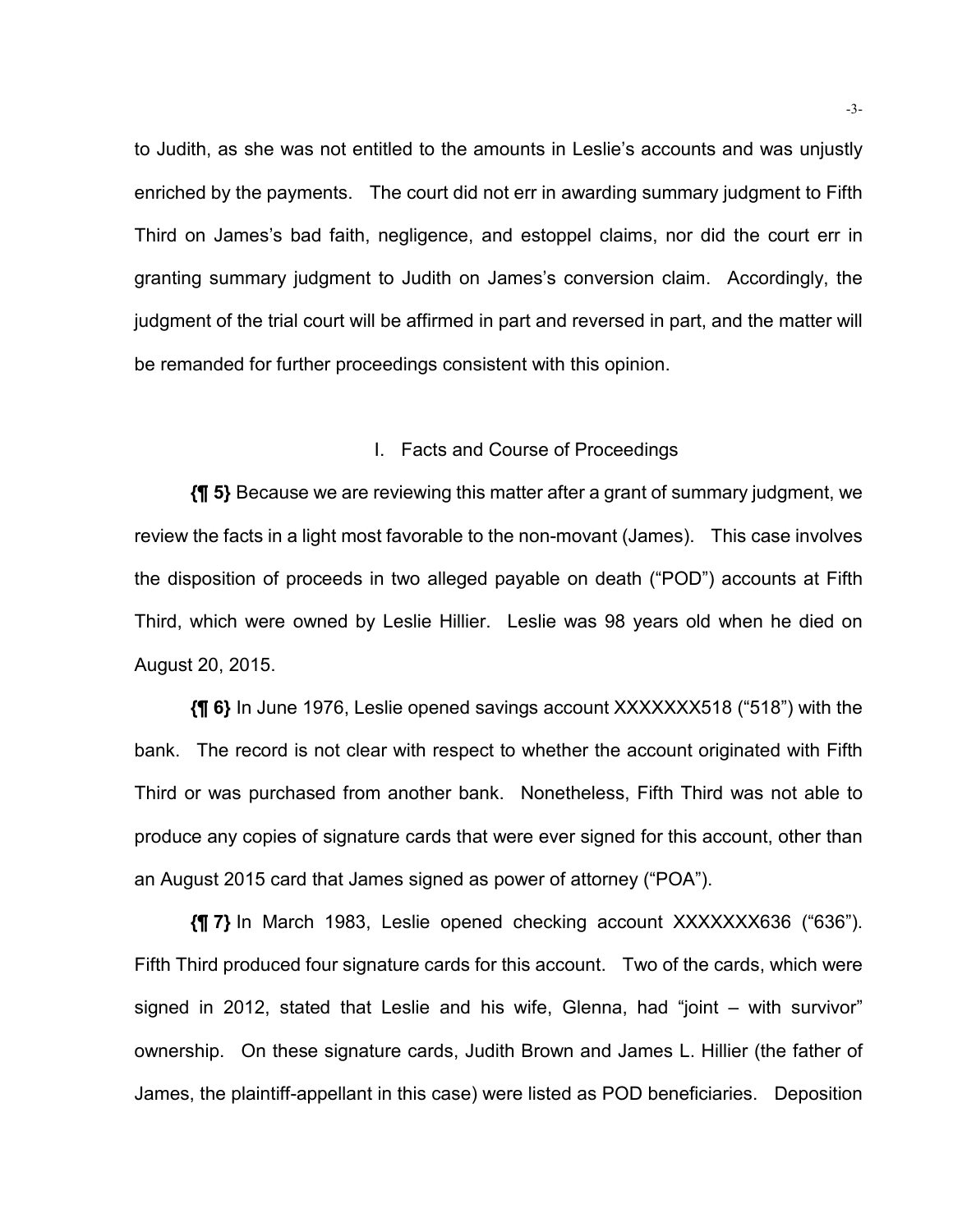to Judith, as she was not entitled to the amounts in Leslie's accounts and was unjustly enriched by the payments. The court did not err in awarding summary judgment to Fifth Third on James's bad faith, negligence, and estoppel claims, nor did the court err in granting summary judgment to Judith on James's conversion claim. Accordingly, the judgment of the trial court will be affirmed in part and reversed in part, and the matter will be remanded for further proceedings consistent with this opinion.

## I. Facts and Course of Proceedings

**{¶ 5}** Because we are reviewing this matter after a grant of summary judgment, we review the facts in a light most favorable to the non-movant (James). This case involves the disposition of proceeds in two alleged payable on death ("POD") accounts at Fifth Third, which were owned by Leslie Hillier. Leslie was 98 years old when he died on August 20, 2015.

**{¶ 6}** In June 1976, Leslie opened savings account XXXXXXX518 ("518") with the bank. The record is not clear with respect to whether the account originated with Fifth Third or was purchased from another bank. Nonetheless, Fifth Third was not able to produce any copies of signature cards that were ever signed for this account, other than an August 2015 card that James signed as power of attorney ("POA").

**{¶ 7}** In March 1983, Leslie opened checking account XXXXXXX636 ("636"). Fifth Third produced four signature cards for this account. Two of the cards, which were signed in 2012, stated that Leslie and his wife, Glenna, had "joint – with survivor" ownership. On these signature cards, Judith Brown and James L. Hillier (the father of James, the plaintiff-appellant in this case) were listed as POD beneficiaries. Deposition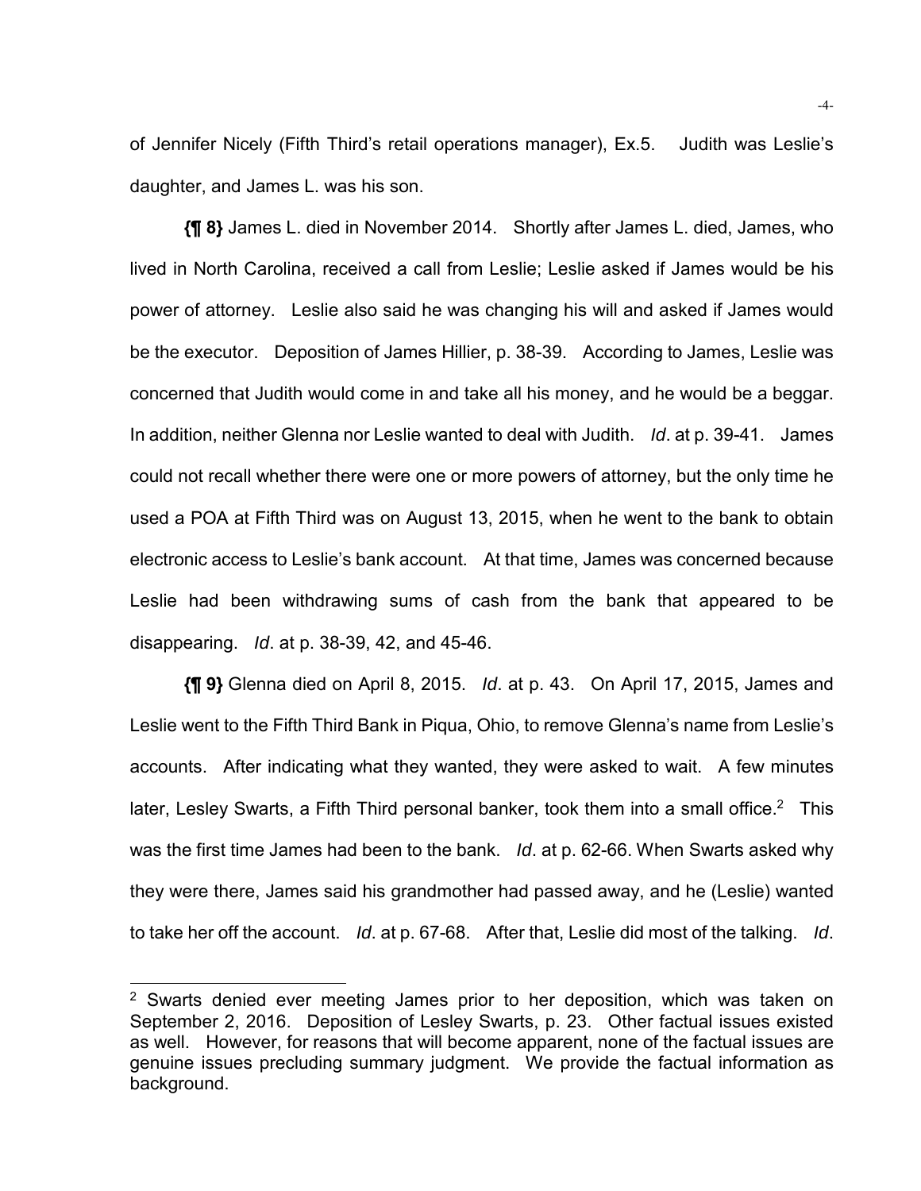of Jennifer Nicely (Fifth Third's retail operations manager), Ex.5. Judith was Leslie's daughter, and James L. was his son.

**{¶ 8}** James L. died in November 2014. Shortly after James L. died, James, who lived in North Carolina, received a call from Leslie; Leslie asked if James would be his power of attorney. Leslie also said he was changing his will and asked if James would be the executor. Deposition of James Hillier, p. 38-39. According to James, Leslie was concerned that Judith would come in and take all his money, and he would be a beggar. In addition, neither Glenna nor Leslie wanted to deal with Judith. *Id*. at p. 39-41. James could not recall whether there were one or more powers of attorney, but the only time he used a POA at Fifth Third was on August 13, 2015, when he went to the bank to obtain electronic access to Leslie's bank account. At that time, James was concerned because Leslie had been withdrawing sums of cash from the bank that appeared to be disappearing. *Id*. at p. 38-39, 42, and 45-46.

**{¶ 9}** Glenna died on April 8, 2015. *Id*. at p. 43. On April 17, 2015, James and Leslie went to the Fifth Third Bank in Piqua, Ohio, to remove Glenna's name from Leslie's accounts. After indicating what they wanted, they were asked to wait. A few minutes later, Lesley Swarts, a Fifth Third personal banker, took them into a small office.[2] This was the first time James had been to the bank. *Id*. at p. 62-66. When Swarts asked why they were there, James said his grandmother had passed away, and he (Leslie) wanted to take her off the account. *Id*. at p. 67-68. After that, Leslie did most of the talking. *Id*.

[2] Swarts denied ever meeting James prior to her deposition, which was taken on September 2, 2016. Deposition of Lesley Swarts, p. 23. Other factual issues existed as well. However, for reasons that will become apparent, none of the factual issues are genuine issues precluding summary judgment. We provide the factual information as background.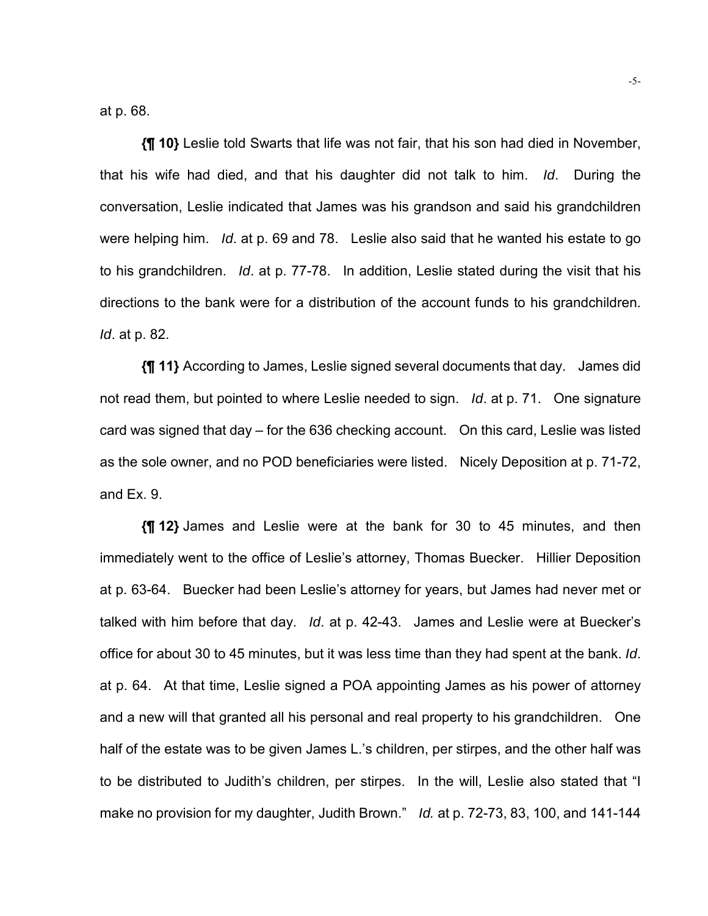at p. 68.

**{¶ 10}** Leslie told Swarts that life was not fair, that his son had died in November, that his wife had died, and that his daughter did not talk to him. *Id*. During the conversation, Leslie indicated that James was his grandson and said his grandchildren were helping him. *Id*. at p. 69 and 78. Leslie also said that he wanted his estate to go to his grandchildren. *Id*. at p. 77-78. In addition, Leslie stated during the visit that his directions to the bank were for a distribution of the account funds to his grandchildren. *Id*. at p. 82.

**{¶ 11}** According to James, Leslie signed several documents that day. James did not read them, but pointed to where Leslie needed to sign. *Id*. at p. 71. One signature card was signed that day – for the 636 checking account. On this card, Leslie was listed as the sole owner, and no POD beneficiaries were listed. Nicely Deposition at p. 71-72, and Ex. 9.

**{¶ 12}** James and Leslie were at the bank for 30 to 45 minutes, and then immediately went to the office of Leslie's attorney, Thomas Buecker. Hillier Deposition at p. 63-64. Buecker had been Leslie's attorney for years, but James had never met or talked with him before that day. *Id*. at p. 42-43. James and Leslie were at Buecker's office for about 30 to 45 minutes, but it was less time than they had spent at the bank. *Id*. at p. 64. At that time, Leslie signed a POA appointing James as his power of attorney and a new will that granted all his personal and real property to his grandchildren. One half of the estate was to be given James L.'s children, per stirpes, and the other half was to be distributed to Judith's children, per stirpes. In the will, Leslie also stated that "I make no provision for my daughter, Judith Brown." *Id.* at p. 72-73, 83, 100, and 141-144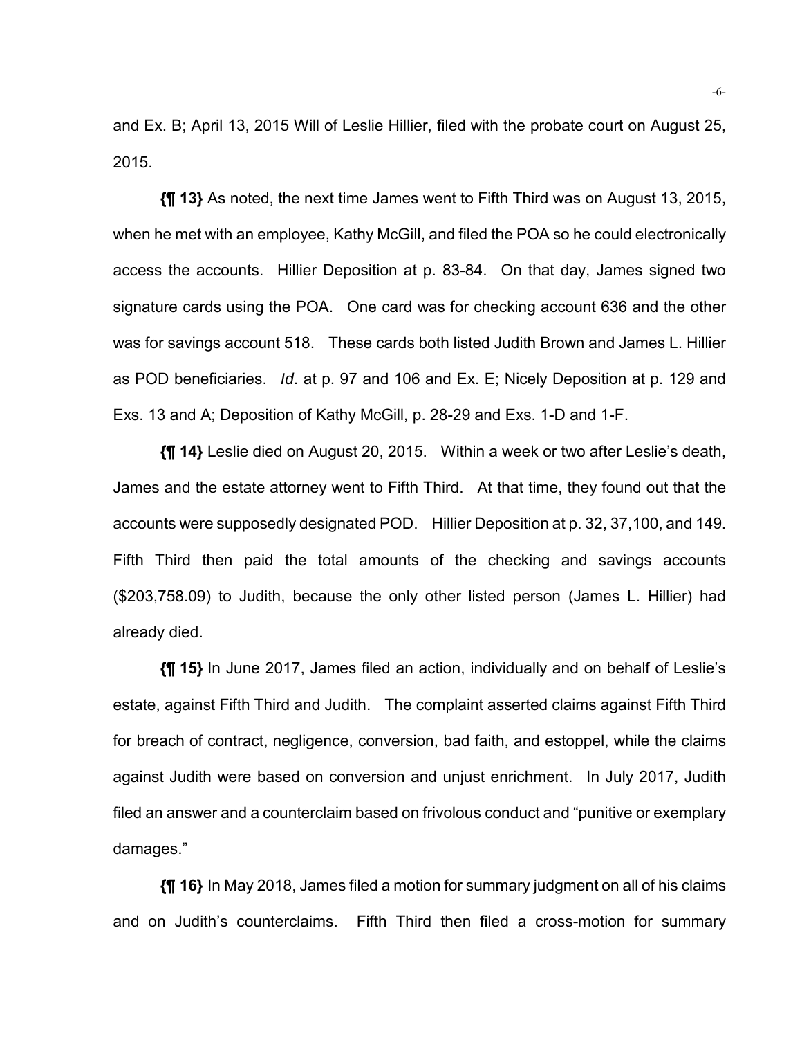and Ex. B; April 13, 2015 Will of Leslie Hillier, filed with the probate court on August 25, 2015.

**{¶ 13}** As noted, the next time James went to Fifth Third was on August 13, 2015, when he met with an employee, Kathy McGill, and filed the POA so he could electronically access the accounts. Hillier Deposition at p. 83-84. On that day, James signed two signature cards using the POA. One card was for checking account 636 and the other was for savings account 518. These cards both listed Judith Brown and James L. Hillier as POD beneficiaries. *Id*. at p. 97 and 106 and Ex. E; Nicely Deposition at p. 129 and Exs. 13 and A; Deposition of Kathy McGill, p. 28-29 and Exs. 1-D and 1-F.

**{¶ 14}** Leslie died on August 20, 2015. Within a week or two after Leslie's death, James and the estate attorney went to Fifth Third. At that time, they found out that the accounts were supposedly designated POD. Hillier Deposition at p. 32, 37,100, and 149. Fifth Third then paid the total amounts of the checking and savings accounts ($203,758.09) to Judith, because the only other listed person (James L. Hillier) had already died.

**{¶ 15}** In June 2017, James filed an action, individually and on behalf of Leslie's estate, against Fifth Third and Judith. The complaint asserted claims against Fifth Third for breach of contract, negligence, conversion, bad faith, and estoppel, while the claims against Judith were based on conversion and unjust enrichment. In July 2017, Judith filed an answer and a counterclaim based on frivolous conduct and "punitive or exemplary damages."

**{¶ 16}** In May 2018, James filed a motion for summary judgment on all of his claims and on Judith's counterclaims. Fifth Third then filed a cross-motion for summary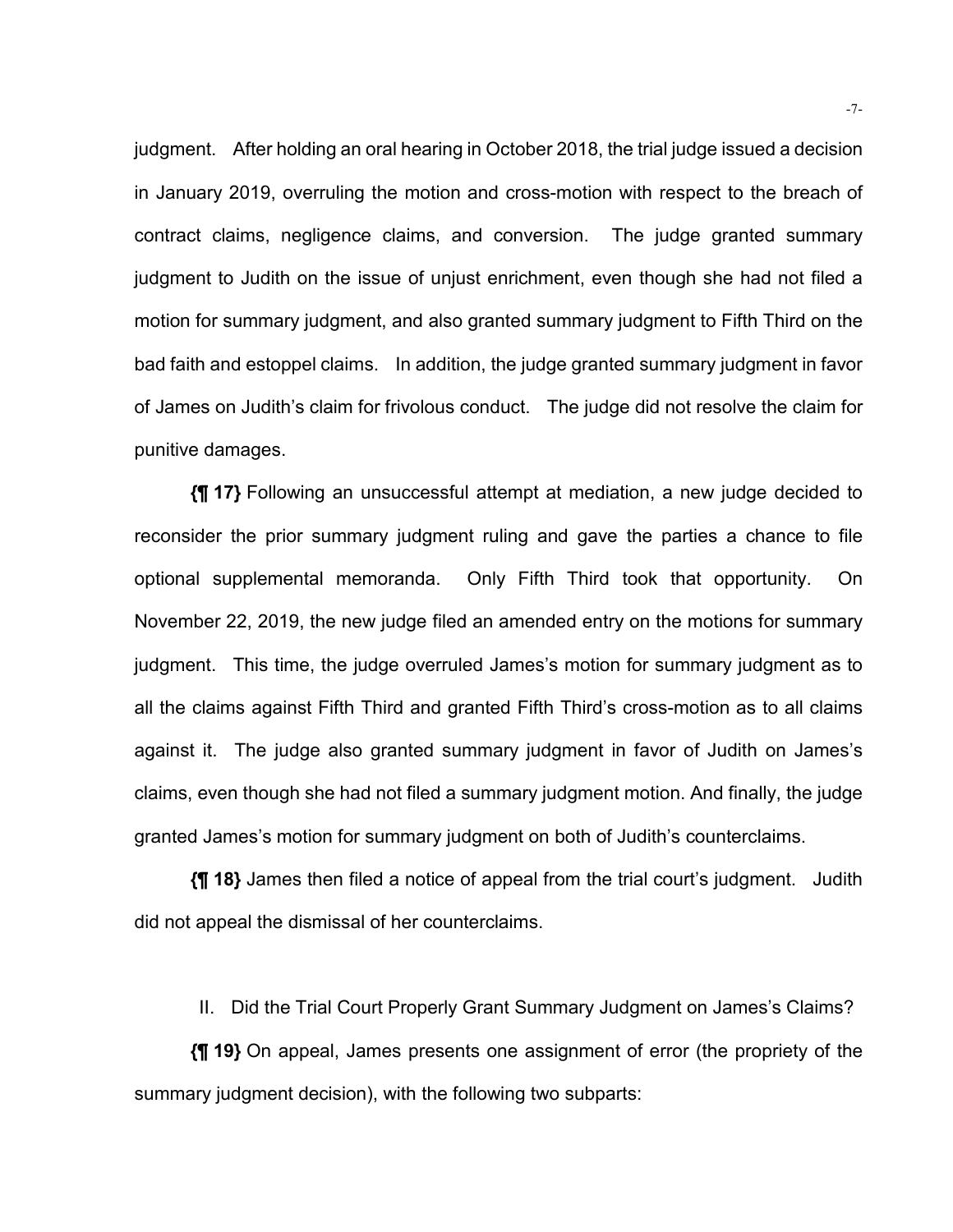judgment. After holding an oral hearing in October 2018, the trial judge issued a decision in January 2019, overruling the motion and cross-motion with respect to the breach of contract claims, negligence claims, and conversion. The judge granted summary judgment to Judith on the issue of unjust enrichment, even though she had not filed a motion for summary judgment, and also granted summary judgment to Fifth Third on the bad faith and estoppel claims. In addition, the judge granted summary judgment in favor of James on Judith's claim for frivolous conduct. The judge did not resolve the claim for punitive damages.

**{¶ 17}** Following an unsuccessful attempt at mediation, a new judge decided to reconsider the prior summary judgment ruling and gave the parties a chance to file optional supplemental memoranda. Only Fifth Third took that opportunity. On November 22, 2019, the new judge filed an amended entry on the motions for summary judgment. This time, the judge overruled James's motion for summary judgment as to all the claims against Fifth Third and granted Fifth Third's cross-motion as to all claims against it. The judge also granted summary judgment in favor of Judith on James's claims, even though she had not filed a summary judgment motion. And finally, the judge granted James's motion for summary judgment on both of Judith's counterclaims.

**{¶ 18}** James then filed a notice of appeal from the trial court's judgment. Judith did not appeal the dismissal of her counterclaims.

## II. Did the Trial Court Properly Grant Summary Judgment on James's Claims?

**{¶ 19}** On appeal, James presents one assignment of error (the propriety of the summary judgment decision), with the following two subparts: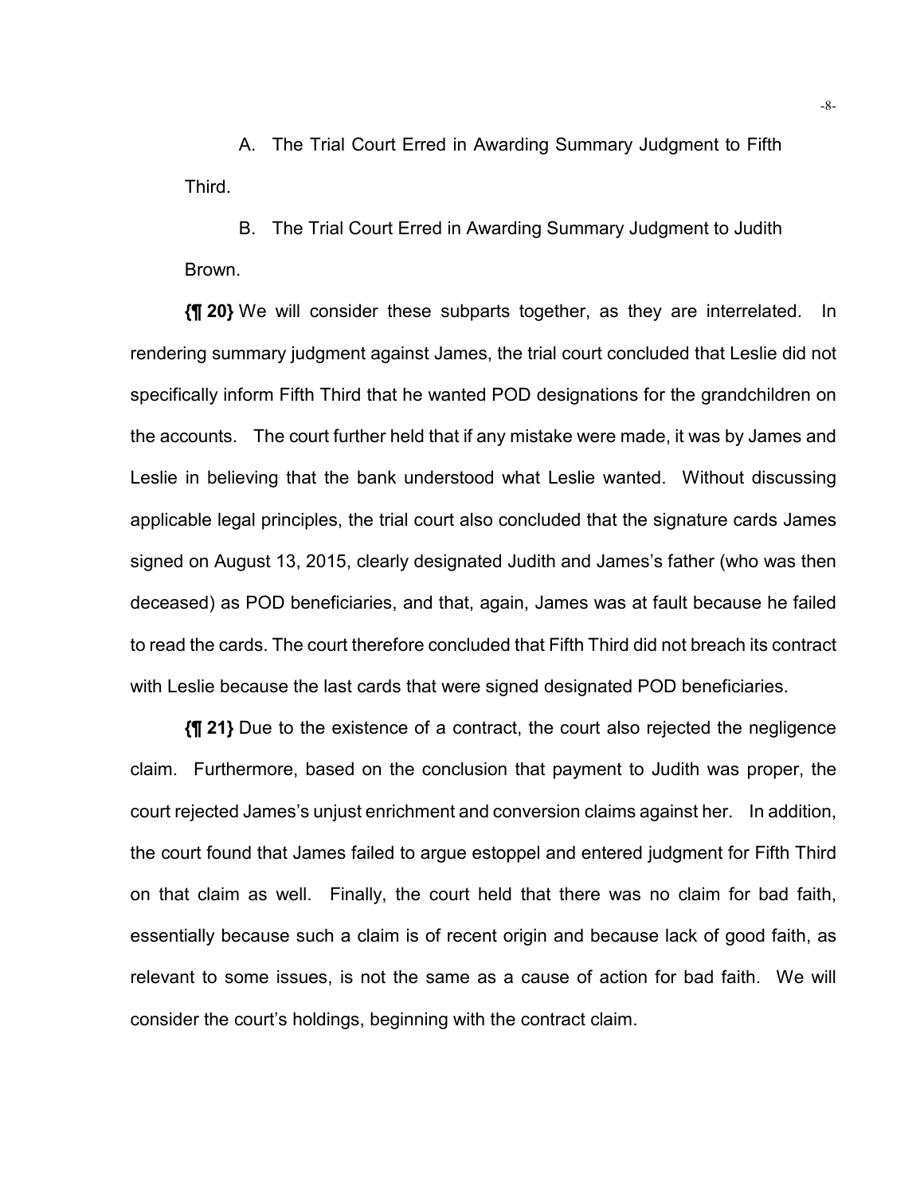A. The Trial Court Erred in Awarding Summary Judgment to Fifth Third.

B. The Trial Court Erred in Awarding Summary Judgment to Judith Brown.

**{¶ 20}** We will consider these subparts together, as they are interrelated. In rendering summary judgment against James, the trial court concluded that Leslie did not specifically inform Fifth Third that he wanted POD designations for the grandchildren on the accounts. The court further held that if any mistake were made, it was by James and Leslie in believing that the bank understood what Leslie wanted. Without discussing applicable legal principles, the trial court also concluded that the signature cards James signed on August 13, 2015, clearly designated Judith and James's father (who was then deceased) as POD beneficiaries, and that, again, James was at fault because he failed to read the cards. The court therefore concluded that Fifth Third did not breach its contract with Leslie because the last cards that were signed designated POD beneficiaries.

**{¶ 21}** Due to the existence of a contract, the court also rejected the negligence claim. Furthermore, based on the conclusion that payment to Judith was proper, the court rejected James's unjust enrichment and conversion claims against her. In addition, the court found that James failed to argue estoppel and entered judgment for Fifth Third on that claim as well. Finally, the court held that there was no claim for bad faith, essentially because such a claim is of recent origin and because lack of good faith, as relevant to some issues, is not the same as a cause of action for bad faith. We will consider the court's holdings, beginning with the contract claim.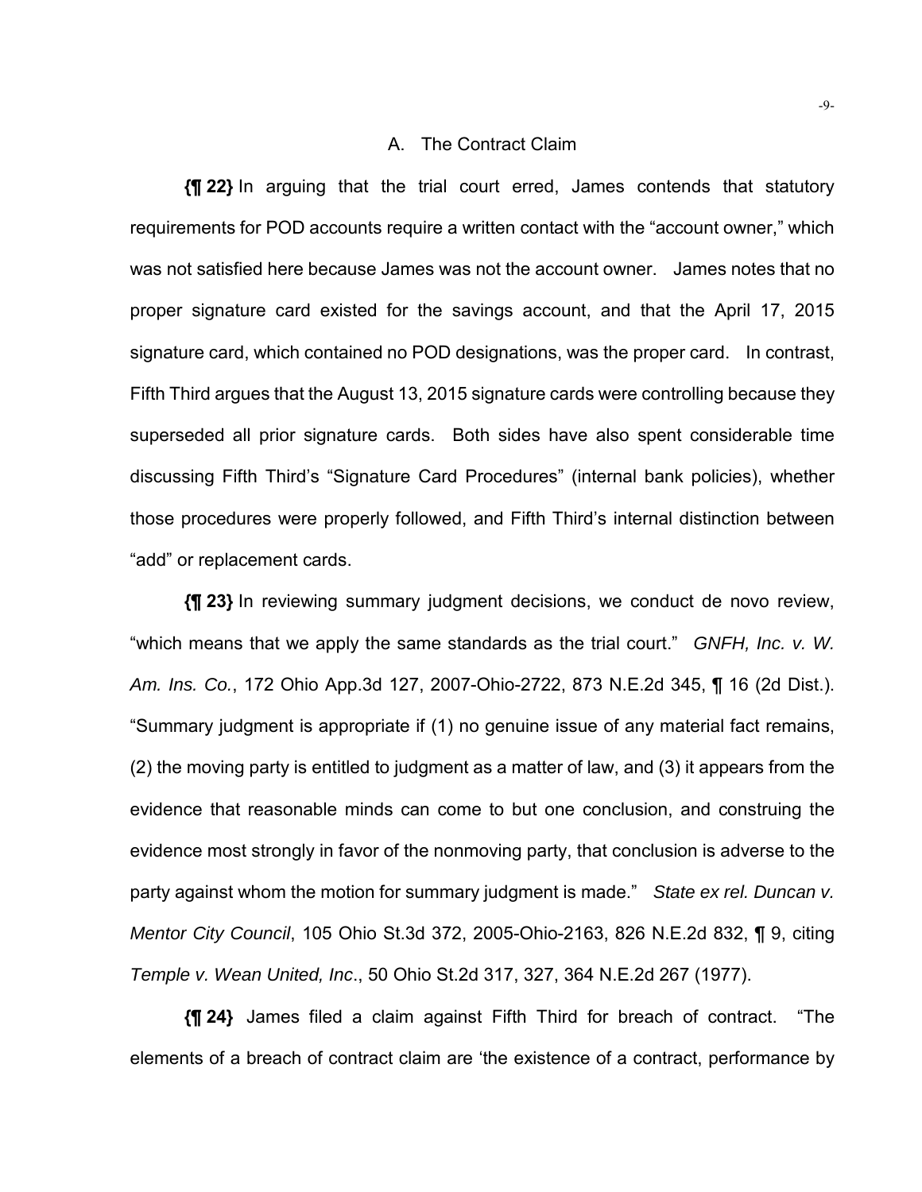## A. The Contract Claim

**{¶ 22}** In arguing that the trial court erred, James contends that statutory requirements for POD accounts require a written contact with the "account owner," which was not satisfied here because James was not the account owner. James notes that no proper signature card existed for the savings account, and that the April 17, 2015 signature card, which contained no POD designations, was the proper card. In contrast, Fifth Third argues that the August 13, 2015 signature cards were controlling because they superseded all prior signature cards. Both sides have also spent considerable time discussing Fifth Third's "Signature Card Procedures" (internal bank policies), whether those procedures were properly followed, and Fifth Third's internal distinction between "add" or replacement cards.

**{¶ 23}** In reviewing summary judgment decisions, we conduct de novo review, "which means that we apply the same standards as the trial court." *GNFH, Inc. v. W. Am. Ins. Co.*, 172 Ohio App.3d 127, 2007-Ohio-2722, 873 N.E.2d 345, ¶ 16 (2d Dist.). "Summary judgment is appropriate if (1) no genuine issue of any material fact remains, (2) the moving party is entitled to judgment as a matter of law, and (3) it appears from the evidence that reasonable minds can come to but one conclusion, and construing the evidence most strongly in favor of the nonmoving party, that conclusion is adverse to the party against whom the motion for summary judgment is made." *State ex rel. Duncan v. Mentor City Council*, 105 Ohio St.3d 372, 2005-Ohio-2163, 826 N.E.2d 832, ¶ 9, citing *Temple v. Wean United, Inc*., 50 Ohio St.2d 317, 327, 364 N.E.2d 267 (1977).

**{¶ 24}** James filed a claim against Fifth Third for breach of contract. "The elements of a breach of contract claim are 'the existence of a contract, performance by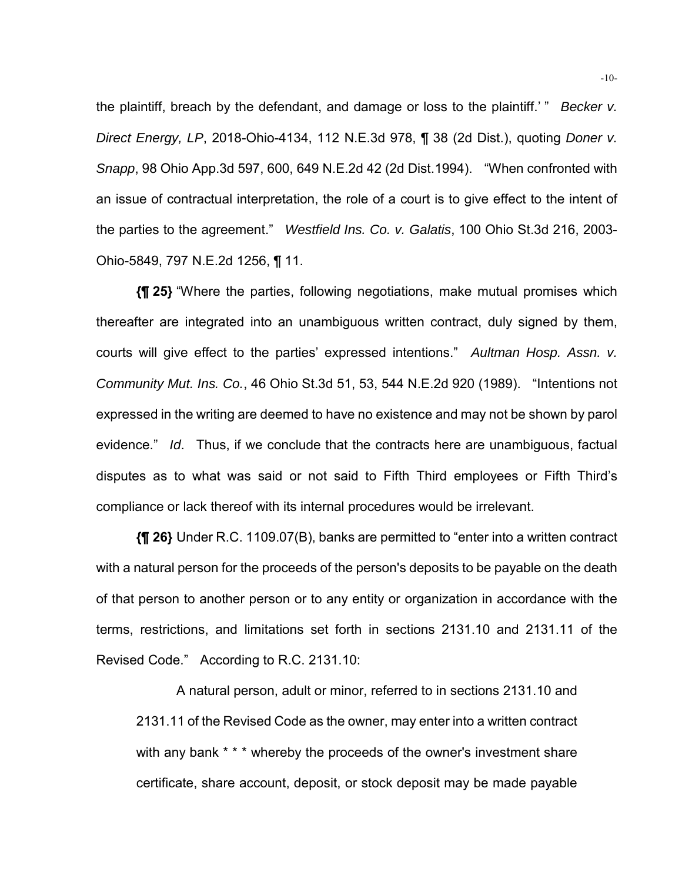the plaintiff, breach by the defendant, and damage or loss to the plaintiff.' " *Becker v. Direct Energy, LP*, 2018-Ohio-4134, 112 N.E.3d 978, ¶ 38 (2d Dist.), quoting *Doner v. Snapp*, 98 Ohio App.3d 597, 600, 649 N.E.2d 42 (2d Dist.1994). "When confronted with an issue of contractual interpretation, the role of a court is to give effect to the intent of the parties to the agreement." *Westfield Ins. Co. v. Galatis*, 100 Ohio St.3d 216, 2003-Ohio-5849, 797 N.E.2d 1256, ¶ 11.

**{¶ 25}** "Where the parties, following negotiations, make mutual promises which thereafter are integrated into an unambiguous written contract, duly signed by them, courts will give effect to the parties' expressed intentions." *Aultman Hosp. Assn. v. Community Mut. Ins. Co.*, 46 Ohio St.3d 51, 53, 544 N.E.2d 920 (1989). "Intentions not expressed in the writing are deemed to have no existence and may not be shown by parol evidence." *Id*. Thus, if we conclude that the contracts here are unambiguous, factual disputes as to what was said or not said to Fifth Third employees or Fifth Third's compliance or lack thereof with its internal procedures would be irrelevant.

**{¶ 26}** Under R.C. 1109.07(B), banks are permitted to "enter into a written contract with a natural person for the proceeds of the person's deposits to be payable on the death of that person to another person or to any entity or organization in accordance with the terms, restrictions, and limitations set forth in sections 2131.10 and 2131.11 of the Revised Code." According to R.C. 2131.10:

> A natural person, adult or minor, referred to in sections 2131.10 and 2131.11 of the Revised Code as the owner, may enter into a written contract with any bank * * * whereby the proceeds of the owner's investment share certificate, share account, deposit, or stock deposit may be made payable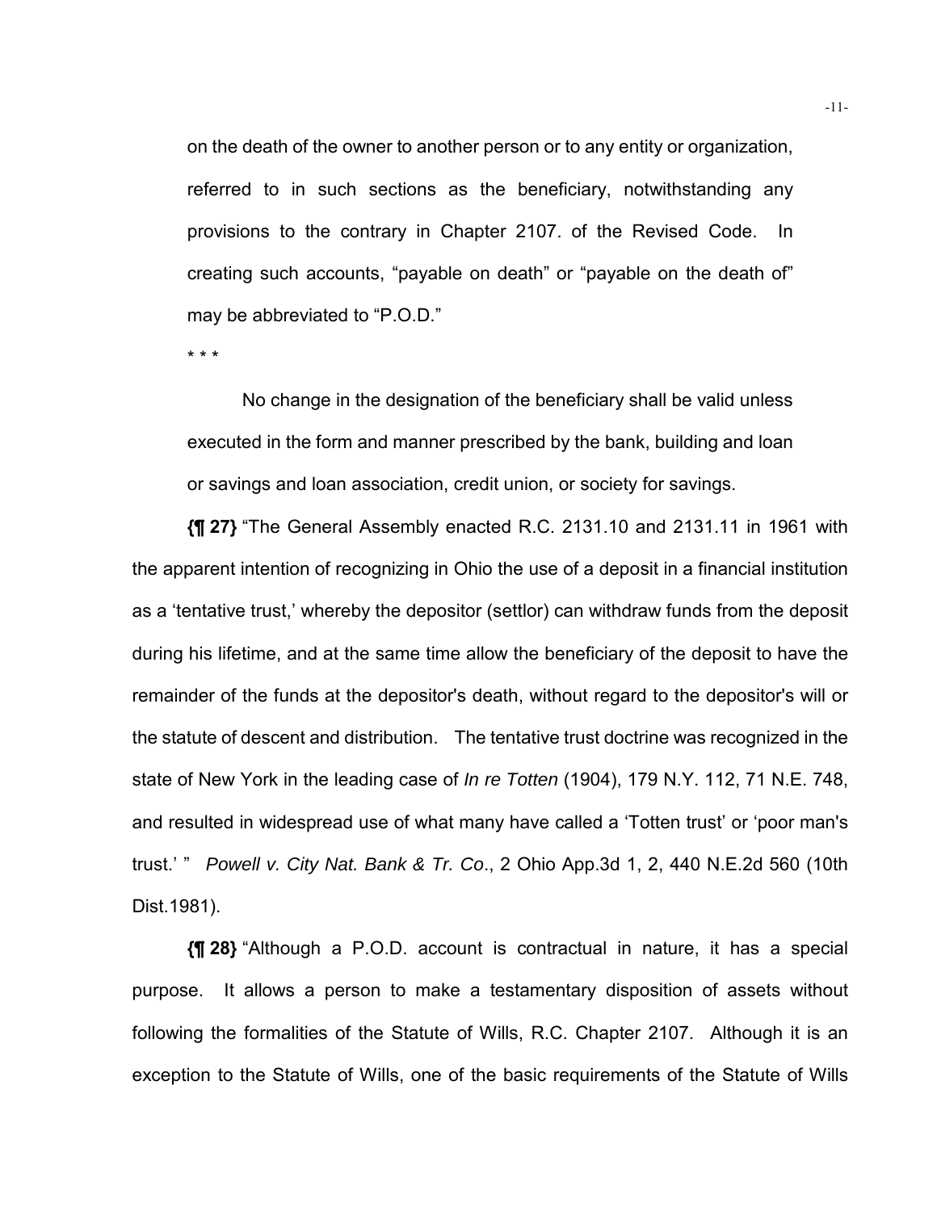> on the death of the owner to another person or to any entity or organization, referred to in such sections as the beneficiary, notwithstanding any provisions to the contrary in Chapter 2107. of the Revised Code. In creating such accounts, "payable on death" or "payable on the death of" may be abbreviated to "P.O.D."
>
> * * *
>
> No change in the designation of the beneficiary shall be valid unless executed in the form and manner prescribed by the bank, building and loan or savings and loan association, credit union, or society for savings.

**{¶ 27}** "The General Assembly enacted R.C. 2131.10 and 2131.11 in 1961 with the apparent intention of recognizing in Ohio the use of a deposit in a financial institution as a 'tentative trust,' whereby the depositor (settlor) can withdraw funds from the deposit during his lifetime, and at the same time allow the beneficiary of the deposit to have the remainder of the funds at the depositor's death, without regard to the depositor's will or the statute of descent and distribution. The tentative trust doctrine was recognized in the state of New York in the leading case of *In re Totten* (1904), 179 N.Y. 112, 71 N.E. 748, and resulted in widespread use of what many have called a 'Totten trust' or 'poor man's trust.' " *Powell v. City Nat. Bank & Tr. Co*., 2 Ohio App.3d 1, 2, 440 N.E.2d 560 (10th Dist.1981).

**{¶ 28}** "Although a P.O.D. account is contractual in nature, it has a special purpose. It allows a person to make a testamentary disposition of assets without following the formalities of the Statute of Wills, R.C. Chapter 2107. Although it is an exception to the Statute of Wills, one of the basic requirements of the Statute of Wills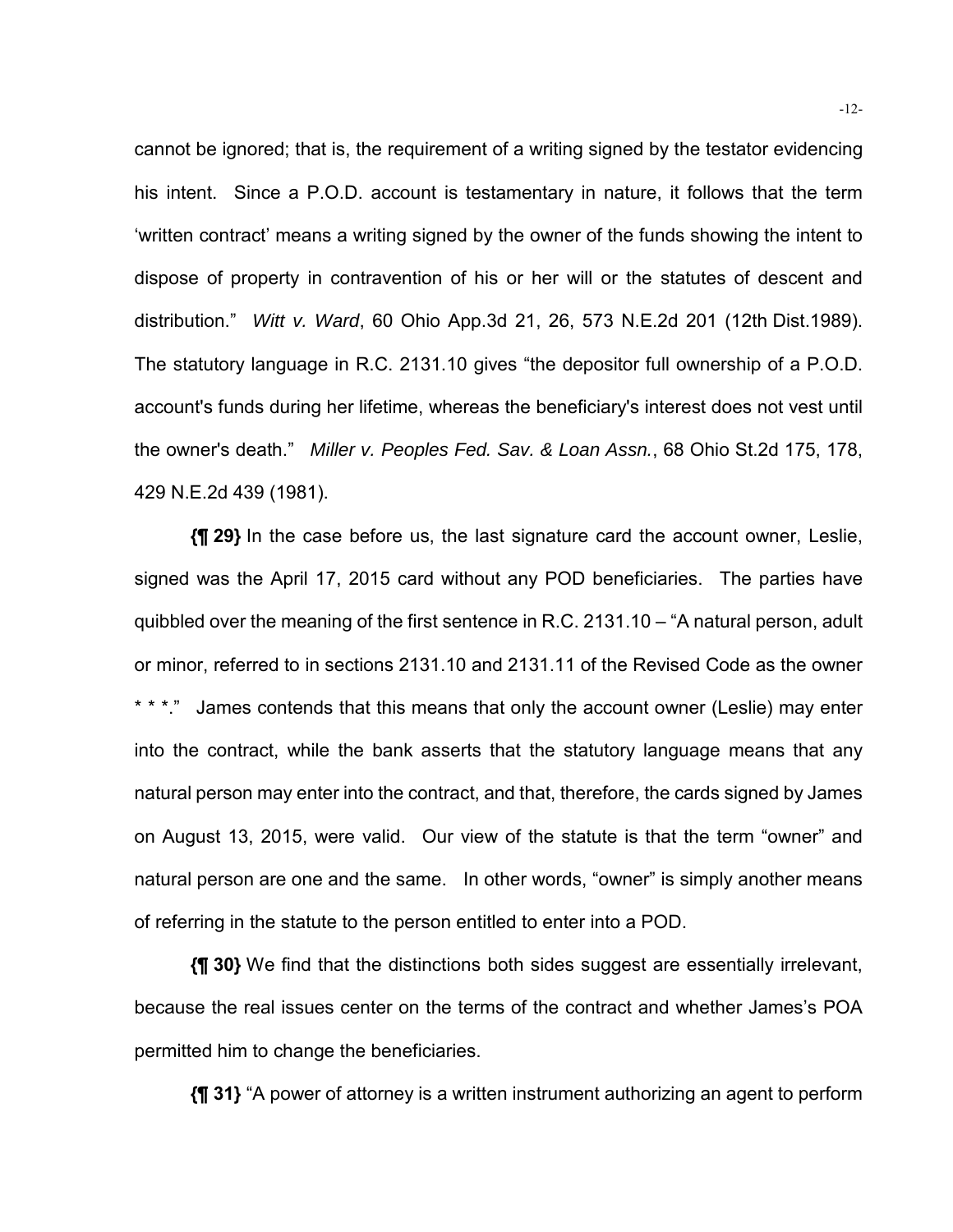cannot be ignored; that is, the requirement of a writing signed by the testator evidencing his intent. Since a P.O.D. account is testamentary in nature, it follows that the term 'written contract' means a writing signed by the owner of the funds showing the intent to dispose of property in contravention of his or her will or the statutes of descent and distribution." *Witt v. Ward*, 60 Ohio App.3d 21, 26, 573 N.E.2d 201 (12th Dist.1989). The statutory language in R.C. 2131.10 gives "the depositor full ownership of a P.O.D. account's funds during her lifetime, whereas the beneficiary's interest does not vest until the owner's death." *Miller v. Peoples Fed. Sav. & Loan Assn.*, 68 Ohio St.2d 175, 178, 429 N.E.2d 439 (1981).

**{¶ 29}** In the case before us, the last signature card the account owner, Leslie, signed was the April 17, 2015 card without any POD beneficiaries. The parties have quibbled over the meaning of the first sentence in R.C. 2131.10 – "A natural person, adult or minor, referred to in sections 2131.10 and 2131.11 of the Revised Code as the owner * * *." James contends that this means that only the account owner (Leslie) may enter into the contract, while the bank asserts that the statutory language means that any natural person may enter into the contract, and that, therefore, the cards signed by James on August 13, 2015, were valid. Our view of the statute is that the term "owner" and natural person are one and the same. In other words, "owner" is simply another means of referring in the statute to the person entitled to enter into a POD.

**{¶ 30}** We find that the distinctions both sides suggest are essentially irrelevant, because the real issues center on the terms of the contract and whether James's POA permitted him to change the beneficiaries.

**{¶ 31}** "A power of attorney is a written instrument authorizing an agent to perform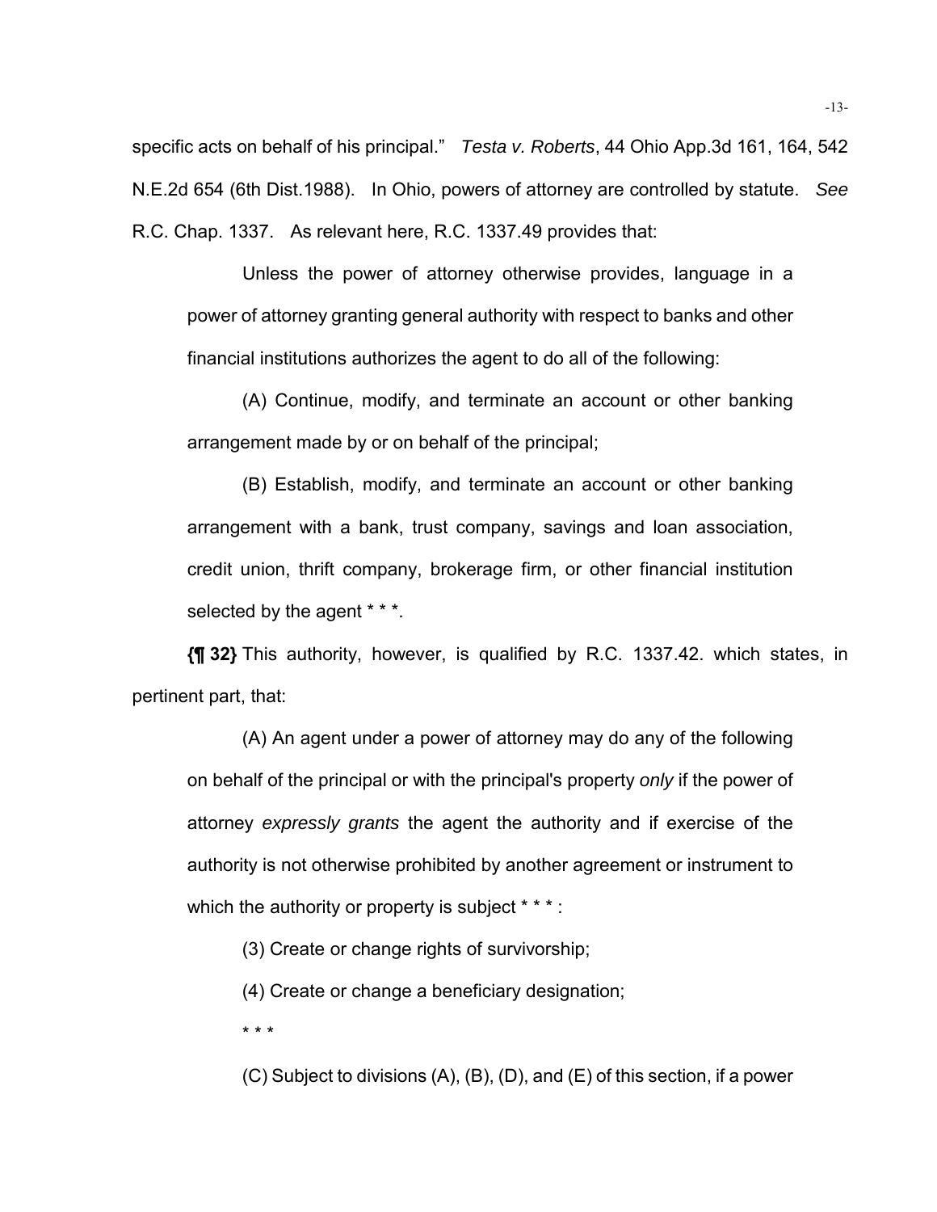specific acts on behalf of his principal." *Testa v. Roberts*, 44 Ohio App.3d 161, 164, 542 N.E.2d 654 (6th Dist.1988). In Ohio, powers of attorney are controlled by statute. *See* R.C. Chap. 1337. As relevant here, R.C. 1337.49 provides that:

> Unless the power of attorney otherwise provides, language in a power of attorney granting general authority with respect to banks and other financial institutions authorizes the agent to do all of the following:
>
> (A) Continue, modify, and terminate an account or other banking arrangement made by or on behalf of the principal;
>
> (B) Establish, modify, and terminate an account or other banking arrangement with a bank, trust company, savings and loan association, credit union, thrift company, brokerage firm, or other financial institution selected by the agent * * *.

**{¶ 32}** This authority, however, is qualified by R.C. 1337.42. which states, in pertinent part, that:

> (A) An agent under a power of attorney may do any of the following on behalf of the principal or with the principal's property *only* if the power of attorney *expressly grants* the agent the authority and if exercise of the authority is not otherwise prohibited by another agreement or instrument to which the authority or property is subject * * * :
>
> (3) Create or change rights of survivorship;
>
> (4) Create or change a beneficiary designation;
>
> * * *
>
> (C) Subject to divisions (A), (B), (D), and (E) of this section, if a power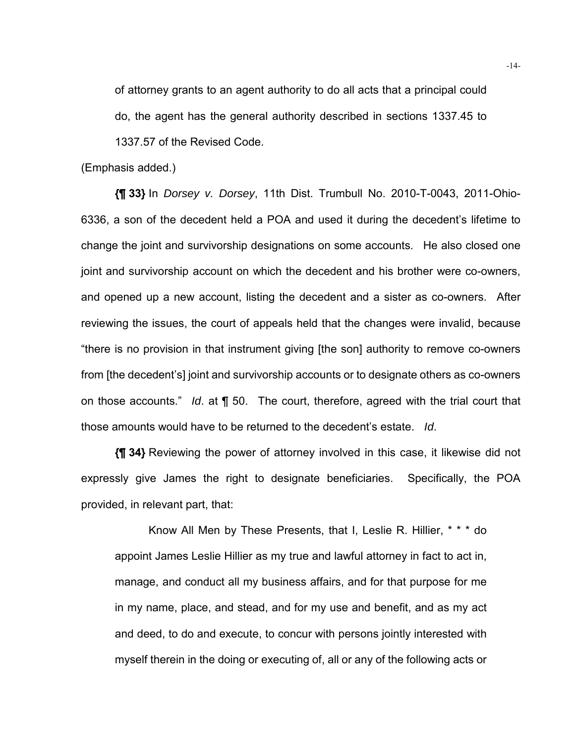> of attorney grants to an agent authority to do all acts that a principal could do, the agent has the general authority described in sections 1337.45 to 1337.57 of the Revised Code.

(Emphasis added.)

**{¶ 33}** In *Dorsey v. Dorsey*, 11th Dist. Trumbull No. 2010-T-0043, 2011-Ohio-6336, a son of the decedent held a POA and used it during the decedent's lifetime to change the joint and survivorship designations on some accounts. He also closed one joint and survivorship account on which the decedent and his brother were co-owners, and opened up a new account, listing the decedent and a sister as co-owners. After reviewing the issues, the court of appeals held that the changes were invalid, because "there is no provision in that instrument giving [the son] authority to remove co-owners from [the decedent's] joint and survivorship accounts or to designate others as co-owners on those accounts." *Id*. at ¶ 50. The court, therefore, agreed with the trial court that those amounts would have to be returned to the decedent's estate. *Id*.

**{¶ 34}** Reviewing the power of attorney involved in this case, it likewise did not expressly give James the right to designate beneficiaries. Specifically, the POA provided, in relevant part, that:

> Know All Men by These Presents, that I, Leslie R. Hillier, * * * do appoint James Leslie Hillier as my true and lawful attorney in fact to act in, manage, and conduct all my business affairs, and for that purpose for me in my name, place, and stead, and for my use and benefit, and as my act and deed, to do and execute, to concur with persons jointly interested with myself therein in the doing or executing of, all or any of the following acts or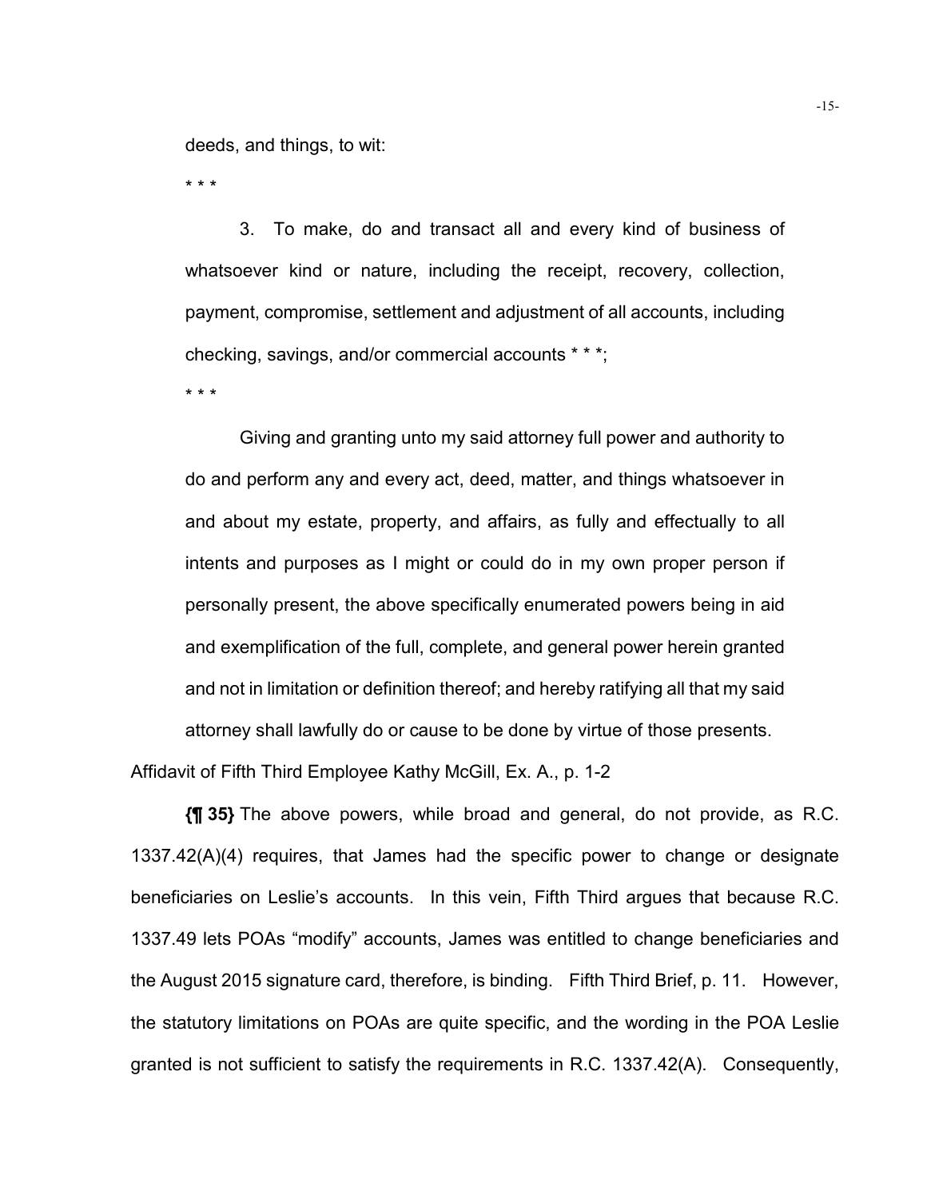deeds, and things, to wit:

> * * *
>
> 3. To make, do and transact all and every kind of business of whatsoever kind or nature, including the receipt, recovery, collection, payment, compromise, settlement and adjustment of all accounts, including checking, savings, and/or commercial accounts * * *;
>
> * * *
>
> Giving and granting unto my said attorney full power and authority to do and perform any and every act, deed, matter, and things whatsoever in and about my estate, property, and affairs, as fully and effectually to all intents and purposes as I might or could do in my own proper person if personally present, the above specifically enumerated powers being in aid and exemplification of the full, complete, and general power herein granted and not in limitation or definition thereof; and hereby ratifying all that my said attorney shall lawfully do or cause to be done by virtue of those presents.

Affidavit of Fifth Third Employee Kathy McGill, Ex. A., p. 1-2

**{¶ 35}** The above powers, while broad and general, do not provide, as R.C. 1337.42(A)(4) requires, that James had the specific power to change or designate beneficiaries on Leslie's accounts. In this vein, Fifth Third argues that because R.C. 1337.49 lets POAs "modify" accounts, James was entitled to change beneficiaries and the August 2015 signature card, therefore, is binding. Fifth Third Brief, p. 11. However, the statutory limitations on POAs are quite specific, and the wording in the POA Leslie granted is not sufficient to satisfy the requirements in R.C. 1337.42(A). Consequently,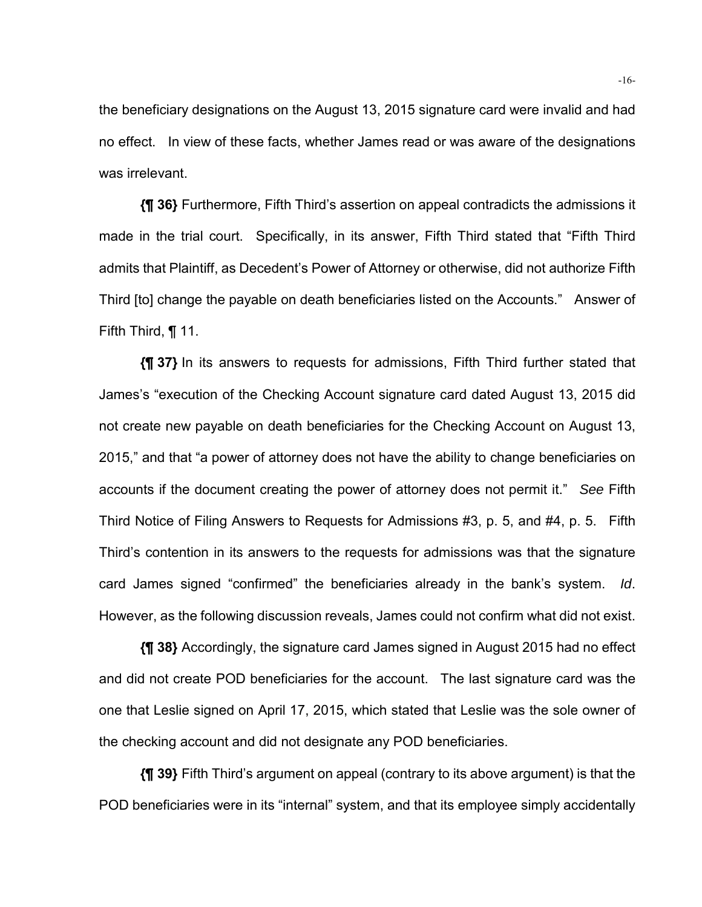the beneficiary designations on the August 13, 2015 signature card were invalid and had no effect. In view of these facts, whether James read or was aware of the designations was irrelevant.

**{¶ 36}** Furthermore, Fifth Third's assertion on appeal contradicts the admissions it made in the trial court. Specifically, in its answer, Fifth Third stated that "Fifth Third admits that Plaintiff, as Decedent's Power of Attorney or otherwise, did not authorize Fifth Third [to] change the payable on death beneficiaries listed on the Accounts." Answer of Fifth Third, ¶ 11.

**{¶ 37}** In its answers to requests for admissions, Fifth Third further stated that James's "execution of the Checking Account signature card dated August 13, 2015 did not create new payable on death beneficiaries for the Checking Account on August 13, 2015," and that "a power of attorney does not have the ability to change beneficiaries on accounts if the document creating the power of attorney does not permit it." *See* Fifth Third Notice of Filing Answers to Requests for Admissions #3, p. 5, and #4, p. 5. Fifth Third's contention in its answers to the requests for admissions was that the signature card James signed "confirmed" the beneficiaries already in the bank's system. *Id*. However, as the following discussion reveals, James could not confirm what did not exist.

**{¶ 38}** Accordingly, the signature card James signed in August 2015 had no effect and did not create POD beneficiaries for the account. The last signature card was the one that Leslie signed on April 17, 2015, which stated that Leslie was the sole owner of the checking account and did not designate any POD beneficiaries.

**{¶ 39}** Fifth Third's argument on appeal (contrary to its above argument) is that the POD beneficiaries were in its "internal" system, and that its employee simply accidentally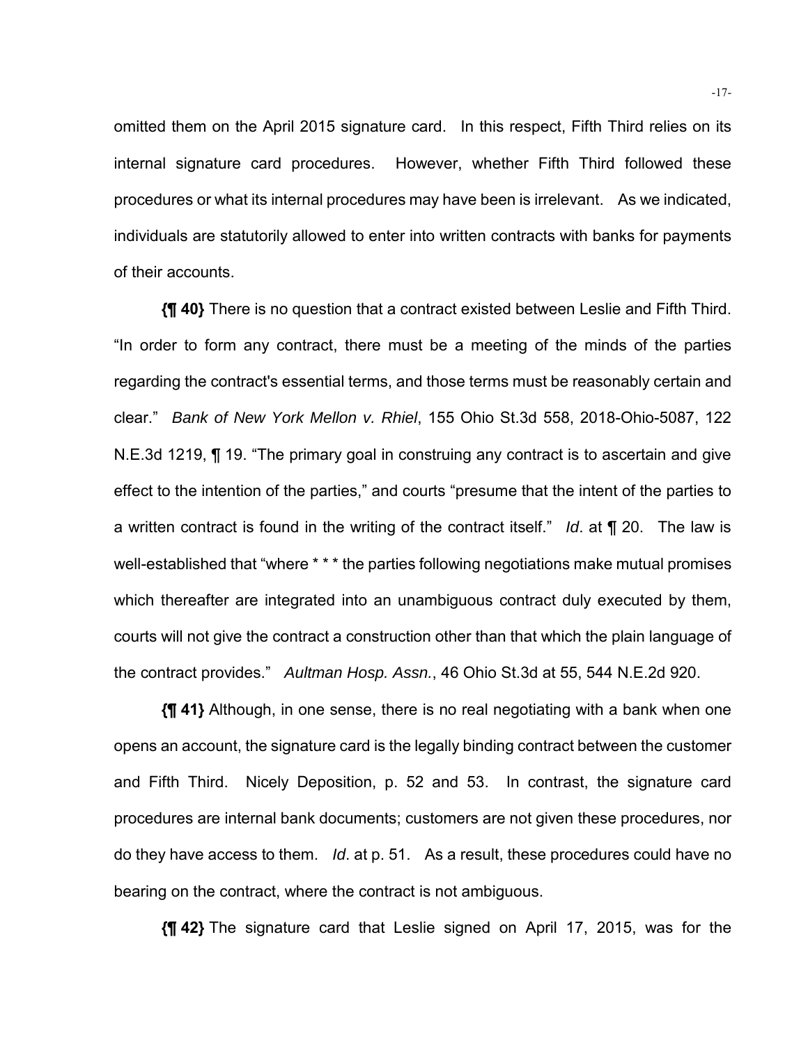omitted them on the April 2015 signature card. In this respect, Fifth Third relies on its internal signature card procedures. However, whether Fifth Third followed these procedures or what its internal procedures may have been is irrelevant. As we indicated, individuals are statutorily allowed to enter into written contracts with banks for payments of their accounts.

**{¶ 40}** There is no question that a contract existed between Leslie and Fifth Third. "In order to form any contract, there must be a meeting of the minds of the parties regarding the contract's essential terms, and those terms must be reasonably certain and clear." *Bank of New York Mellon v. Rhiel*, 155 Ohio St.3d 558, 2018-Ohio-5087, 122 N.E.3d 1219, ¶ 19. "The primary goal in construing any contract is to ascertain and give effect to the intention of the parties," and courts "presume that the intent of the parties to a written contract is found in the writing of the contract itself." *Id*. at ¶ 20. The law is well-established that "where * * * the parties following negotiations make mutual promises which thereafter are integrated into an unambiguous contract duly executed by them, courts will not give the contract a construction other than that which the plain language of the contract provides." *Aultman Hosp. Assn.*, 46 Ohio St.3d at 55, 544 N.E.2d 920.

**{¶ 41}** Although, in one sense, there is no real negotiating with a bank when one opens an account, the signature card is the legally binding contract between the customer and Fifth Third. Nicely Deposition, p. 52 and 53. In contrast, the signature card procedures are internal bank documents; customers are not given these procedures, nor do they have access to them. *Id*. at p. 51. As a result, these procedures could have no bearing on the contract, where the contract is not ambiguous.

**{¶ 42}** The signature card that Leslie signed on April 17, 2015, was for the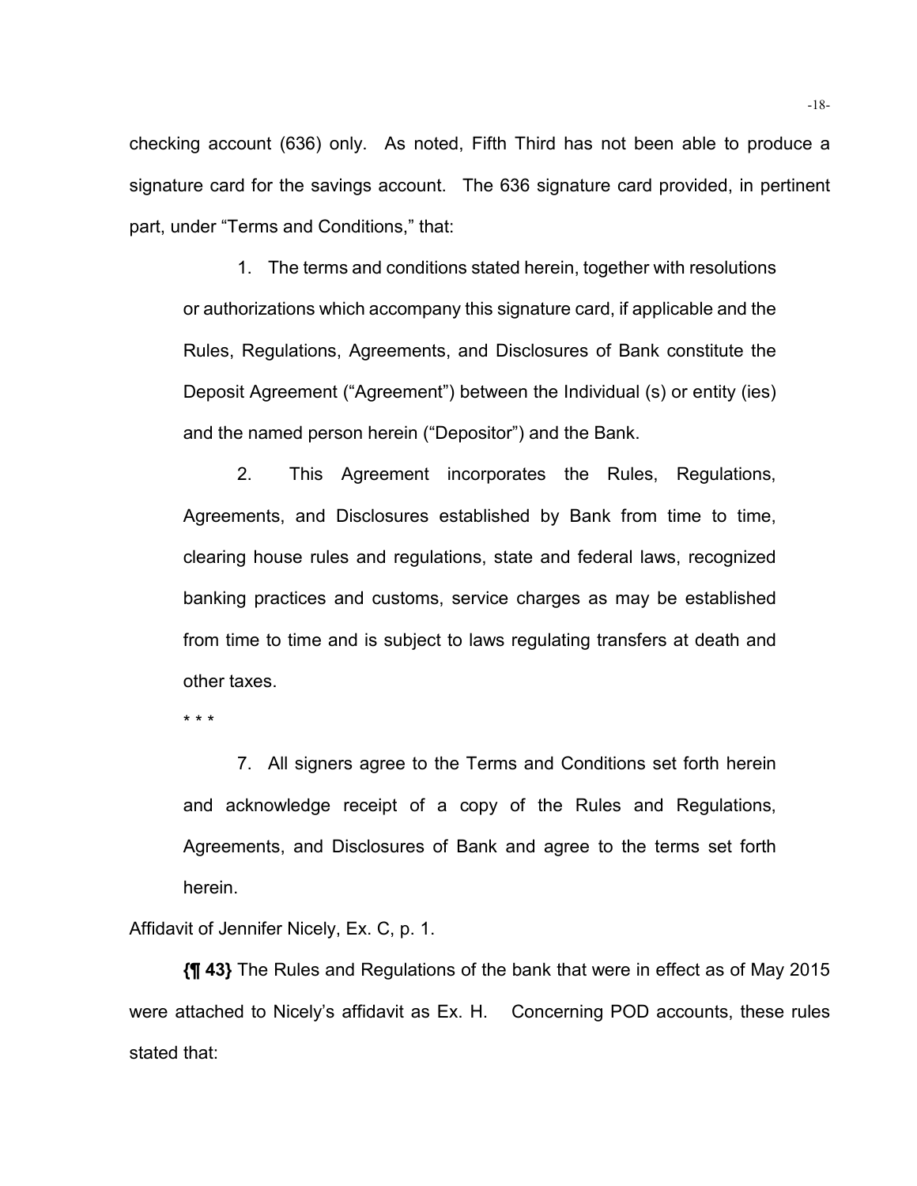checking account (636) only. As noted, Fifth Third has not been able to produce a signature card for the savings account. The 636 signature card provided, in pertinent part, under "Terms and Conditions," that:

> 1. The terms and conditions stated herein, together with resolutions or authorizations which accompany this signature card, if applicable and the Rules, Regulations, Agreements, and Disclosures of Bank constitute the Deposit Agreement ("Agreement") between the Individual (s) or entity (ies) and the named person herein ("Depositor") and the Bank.
>
> 2. This Agreement incorporates the Rules, Regulations, Agreements, and Disclosures established by Bank from time to time, clearing house rules and regulations, state and federal laws, recognized banking practices and customs, service charges as may be established from time to time and is subject to laws regulating transfers at death and other taxes.
>
> * * *
>
> 7. All signers agree to the Terms and Conditions set forth herein and acknowledge receipt of a copy of the Rules and Regulations, Agreements, and Disclosures of Bank and agree to the terms set forth herein.

Affidavit of Jennifer Nicely, Ex. C, p. 1.

**{¶ 43}** The Rules and Regulations of the bank that were in effect as of May 2015 were attached to Nicely's affidavit as Ex. H. Concerning POD accounts, these rules stated that: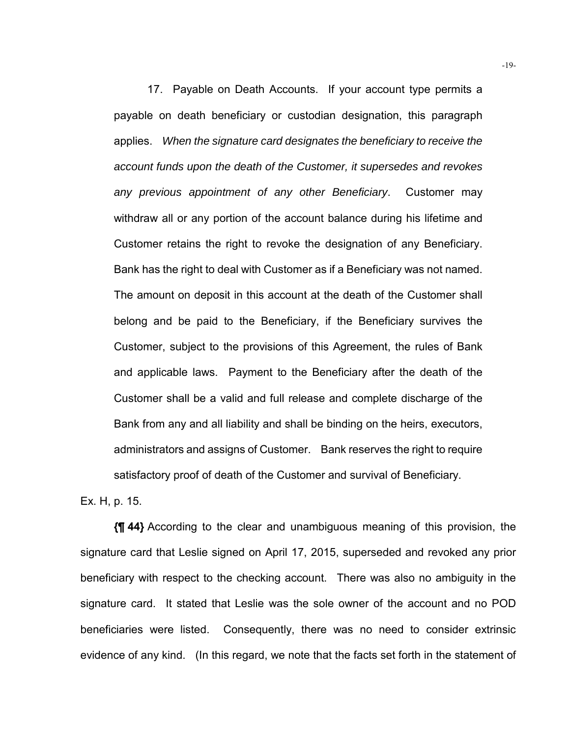> 17. Payable on Death Accounts. If your account type permits a payable on death beneficiary or custodian designation, this paragraph applies. *When the signature card designates the beneficiary to receive the account funds upon the death of the Customer, it supersedes and revokes any previous appointment of any other Beneficiary*. Customer may withdraw all or any portion of the account balance during his lifetime and Customer retains the right to revoke the designation of any Beneficiary. Bank has the right to deal with Customer as if a Beneficiary was not named. The amount on deposit in this account at the death of the Customer shall belong and be paid to the Beneficiary, if the Beneficiary survives the Customer, subject to the provisions of this Agreement, the rules of Bank and applicable laws. Payment to the Beneficiary after the death of the Customer shall be a valid and full release and complete discharge of the Bank from any and all liability and shall be binding on the heirs, executors, administrators and assigns of Customer. Bank reserves the right to require satisfactory proof of death of the Customer and survival of Beneficiary.

Ex. H, p. 15.

**{¶ 44}** According to the clear and unambiguous meaning of this provision, the signature card that Leslie signed on April 17, 2015, superseded and revoked any prior beneficiary with respect to the checking account. There was also no ambiguity in the signature card. It stated that Leslie was the sole owner of the account and no POD beneficiaries were listed. Consequently, there was no need to consider extrinsic evidence of any kind. (In this regard, we note that the facts set forth in the statement of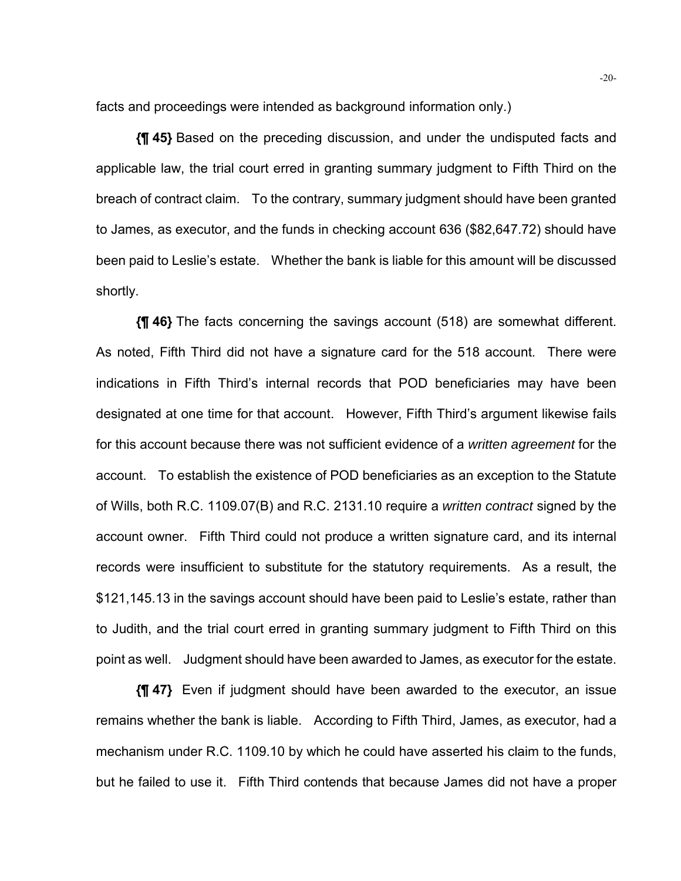facts and proceedings were intended as background information only.)

**{¶ 45}** Based on the preceding discussion, and under the undisputed facts and applicable law, the trial court erred in granting summary judgment to Fifth Third on the breach of contract claim. To the contrary, summary judgment should have been granted to James, as executor, and the funds in checking account 636 ($82,647.72) should have been paid to Leslie's estate. Whether the bank is liable for this amount will be discussed shortly.

**{¶ 46}** The facts concerning the savings account (518) are somewhat different. As noted, Fifth Third did not have a signature card for the 518 account. There were indications in Fifth Third's internal records that POD beneficiaries may have been designated at one time for that account. However, Fifth Third's argument likewise fails for this account because there was not sufficient evidence of a *written agreement* for the account. To establish the existence of POD beneficiaries as an exception to the Statute of Wills, both R.C. 1109.07(B) and R.C. 2131.10 require a *written contract* signed by the account owner. Fifth Third could not produce a written signature card, and its internal records were insufficient to substitute for the statutory requirements. As a result, the $121,145.13 in the savings account should have been paid to Leslie's estate, rather than to Judith, and the trial court erred in granting summary judgment to Fifth Third on this point as well. Judgment should have been awarded to James, as executor for the estate.

**{¶ 47}** Even if judgment should have been awarded to the executor, an issue remains whether the bank is liable. According to Fifth Third, James, as executor, had a mechanism under R.C. 1109.10 by which he could have asserted his claim to the funds, but he failed to use it. Fifth Third contends that because James did not have a proper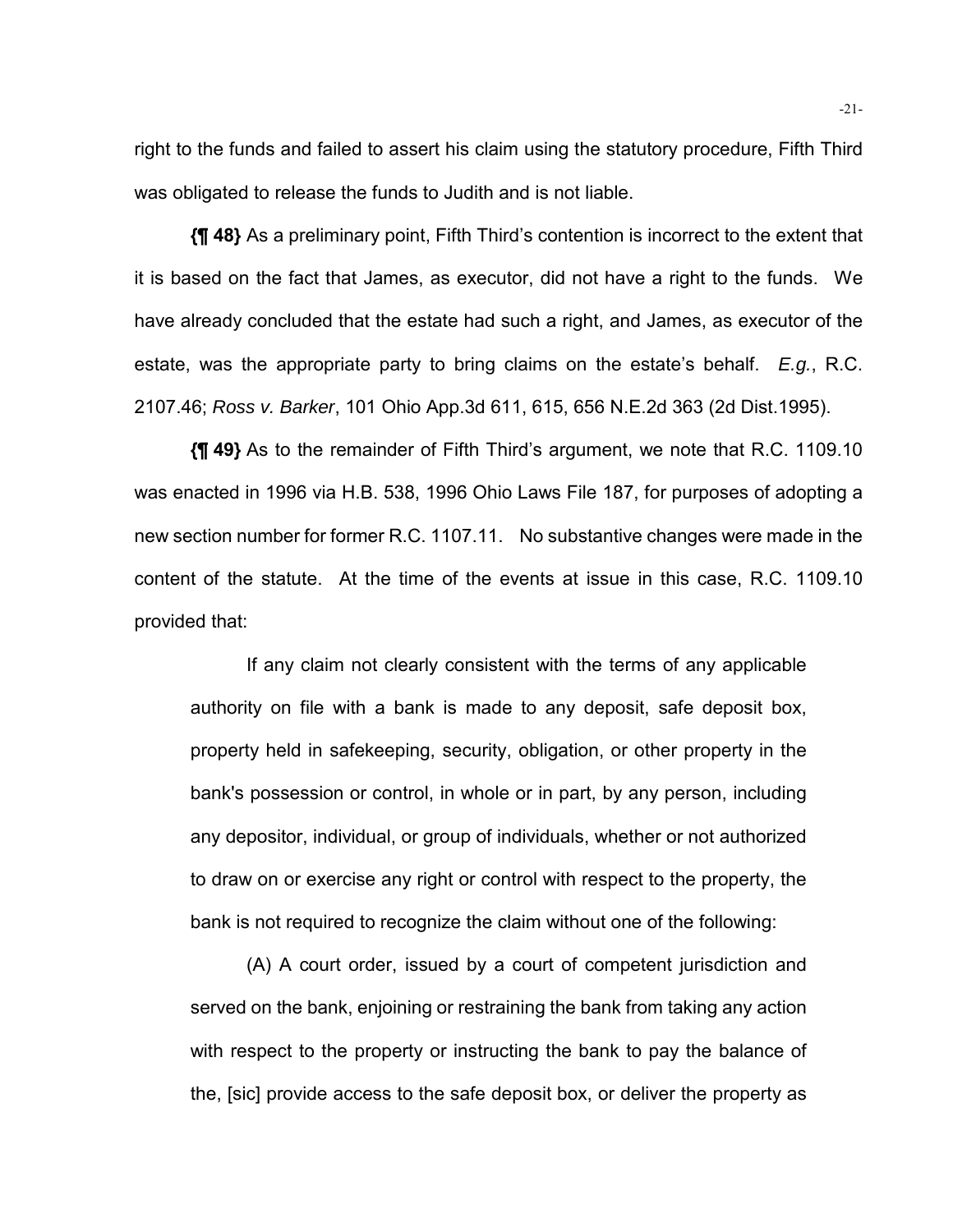right to the funds and failed to assert his claim using the statutory procedure, Fifth Third was obligated to release the funds to Judith and is not liable.

**{¶ 48}** As a preliminary point, Fifth Third's contention is incorrect to the extent that it is based on the fact that James, as executor, did not have a right to the funds. We have already concluded that the estate had such a right, and James, as executor of the estate, was the appropriate party to bring claims on the estate's behalf. *E.g.*, R.C. 2107.46; *Ross v. Barker*, 101 Ohio App.3d 611, 615, 656 N.E.2d 363 (2d Dist.1995).

**{¶ 49}** As to the remainder of Fifth Third's argument, we note that R.C. 1109.10 was enacted in 1996 via H.B. 538, 1996 Ohio Laws File 187, for purposes of adopting a new section number for former R.C. 1107.11. No substantive changes were made in the content of the statute. At the time of the events at issue in this case, R.C. 1109.10 provided that:

> If any claim not clearly consistent with the terms of any applicable authority on file with a bank is made to any deposit, safe deposit box, property held in safekeeping, security, obligation, or other property in the bank's possession or control, in whole or in part, by any person, including any depositor, individual, or group of individuals, whether or not authorized to draw on or exercise any right or control with respect to the property, the bank is not required to recognize the claim without one of the following:
>
> (A) A court order, issued by a court of competent jurisdiction and served on the bank, enjoining or restraining the bank from taking any action with respect to the property or instructing the bank to pay the balance of the, [sic] provide access to the safe deposit box, or deliver the property as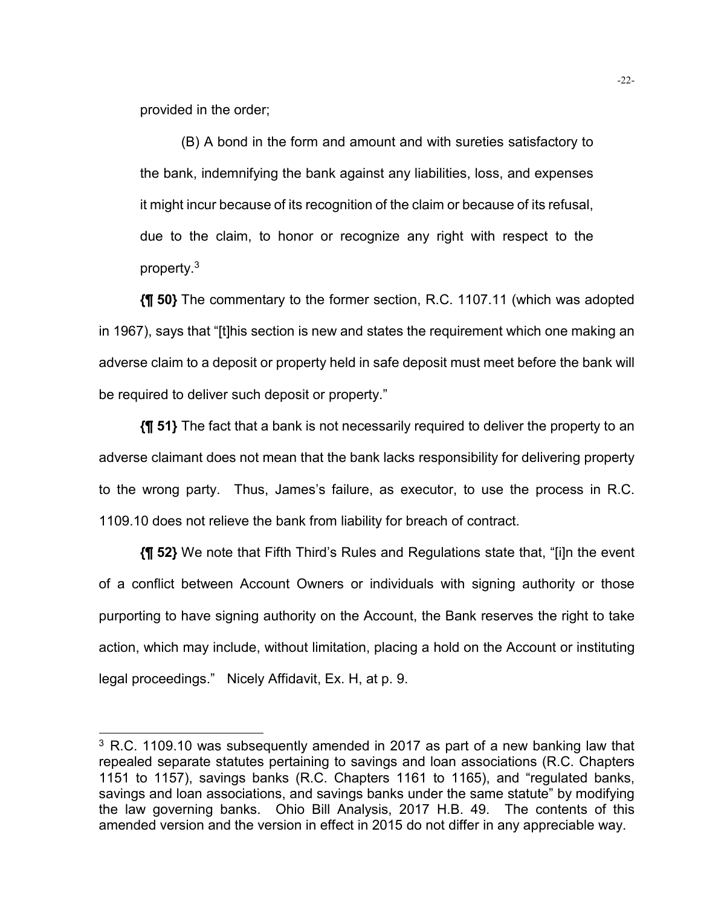provided in the order;

(B) A bond in the form and amount and with sureties satisfactory to the bank, indemnifying the bank against any liabilities, loss, and expenses it might incur because of its recognition of the claim or because of its refusal, due to the claim, to honor or recognize any right with respect to the property.[3]

**{¶ 50}** The commentary to the former section, R.C. 1107.11 (which was adopted in 1967), says that "[t]his section is new and states the requirement which one making an adverse claim to a deposit or property held in safe deposit must meet before the bank will be required to deliver such deposit or property."

**{¶ 51}** The fact that a bank is not necessarily required to deliver the property to an adverse claimant does not mean that the bank lacks responsibility for delivering property to the wrong party. Thus, James's failure, as executor, to use the process in R.C. 1109.10 does not relieve the bank from liability for breach of contract.

**{¶ 52}** We note that Fifth Third's Rules and Regulations state that, "[i]n the event of a conflict between Account Owners or individuals with signing authority or those purporting to have signing authority on the Account, the Bank reserves the right to take action, which may include, without limitation, placing a hold on the Account or instituting legal proceedings." Nicely Affidavit, Ex. H, at p. 9.

---

[3] R.C. 1109.10 was subsequently amended in 2017 as part of a new banking law that repealed separate statutes pertaining to savings and loan associations (R.C. Chapters 1151 to 1157), savings banks (R.C. Chapters 1161 to 1165), and "regulated banks, savings and loan associations, and savings banks under the same statute" by modifying the law governing banks. Ohio Bill Analysis, 2017 H.B. 49. The contents of this amended version and the version in effect in 2015 do not differ in any appreciable way.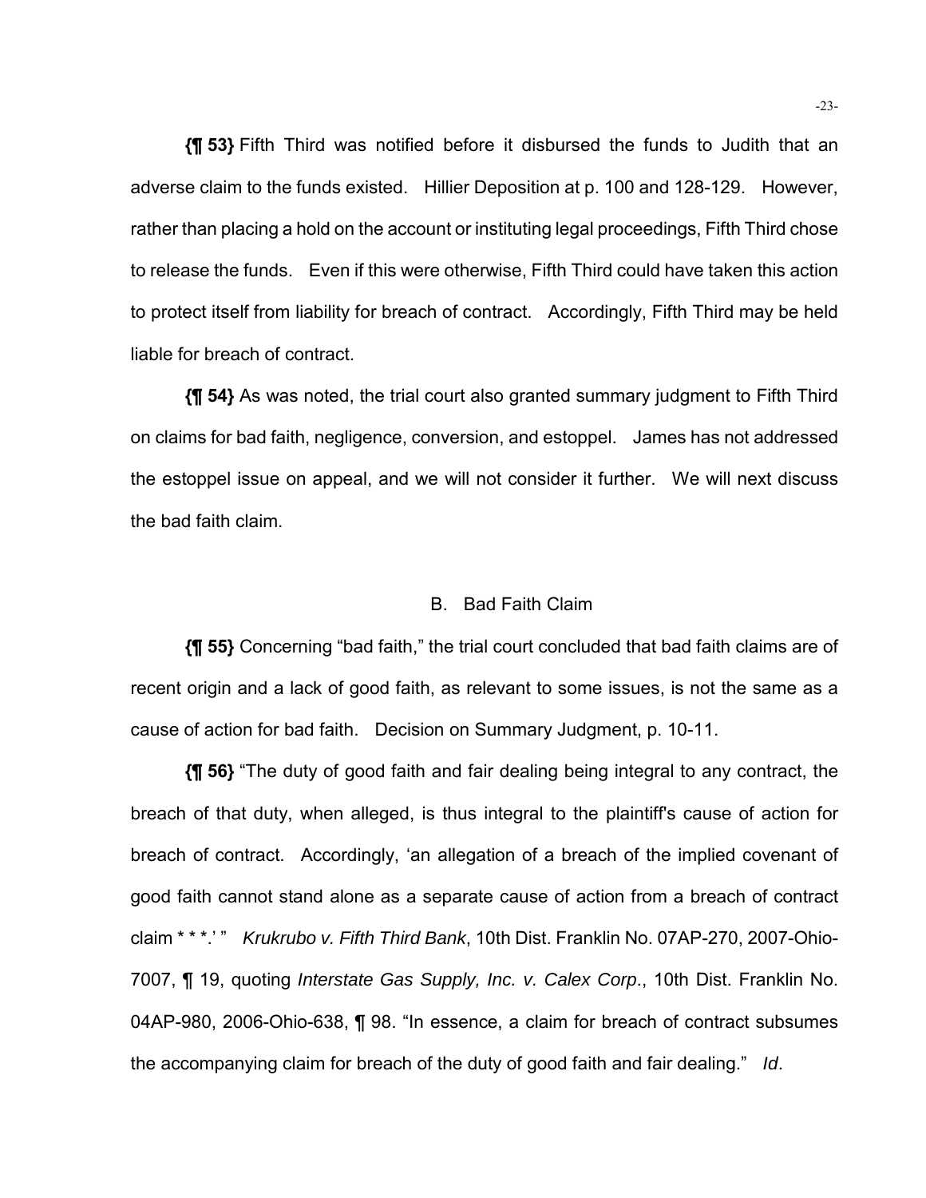**{¶ 53}** Fifth Third was notified before it disbursed the funds to Judith that an adverse claim to the funds existed. Hillier Deposition at p. 100 and 128-129. However, rather than placing a hold on the account or instituting legal proceedings, Fifth Third chose to release the funds. Even if this were otherwise, Fifth Third could have taken this action to protect itself from liability for breach of contract. Accordingly, Fifth Third may be held liable for breach of contract.

**{¶ 54}** As was noted, the trial court also granted summary judgment to Fifth Third on claims for bad faith, negligence, conversion, and estoppel. James has not addressed the estoppel issue on appeal, and we will not consider it further. We will next discuss the bad faith claim.

## B. Bad Faith Claim

**{¶ 55}** Concerning "bad faith," the trial court concluded that bad faith claims are of recent origin and a lack of good faith, as relevant to some issues, is not the same as a cause of action for bad faith. Decision on Summary Judgment, p. 10-11.

**{¶ 56}** "The duty of good faith and fair dealing being integral to any contract, the breach of that duty, when alleged, is thus integral to the plaintiff's cause of action for breach of contract. Accordingly, 'an allegation of a breach of the implied covenant of good faith cannot stand alone as a separate cause of action from a breach of contract claim * * *.' " *Krukrubo v. Fifth Third Bank*, 10th Dist. Franklin No. 07AP-270, 2007-Ohio-7007, ¶ 19, quoting *Interstate Gas Supply, Inc. v. Calex Corp*., 10th Dist. Franklin No. 04AP-980, 2006-Ohio-638, ¶ 98. "In essence, a claim for breach of contract subsumes the accompanying claim for breach of the duty of good faith and fair dealing." *Id*.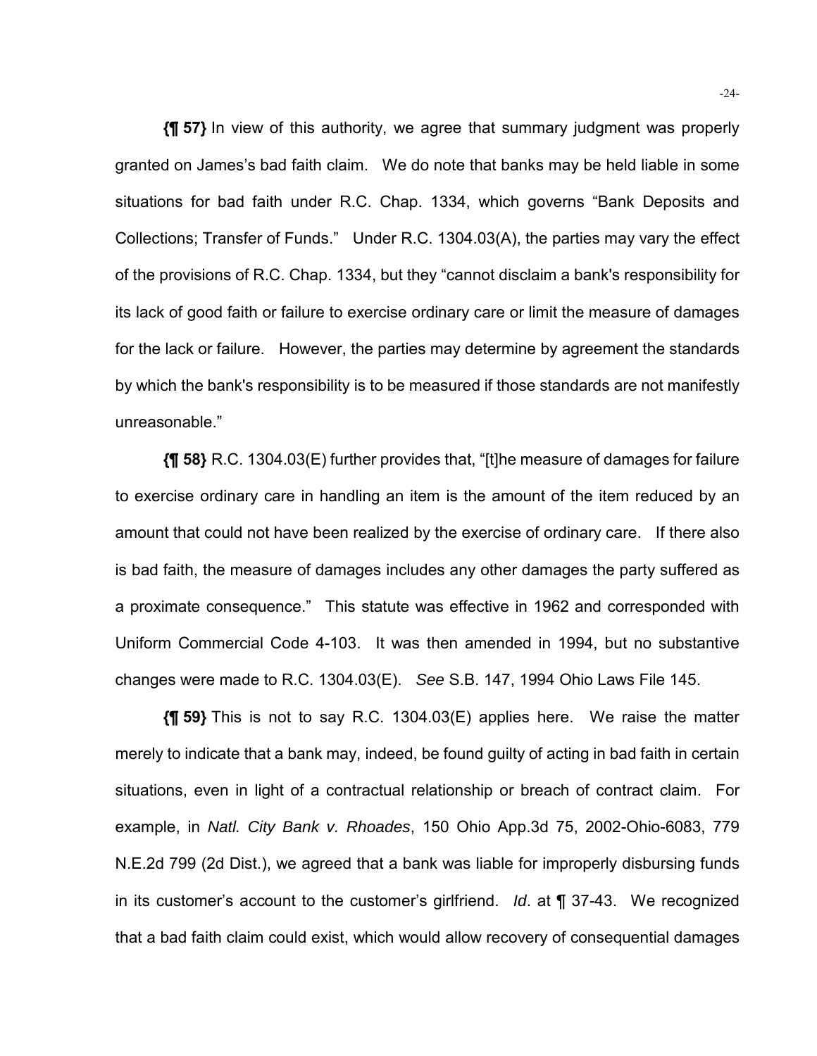**{¶ 57}** In view of this authority, we agree that summary judgment was properly granted on James's bad faith claim. We do note that banks may be held liable in some situations for bad faith under R.C. Chap. 1334, which governs "Bank Deposits and Collections; Transfer of Funds." Under R.C. 1304.03(A), the parties may vary the effect of the provisions of R.C. Chap. 1334, but they "cannot disclaim a bank's responsibility for its lack of good faith or failure to exercise ordinary care or limit the measure of damages for the lack or failure. However, the parties may determine by agreement the standards by which the bank's responsibility is to be measured if those standards are not manifestly unreasonable."

**{¶ 58}** R.C. 1304.03(E) further provides that, "[t]he measure of damages for failure to exercise ordinary care in handling an item is the amount of the item reduced by an amount that could not have been realized by the exercise of ordinary care. If there also is bad faith, the measure of damages includes any other damages the party suffered as a proximate consequence." This statute was effective in 1962 and corresponded with Uniform Commercial Code 4-103. It was then amended in 1994, but no substantive changes were made to R.C. 1304.03(E). *See* S.B. 147, 1994 Ohio Laws File 145.

**{¶ 59}** This is not to say R.C. 1304.03(E) applies here. We raise the matter merely to indicate that a bank may, indeed, be found guilty of acting in bad faith in certain situations, even in light of a contractual relationship or breach of contract claim. For example, in *Natl. City Bank v. Rhoades*, 150 Ohio App.3d 75, 2002-Ohio-6083, 779 N.E.2d 799 (2d Dist.), we agreed that a bank was liable for improperly disbursing funds in its customer's account to the customer's girlfriend. *Id*. at ¶ 37-43. We recognized that a bad faith claim could exist, which would allow recovery of consequential damages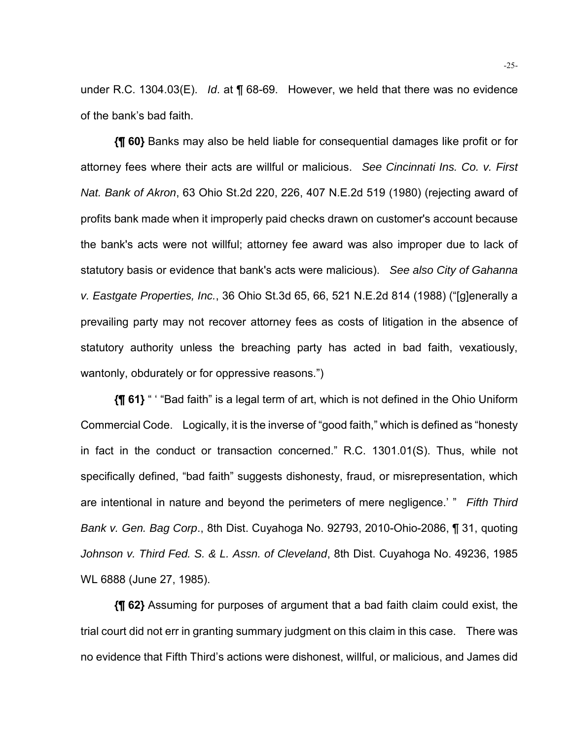under R.C. 1304.03(E). *Id*. at ¶ 68-69. However, we held that there was no evidence of the bank's bad faith.

**{¶ 60}** Banks may also be held liable for consequential damages like profit or for attorney fees where their acts are willful or malicious. *See Cincinnati Ins. Co. v. First Nat. Bank of Akron*, 63 Ohio St.2d 220, 226, 407 N.E.2d 519 (1980) (rejecting award of profits bank made when it improperly paid checks drawn on customer's account because the bank's acts were not willful; attorney fee award was also improper due to lack of statutory basis or evidence that bank's acts were malicious). *See also City of Gahanna v. Eastgate Properties, Inc.*, 36 Ohio St.3d 65, 66, 521 N.E.2d 814 (1988) ("[g]enerally a prevailing party may not recover attorney fees as costs of litigation in the absence of statutory authority unless the breaching party has acted in bad faith, vexatiously, wantonly, obdurately or for oppressive reasons.")

**{¶ 61}** " ' "Bad faith" is a legal term of art, which is not defined in the Ohio Uniform Commercial Code. Logically, it is the inverse of "good faith," which is defined as "honesty in fact in the conduct or transaction concerned." R.C. 1301.01(S). Thus, while not specifically defined, "bad faith" suggests dishonesty, fraud, or misrepresentation, which are intentional in nature and beyond the perimeters of mere negligence.' " *Fifth Third Bank v. Gen. Bag Corp*., 8th Dist. Cuyahoga No. 92793, 2010-Ohio-2086, ¶ 31, quoting *Johnson v. Third Fed. S. & L. Assn. of Cleveland*, 8th Dist. Cuyahoga No. 49236, 1985 WL 6888 (June 27, 1985).

**{¶ 62}** Assuming for purposes of argument that a bad faith claim could exist, the trial court did not err in granting summary judgment on this claim in this case. There was no evidence that Fifth Third's actions were dishonest, willful, or malicious, and James did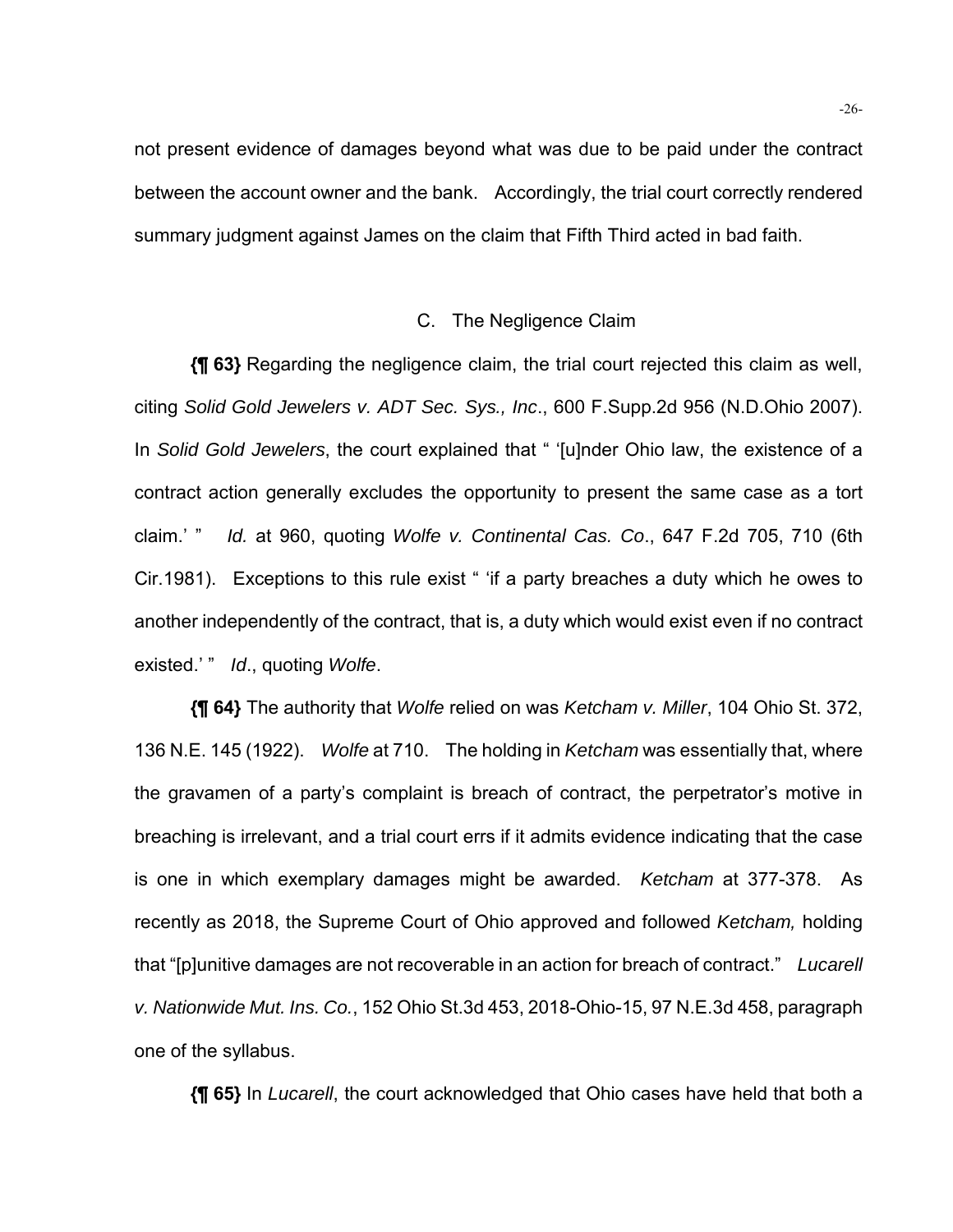not present evidence of damages beyond what was due to be paid under the contract between the account owner and the bank. Accordingly, the trial court correctly rendered summary judgment against James on the claim that Fifth Third acted in bad faith.

### C. The Negligence Claim

**{¶ 63}** Regarding the negligence claim, the trial court rejected this claim as well, citing *Solid Gold Jewelers v. ADT Sec. Sys., Inc*., 600 F.Supp.2d 956 (N.D.Ohio 2007). In *Solid Gold Jewelers*, the court explained that " '[u]nder Ohio law, the existence of a contract action generally excludes the opportunity to present the same case as a tort claim.' " *Id.* at 960, quoting *Wolfe v. Continental Cas. Co*., 647 F.2d 705, 710 (6th Cir.1981). Exceptions to this rule exist " 'if a party breaches a duty which he owes to another independently of the contract, that is, a duty which would exist even if no contract existed.' " *Id*., quoting *Wolfe*.

**{¶ 64}** The authority that *Wolfe* relied on was *Ketcham v. Miller*, 104 Ohio St. 372, 136 N.E. 145 (1922). *Wolfe* at 710. The holding in *Ketcham* was essentially that, where the gravamen of a party's complaint is breach of contract, the perpetrator's motive in breaching is irrelevant, and a trial court errs if it admits evidence indicating that the case is one in which exemplary damages might be awarded. *Ketcham* at 377-378. As recently as 2018, the Supreme Court of Ohio approved and followed *Ketcham,* holding that "[p]unitive damages are not recoverable in an action for breach of contract." *Lucarell v. Nationwide Mut. Ins. Co.*, 152 Ohio St.3d 453, 2018-Ohio-15, 97 N.E.3d 458, paragraph one of the syllabus.

**{¶ 65}** In *Lucarell*, the court acknowledged that Ohio cases have held that both a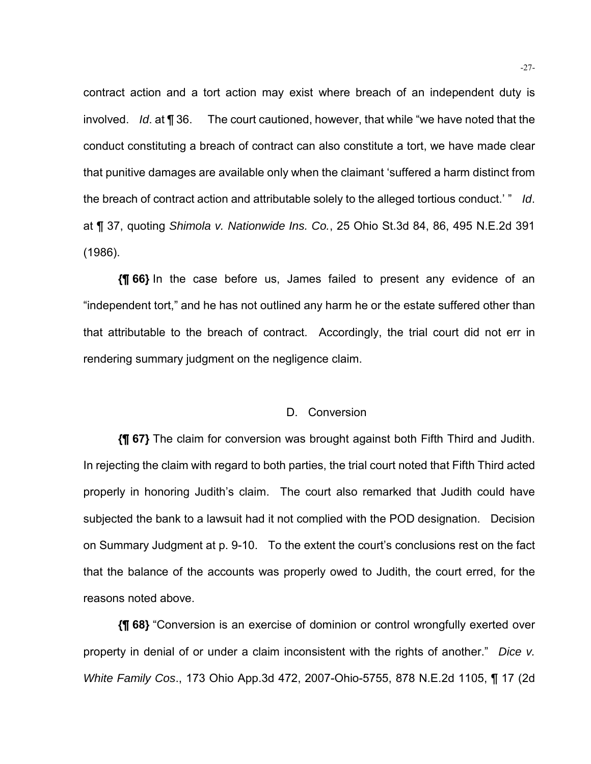contract action and a tort action may exist where breach of an independent duty is involved. *Id*. at ¶ 36. The court cautioned, however, that while "we have noted that the conduct constituting a breach of contract can also constitute a tort, we have made clear that punitive damages are available only when the claimant 'suffered a harm distinct from the breach of contract action and attributable solely to the alleged tortious conduct.' " *Id*. at ¶ 37, quoting *Shimola v. Nationwide Ins. Co.*, 25 Ohio St.3d 84, 86, 495 N.E.2d 391 (1986).

**{¶ 66}** In the case before us, James failed to present any evidence of an "independent tort," and he has not outlined any harm he or the estate suffered other than that attributable to the breach of contract. Accordingly, the trial court did not err in rendering summary judgment on the negligence claim.

### D. Conversion

**{¶ 67}** The claim for conversion was brought against both Fifth Third and Judith. In rejecting the claim with regard to both parties, the trial court noted that Fifth Third acted properly in honoring Judith's claim. The court also remarked that Judith could have subjected the bank to a lawsuit had it not complied with the POD designation. Decision on Summary Judgment at p. 9-10. To the extent the court's conclusions rest on the fact that the balance of the accounts was properly owed to Judith, the court erred, for the reasons noted above.

**{¶ 68}** "Conversion is an exercise of dominion or control wrongfully exerted over property in denial of or under a claim inconsistent with the rights of another." *Dice v. White Family Cos*., 173 Ohio App.3d 472, 2007-Ohio-5755, 878 N.E.2d 1105, ¶ 17 (2d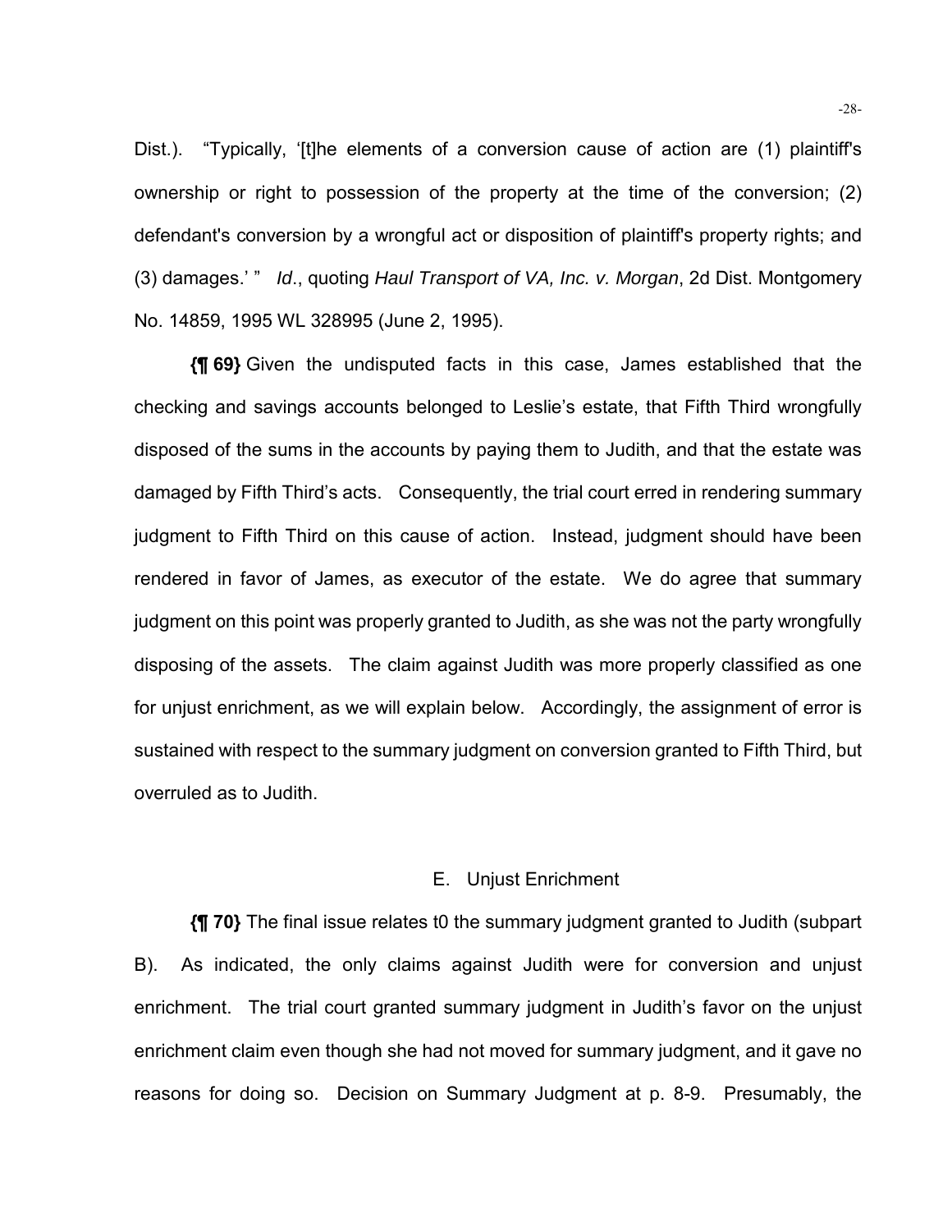Dist.). "Typically, '[t]he elements of a conversion cause of action are (1) plaintiff's ownership or right to possession of the property at the time of the conversion; (2) defendant's conversion by a wrongful act or disposition of plaintiff's property rights; and (3) damages.' " *Id*., quoting *Haul Transport of VA, Inc. v. Morgan*, 2d Dist. Montgomery No. 14859, 1995 WL 328995 (June 2, 1995).

**{¶ 69}** Given the undisputed facts in this case, James established that the checking and savings accounts belonged to Leslie's estate, that Fifth Third wrongfully disposed of the sums in the accounts by paying them to Judith, and that the estate was damaged by Fifth Third's acts. Consequently, the trial court erred in rendering summary judgment to Fifth Third on this cause of action. Instead, judgment should have been rendered in favor of James, as executor of the estate. We do agree that summary judgment on this point was properly granted to Judith, as she was not the party wrongfully disposing of the assets. The claim against Judith was more properly classified as one for unjust enrichment, as we will explain below. Accordingly, the assignment of error is sustained with respect to the summary judgment on conversion granted to Fifth Third, but overruled as to Judith.

### E. Unjust Enrichment

**{¶ 70}** The final issue relates t0 the summary judgment granted to Judith (subpart B). As indicated, the only claims against Judith were for conversion and unjust enrichment. The trial court granted summary judgment in Judith's favor on the unjust enrichment claim even though she had not moved for summary judgment, and it gave no reasons for doing so. Decision on Summary Judgment at p. 8-9. Presumably, the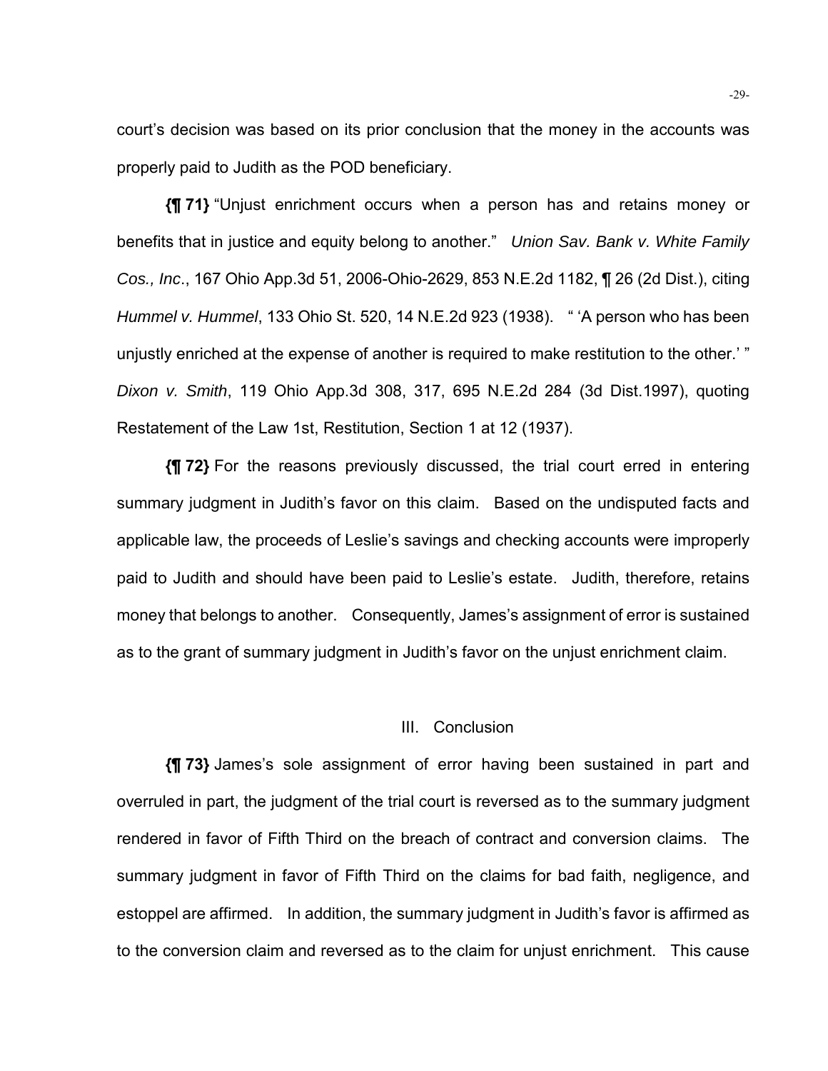court's decision was based on its prior conclusion that the money in the accounts was properly paid to Judith as the POD beneficiary.

**{¶ 71}** "Unjust enrichment occurs when a person has and retains money or benefits that in justice and equity belong to another." *Union Sav. Bank v. White Family Cos., Inc.*, 167 Ohio App.3d 51, 2006-Ohio-2629, 853 N.E.2d 1182, ¶ 26 (2d Dist.), citing *Hummel v. Hummel*, 133 Ohio St. 520, 14 N.E.2d 923 (1938). " 'A person who has been unjustly enriched at the expense of another is required to make restitution to the other.' " *Dixon v. Smith*, 119 Ohio App.3d 308, 317, 695 N.E.2d 284 (3d Dist.1997), quoting Restatement of the Law 1st, Restitution, Section 1 at 12 (1937).

**{¶ 72}** For the reasons previously discussed, the trial court erred in entering summary judgment in Judith's favor on this claim. Based on the undisputed facts and applicable law, the proceeds of Leslie's savings and checking accounts were improperly paid to Judith and should have been paid to Leslie's estate. Judith, therefore, retains money that belongs to another. Consequently, James's assignment of error is sustained as to the grant of summary judgment in Judith's favor on the unjust enrichment claim.

## III. Conclusion

**{¶ 73}** James's sole assignment of error having been sustained in part and overruled in part, the judgment of the trial court is reversed as to the summary judgment rendered in favor of Fifth Third on the breach of contract and conversion claims. The summary judgment in favor of Fifth Third on the claims for bad faith, negligence, and estoppel are affirmed. In addition, the summary judgment in Judith's favor is affirmed as to the conversion claim and reversed as to the claim for unjust enrichment. This cause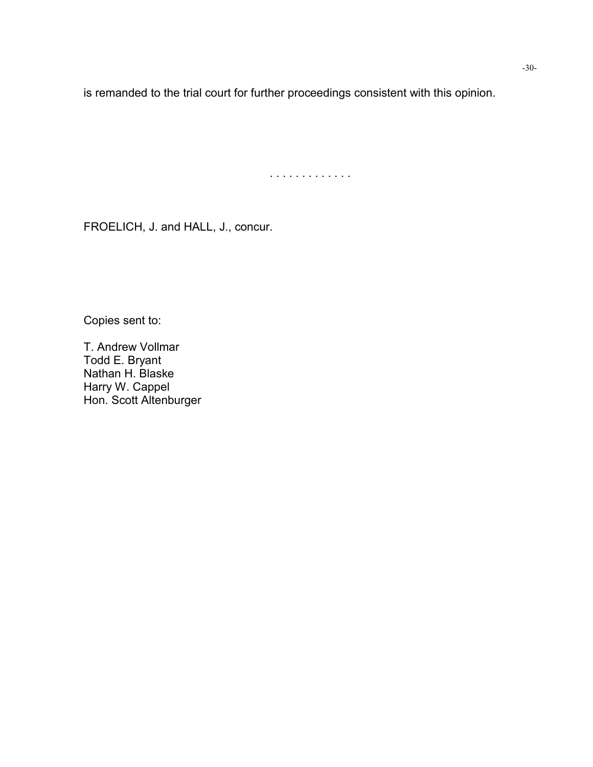is remanded to the trial court for further proceedings consistent with this opinion.

. . . . . . . . . . . . .

FROELICH, J. and HALL, J., concur.

Copies sent to:

T. Andrew Vollmar
Todd E. Bryant
Nathan H. Blaske
Harry W. Cappel
Hon. Scott Altenburger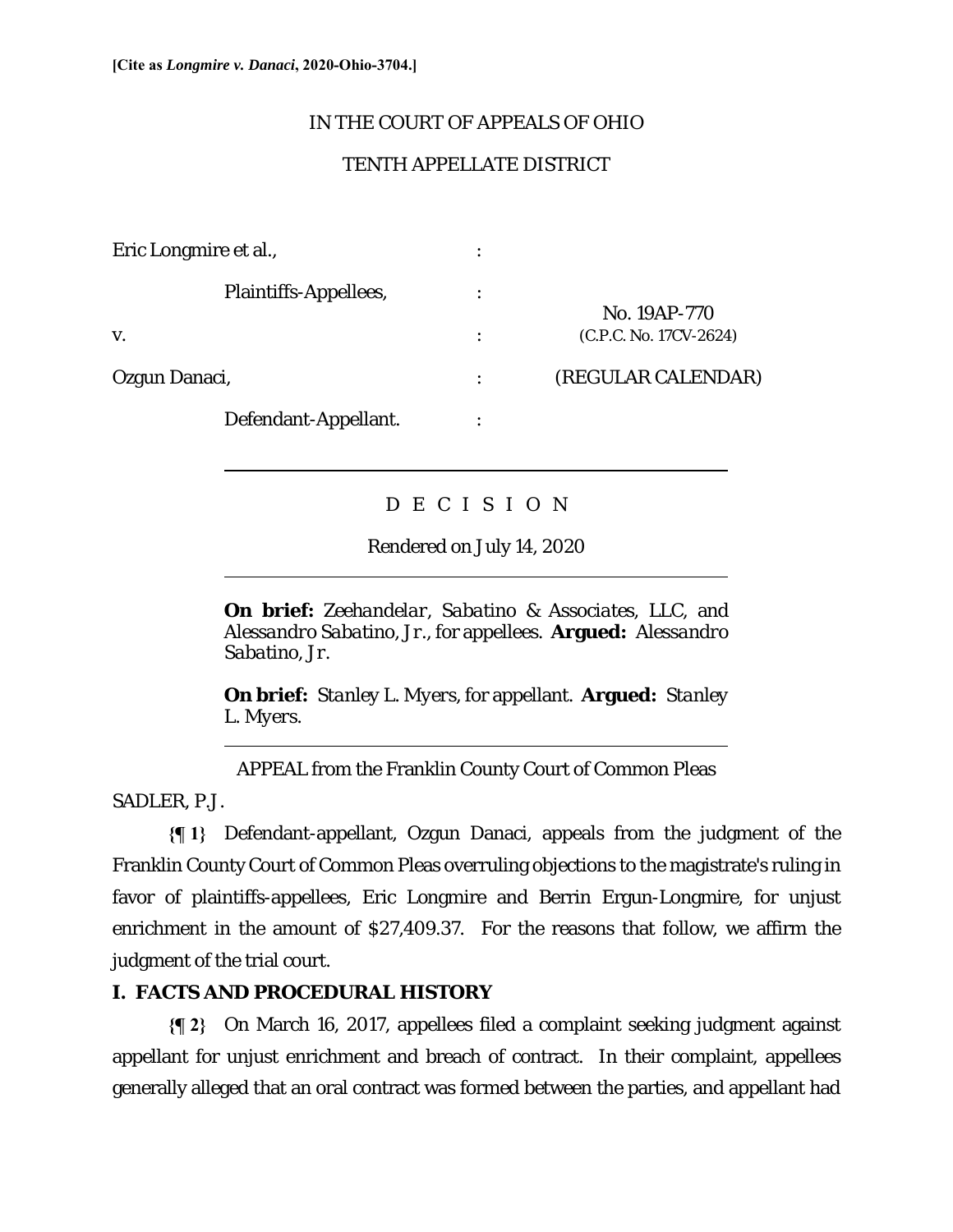[Cite as *Longmire v. Danaci*, 2020-Ohio-3704.]

IN THE COURT OF APPEALS OF OHIO

TENTH APPELLATE DISTRICT

| | | |
|---|---|---|
| Eric Longmire et al., | : | |
| Plaintiffs-Appellees, | : | No. 19AP-770 |
| v. | : | (C.P.C. No. 17CV-2624) |
| Ozgun Danaci, | : | (REGULAR CALENDAR) |
| Defendant-Appellant. | : | |

D E C I S I O N

Rendered on July 14, 2020

**On brief:** *Zeehandelar, Sabatino & Associates, LLC*, and *Alessandro Sabatino, Jr.*, for appellees. **Argued:** *Alessandro Sabatino, Jr.*

**On brief:** *Stanley L. Myers*, for appellant. **Argued:** *Stanley L. Myers.*

APPEAL from the Franklin County Court of Common Pleas

SADLER, P.J.

**{¶ 1}** Defendant-appellant, Ozgun Danaci, appeals from the judgment of the Franklin County Court of Common Pleas overruling objections to the magistrate's ruling in favor of plaintiffs-appellees, Eric Longmire and Berrin Ergun-Longmire, for unjust enrichment in the amount of $27,409.37. For the reasons that follow, we affirm the judgment of the trial court.

## I. FACTS AND PROCEDURAL HISTORY

**{¶ 2}** On March 16, 2017, appellees filed a complaint seeking judgment against appellant for unjust enrichment and breach of contract. In their complaint, appellees generally alleged that an oral contract was formed between the parties, and appellant had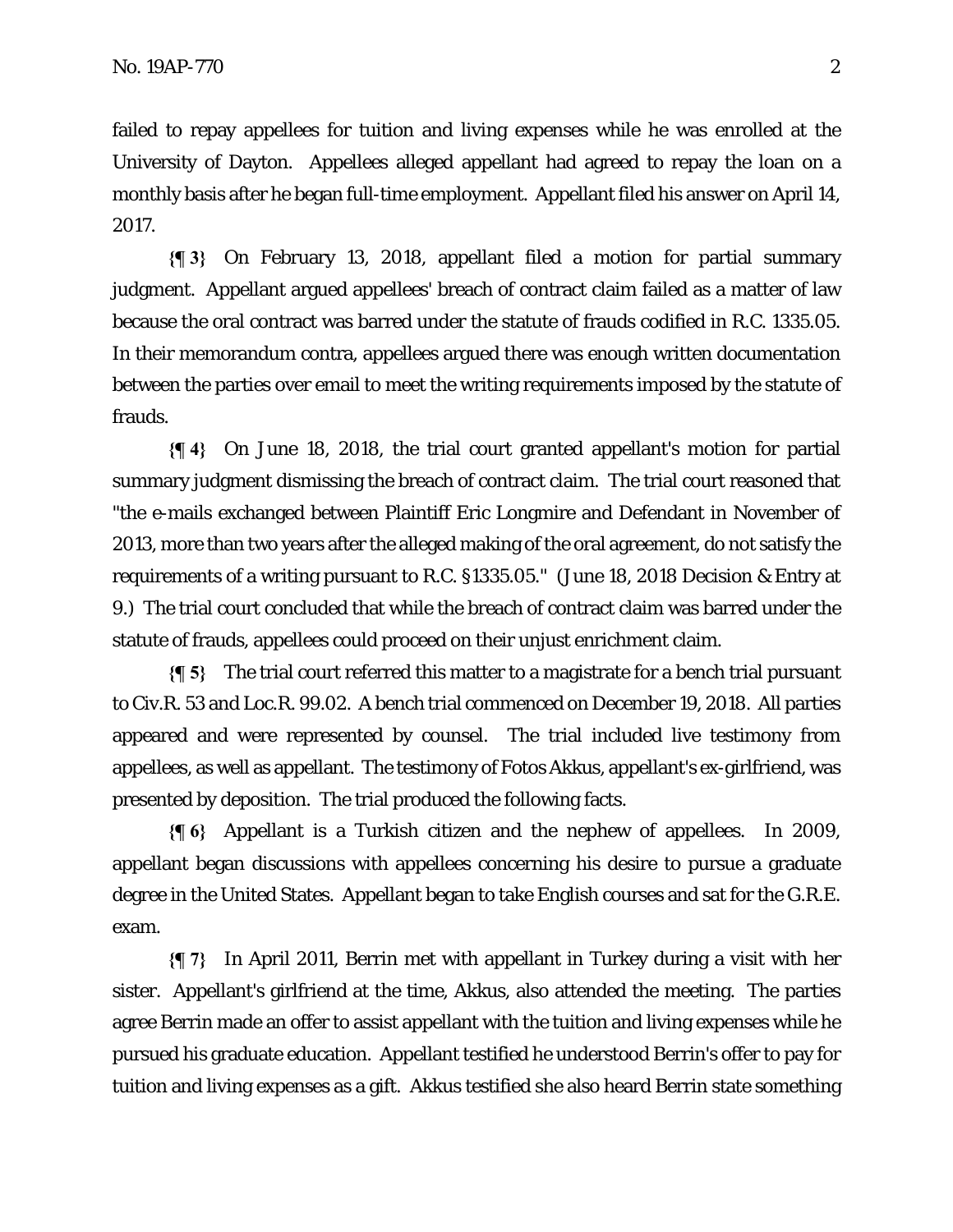failed to repay appellees for tuition and living expenses while he was enrolled at the University of Dayton. Appellees alleged appellant had agreed to repay the loan on a monthly basis after he began full-time employment. Appellant filed his answer on April 14, 2017.

**{¶ 3}** On February 13, 2018, appellant filed a motion for partial summary judgment. Appellant argued appellees' breach of contract claim failed as a matter of law because the oral contract was barred under the statute of frauds codified in R.C. 1335.05. In their memorandum contra, appellees argued there was enough written documentation between the parties over email to meet the writing requirements imposed by the statute of frauds.

**{¶ 4}** On June 18, 2018, the trial court granted appellant's motion for partial summary judgment dismissing the breach of contract claim. The trial court reasoned that "the e-mails exchanged between Plaintiff Eric Longmire and Defendant in November of 2013, more than two years after the alleged making of the oral agreement, do not satisfy the requirements of a writing pursuant to R.C. §1335.05." (June 18, 2018 Decision & Entry at 9.) The trial court concluded that while the breach of contract claim was barred under the statute of frauds, appellees could proceed on their unjust enrichment claim.

**{¶ 5}** The trial court referred this matter to a magistrate for a bench trial pursuant to Civ.R. 53 and Loc.R. 99.02. A bench trial commenced on December 19, 2018. All parties appeared and were represented by counsel. The trial included live testimony from appellees, as well as appellant. The testimony of Fotos Akkus, appellant's ex-girlfriend, was presented by deposition. The trial produced the following facts.

**{¶ 6}** Appellant is a Turkish citizen and the nephew of appellees. In 2009, appellant began discussions with appellees concerning his desire to pursue a graduate degree in the United States. Appellant began to take English courses and sat for the G.R.E. exam.

**{¶ 7}** In April 2011, Berrin met with appellant in Turkey during a visit with her sister. Appellant's girlfriend at the time, Akkus, also attended the meeting. The parties agree Berrin made an offer to assist appellant with the tuition and living expenses while he pursued his graduate education. Appellant testified he understood Berrin's offer to pay for tuition and living expenses as a gift. Akkus testified she also heard Berrin state something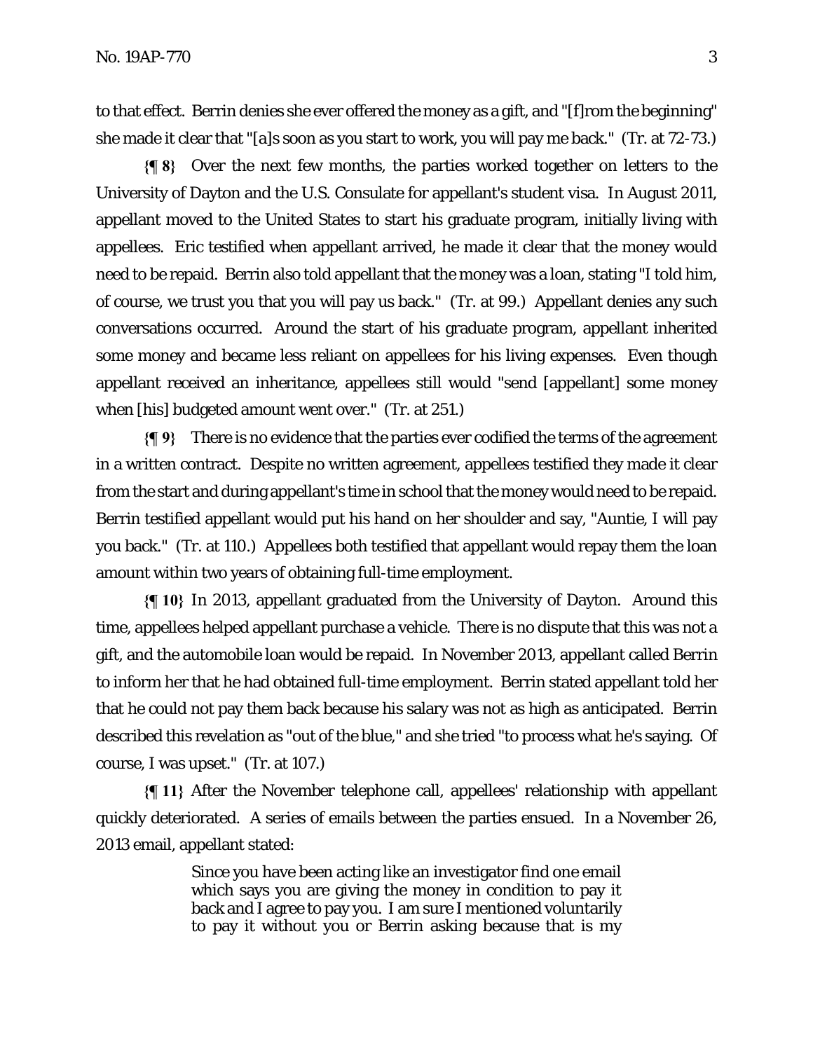to that effect. Berrin denies she ever offered the money as a gift, and "[f]rom the beginning" she made it clear that "[a]s soon as you start to work, you will pay me back." (Tr. at 72-73.)

**{¶ 8}** Over the next few months, the parties worked together on letters to the University of Dayton and the U.S. Consulate for appellant's student visa. In August 2011, appellant moved to the United States to start his graduate program, initially living with appellees. Eric testified when appellant arrived, he made it clear that the money would need to be repaid. Berrin also told appellant that the money was a loan, stating "I told him, of course, we trust you that you will pay us back." (Tr. at 99.) Appellant denies any such conversations occurred. Around the start of his graduate program, appellant inherited some money and became less reliant on appellees for his living expenses. Even though appellant received an inheritance, appellees still would "send [appellant] some money when [his] budgeted amount went over." (Tr. at 251.)

**{¶ 9}** There is no evidence that the parties ever codified the terms of the agreement in a written contract. Despite no written agreement, appellees testified they made it clear from the start and during appellant's time in school that the money would need to be repaid. Berrin testified appellant would put his hand on her shoulder and say, "Auntie, I will pay you back." (Tr. at 110.) Appellees both testified that appellant would repay them the loan amount within two years of obtaining full-time employment.

**{¶ 10}** In 2013, appellant graduated from the University of Dayton. Around this time, appellees helped appellant purchase a vehicle. There is no dispute that this was not a gift, and the automobile loan would be repaid. In November 2013, appellant called Berrin to inform her that he had obtained full-time employment. Berrin stated appellant told her that he could not pay them back because his salary was not as high as anticipated. Berrin described this revelation as "out of the blue," and she tried "to process what he's saying. Of course, I was upset." (Tr. at 107.)

**{¶ 11}** After the November telephone call, appellees' relationship with appellant quickly deteriorated. A series of emails between the parties ensued. In a November 26, 2013 email, appellant stated:

> Since you have been acting like an investigator find one email which says you are giving the money in condition to pay it back and I agree to pay you. I am sure I mentioned voluntarily to pay it without you or Berrin asking because that is my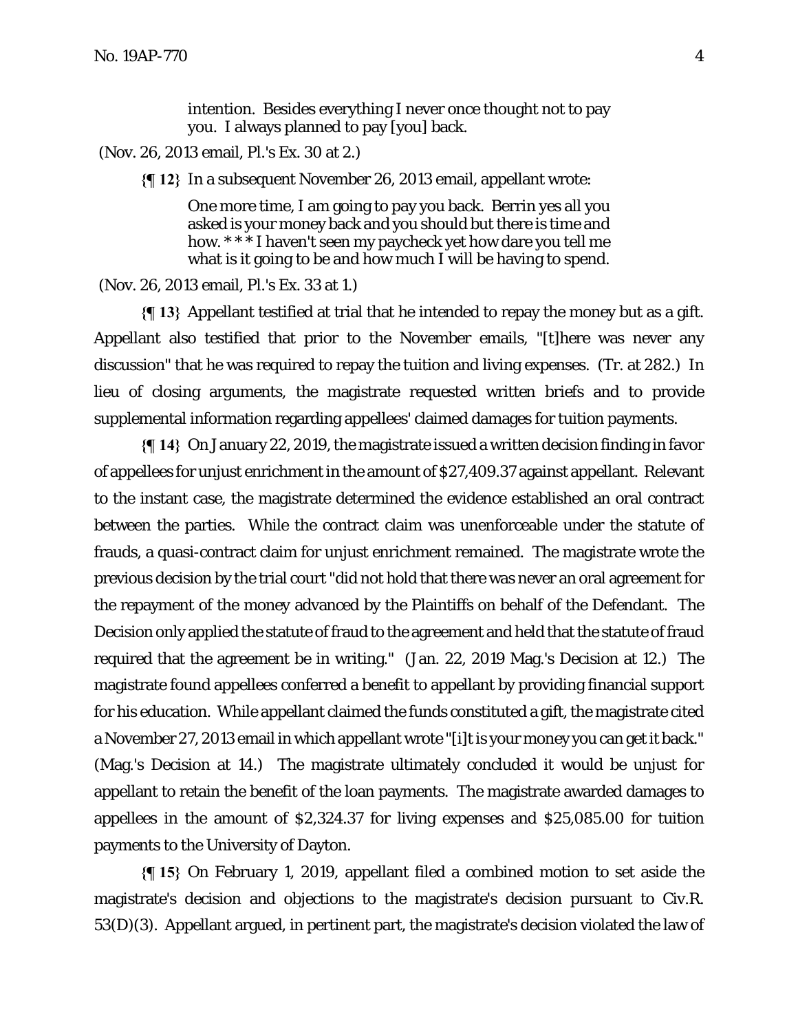> intention. Besides everything I never once thought not to pay you. I always planned to pay [you] back.

(Nov. 26, 2013 email, Pl.'s Ex. 30 at 2.)

**{¶ 12}** In a subsequent November 26, 2013 email, appellant wrote:

> One more time, I am going to pay you back. Berrin yes all you asked is your money back and you should but there is time and how. * * * I haven't seen my paycheck yet how dare you tell me what is it going to be and how much I will be having to spend.

(Nov. 26, 2013 email, Pl.'s Ex. 33 at 1.)

**{¶ 13}** Appellant testified at trial that he intended to repay the money but as a gift. Appellant also testified that prior to the November emails, "[t]here was never any discussion" that he was required to repay the tuition and living expenses. (Tr. at 282.) In lieu of closing arguments, the magistrate requested written briefs and to provide supplemental information regarding appellees' claimed damages for tuition payments.

**{¶ 14}** On January 22, 2019, the magistrate issued a written decision finding in favor of appellees for unjust enrichment in the amount of $27,409.37 against appellant. Relevant to the instant case, the magistrate determined the evidence established an oral contract between the parties. While the contract claim was unenforceable under the statute of frauds, a quasi-contract claim for unjust enrichment remained. The magistrate wrote the previous decision by the trial court "did not hold that there was never an oral agreement for the repayment of the money advanced by the Plaintiffs on behalf of the Defendant. The Decision only applied the statute of fraud to the agreement and held that the statute of fraud required that the agreement be in writing." (Jan. 22, 2019 Mag.'s Decision at 12.) The magistrate found appellees conferred a benefit to appellant by providing financial support for his education. While appellant claimed the funds constituted a gift, the magistrate cited a November 27, 2013 email in which appellant wrote "[i]t is your money you can get it back." (Mag.'s Decision at 14.) The magistrate ultimately concluded it would be unjust for appellant to retain the benefit of the loan payments. The magistrate awarded damages to appellees in the amount of $2,324.37 for living expenses and $25,085.00 for tuition payments to the University of Dayton.

**{¶ 15}** On February 1, 2019, appellant filed a combined motion to set aside the magistrate's decision and objections to the magistrate's decision pursuant to Civ.R. 53(D)(3). Appellant argued, in pertinent part, the magistrate's decision violated the law of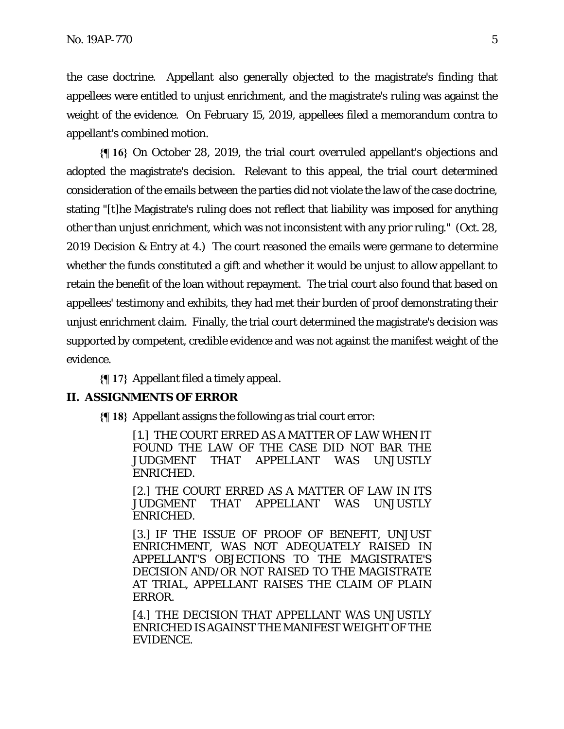the case doctrine. Appellant also generally objected to the magistrate's finding that appellees were entitled to unjust enrichment, and the magistrate's ruling was against the weight of the evidence. On February 15, 2019, appellees filed a memorandum contra to appellant's combined motion.

**{¶ 16}** On October 28, 2019, the trial court overruled appellant's objections and adopted the magistrate's decision. Relevant to this appeal, the trial court determined consideration of the emails between the parties did not violate the law of the case doctrine, stating "[t]he Magistrate's ruling does not reflect that liability was imposed for anything other than unjust enrichment, which was not inconsistent with any prior ruling." (Oct. 28, 2019 Decision & Entry at 4.) The court reasoned the emails were germane to determine whether the funds constituted a gift and whether it would be unjust to allow appellant to retain the benefit of the loan without repayment. The trial court also found that based on appellees' testimony and exhibits, they had met their burden of proof demonstrating their unjust enrichment claim. Finally, the trial court determined the magistrate's decision was supported by competent, credible evidence and was not against the manifest weight of the evidence.

**{¶ 17}** Appellant filed a timely appeal.

## II. ASSIGNMENTS OF ERROR

**{¶ 18}** Appellant assigns the following as trial court error:

> [1.] THE COURT ERRED AS A MATTER OF LAW WHEN IT FOUND THE LAW OF THE CASE DID NOT BAR THE JUDGMENT THAT APPELLANT WAS UNJUSTLY ENRICHED.
>
> [2.] THE COURT ERRED AS A MATTER OF LAW IN ITS JUDGMENT THAT APPELLANT WAS UNJUSTLY ENRICHED.
>
> [3.] IF THE ISSUE OF PROOF OF BENEFIT, UNJUST ENRICHMENT, WAS NOT ADEQUATELY RAISED IN APPELLANT'S OBJECTIONS TO THE MAGISTRATE'S DECISION AND/OR NOT RAISED TO THE MAGISTRATE AT TRIAL, APPELLANT RAISES THE CLAIM OF PLAIN ERROR.
>
> [4.] THE DECISION THAT APPELLANT WAS UNJUSTLY ENRICHED IS AGAINST THE MANIFEST WEIGHT OF THE EVIDENCE.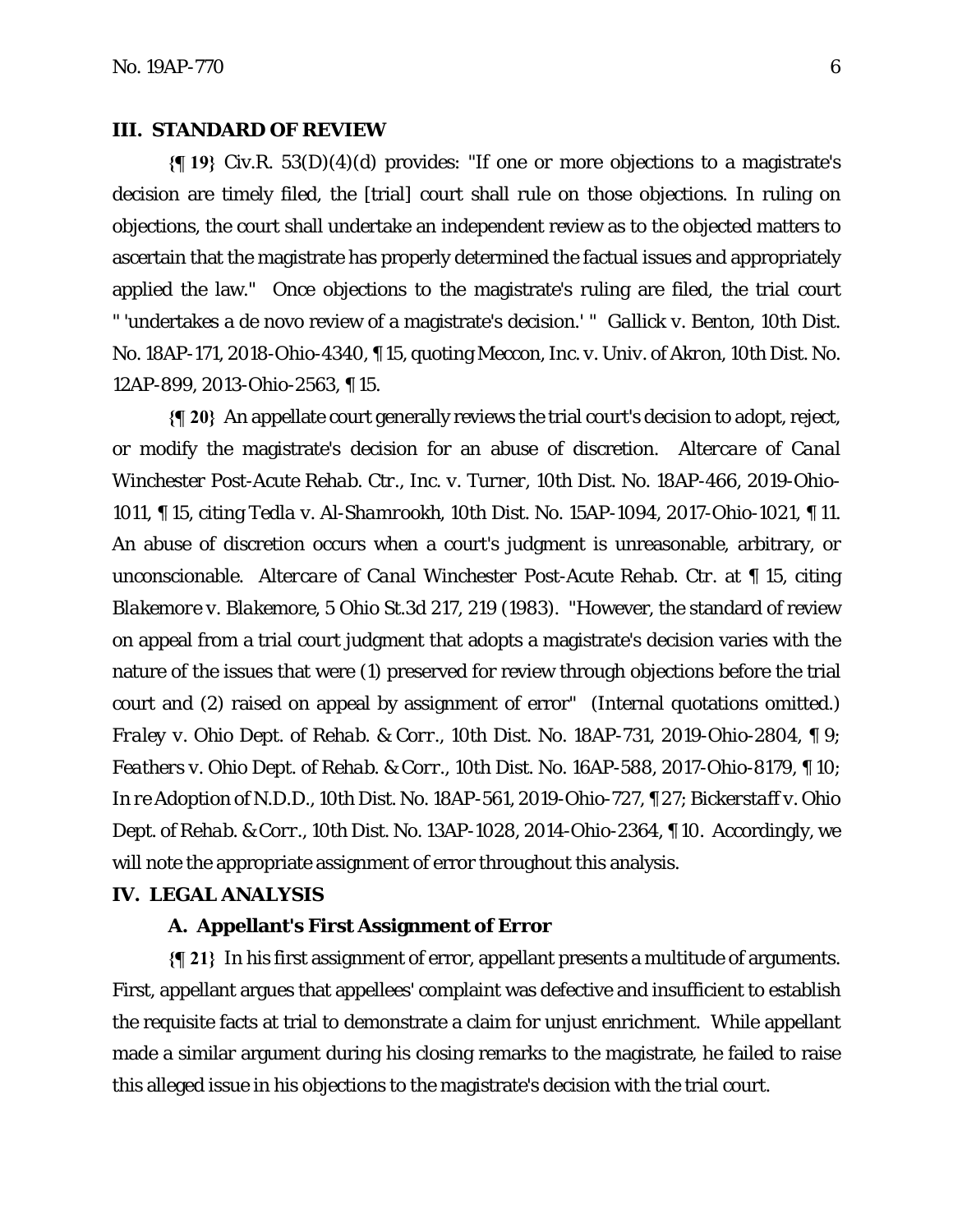## III. STANDARD OF REVIEW

**{¶ 19}** Civ.R. 53(D)(4)(d) provides: "If one or more objections to a magistrate's decision are timely filed, the [trial] court shall rule on those objections. In ruling on objections, the court shall undertake an independent review as to the objected matters to ascertain that the magistrate has properly determined the factual issues and appropriately applied the law." Once objections to the magistrate's ruling are filed, the trial court " 'undertakes a de novo review of a magistrate's decision.' " *Gallick v. Benton*, 10th Dist. No. 18AP-171, 2018-Ohio-4340, ¶ 15, quoting *Meccon, Inc. v. Univ. of Akron*, 10th Dist. No. 12AP-899, 2013-Ohio-2563, ¶ 15.

**{¶ 20}** An appellate court generally reviews the trial court's decision to adopt, reject, or modify the magistrate's decision for an abuse of discretion. *Altercare of Canal Winchester Post-Acute Rehab. Ctr., Inc. v. Turner*, 10th Dist. No. 18AP-466, 2019-Ohio-1011, ¶ 15, citing *Tedla v. Al-Shamrookh*, 10th Dist. No. 15AP-1094, 2017-Ohio-1021, ¶ 11. An abuse of discretion occurs when a court's judgment is unreasonable, arbitrary, or unconscionable. *Altercare of Canal Winchester Post-Acute Rehab. Ctr.* at ¶ 15, citing *Blakemore v. Blakemore*, 5 Ohio St.3d 217, 219 (1983). "However, the standard of review on appeal from a trial court judgment that adopts a magistrate's decision varies with the nature of the issues that were (1) preserved for review through objections before the trial court and (2) raised on appeal by assignment of error" (Internal quotations omitted.) *Fraley v. Ohio Dept. of Rehab. & Corr.*, 10th Dist. No. 18AP-731, 2019-Ohio-2804, ¶ 9; *Feathers v. Ohio Dept. of Rehab. & Corr.*, 10th Dist. No. 16AP-588, 2017-Ohio-8179, ¶ 10; *In re Adoption of N.D.D.*, 10th Dist. No. 18AP-561, 2019-Ohio-727, ¶ 27; *Bickerstaff v. Ohio Dept. of Rehab. & Corr.*, 10th Dist. No. 13AP-1028, 2014-Ohio-2364, ¶ 10. Accordingly, we will note the appropriate assignment of error throughout this analysis.

## IV. LEGAL ANALYSIS

### A. Appellant's First Assignment of Error

**{¶ 21}** In his first assignment of error, appellant presents a multitude of arguments. First, appellant argues that appellees' complaint was defective and insufficient to establish the requisite facts at trial to demonstrate a claim for unjust enrichment. While appellant made a similar argument during his closing remarks to the magistrate, he failed to raise this alleged issue in his objections to the magistrate's decision with the trial court.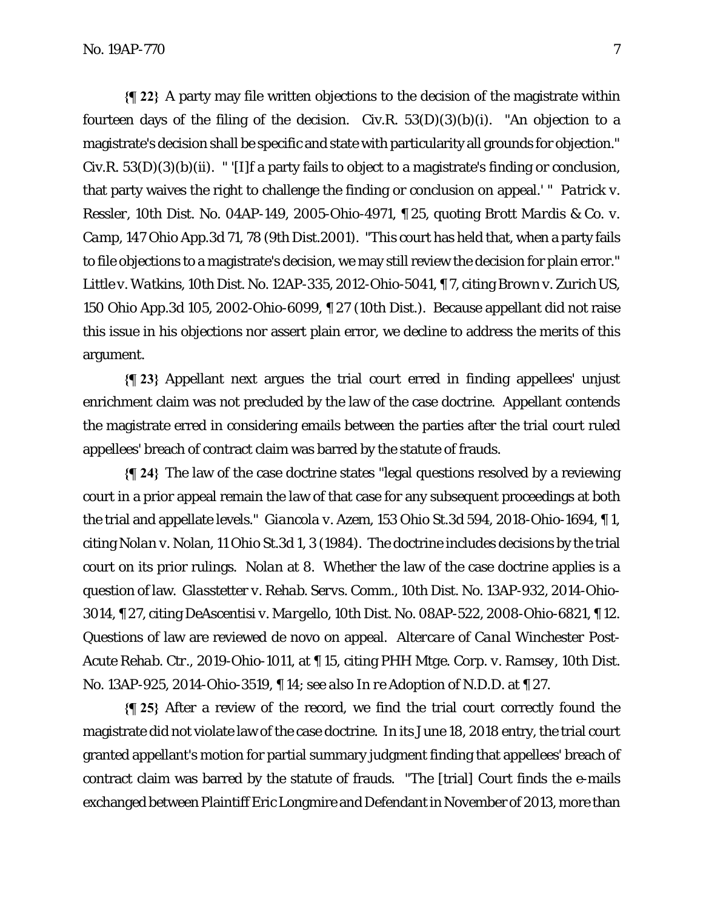**{¶ 22}** A party may file written objections to the decision of the magistrate within fourteen days of the filing of the decision. Civ.R. 53(D)(3)(b)(i). "An objection to a magistrate's decision shall be specific and state with particularity all grounds for objection." Civ.R. 53(D)(3)(b)(ii). " '[I]f a party fails to object to a magistrate's finding or conclusion, that party waives the right to challenge the finding or conclusion on appeal.' " *Patrick v. Ressler*, 10th Dist. No. 04AP-149, 2005-Ohio-4971, ¶ 25, quoting *Brott Mardis & Co. v. Camp*, 147 Ohio App.3d 71, 78 (9th Dist.2001). "This court has held that, when a party fails to file objections to a magistrate's decision, we may still review the decision for plain error." *Little v. Watkins*, 10th Dist. No. 12AP-335, 2012-Ohio-5041, ¶ 7, citing *Brown v. Zurich US*, 150 Ohio App.3d 105, 2002-Ohio-6099, ¶ 27 (10th Dist.). Because appellant did not raise this issue in his objections nor assert plain error, we decline to address the merits of this argument.

**{¶ 23}** Appellant next argues the trial court erred in finding appellees' unjust enrichment claim was not precluded by the law of the case doctrine. Appellant contends the magistrate erred in considering emails between the parties after the trial court ruled appellees' breach of contract claim was barred by the statute of frauds.

**{¶ 24}** The law of the case doctrine states "legal questions resolved by a reviewing court in a prior appeal remain the law of that case for any subsequent proceedings at both the trial and appellate levels." *Giancola v. Azem*, 153 Ohio St.3d 594, 2018-Ohio-1694, ¶ 1, citing *Nolan v. Nolan*, 11 Ohio St.3d 1, 3 (1984). The doctrine includes decisions by the trial court on its prior rulings. *Nolan* at 8. Whether the law of the case doctrine applies is a question of law. *Glasstetter v. Rehab. Servs. Comm.*, 10th Dist. No. 13AP-932, 2014-Ohio-3014, ¶ 27, citing *DeAscentisi v. Margello*, 10th Dist. No. 08AP-522, 2008-Ohio-6821, ¶ 12. Questions of law are reviewed de novo on appeal. *Altercare of Canal Winchester Post-Acute Rehab. Ctr.*, 2019-Ohio-1011, at ¶ 15, citing *PHH Mtge. Corp. v. Ramsey*, 10th Dist. No. 13AP-925, 2014-Ohio-3519, ¶ 14; *see also In re Adoption of N.D.D.* at ¶ 27.

**{¶ 25}** After a review of the record, we find the trial court correctly found the magistrate did not violate law of the case doctrine. In its June 18, 2018 entry, the trial court granted appellant's motion for partial summary judgment finding that appellees' breach of contract claim was barred by the statute of frauds. "The [trial] Court finds the e-mails exchanged between Plaintiff Eric Longmire and Defendant in November of 2013, more than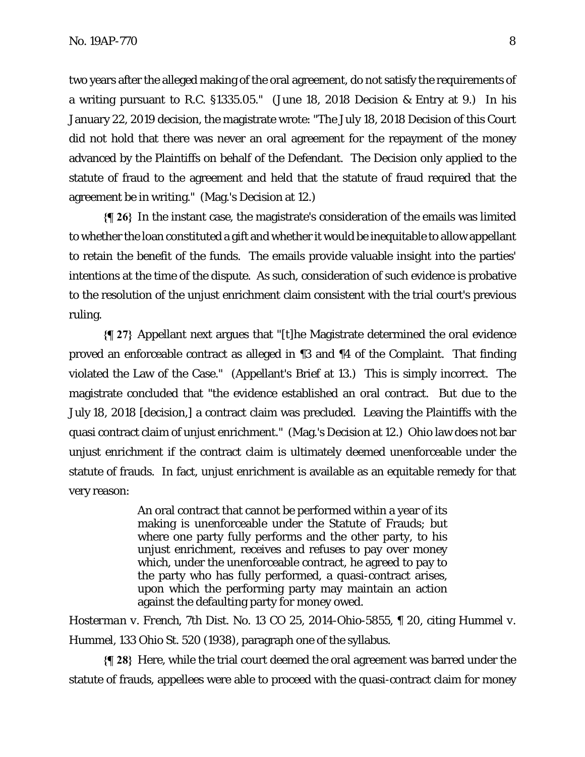two years after the alleged making of the oral agreement, do not satisfy the requirements of a writing pursuant to R.C. §1335.05." (June 18, 2018 Decision & Entry at 9.) In his January 22, 2019 decision, the magistrate wrote: "The July 18, 2018 Decision of this Court did not hold that there was never an oral agreement for the repayment of the money advanced by the Plaintiffs on behalf of the Defendant. The Decision only applied to the statute of fraud to the agreement and held that the statute of fraud required that the agreement be in writing." (Mag.'s Decision at 12.)

**{¶ 26}** In the instant case, the magistrate's consideration of the emails was limited to whether the loan constituted a gift and whether it would be inequitable to allow appellant to retain the benefit of the funds. The emails provide valuable insight into the parties' intentions at the time of the dispute. As such, consideration of such evidence is probative to the resolution of the unjust enrichment claim consistent with the trial court's previous ruling.

**{¶ 27}** Appellant next argues that "[t]he Magistrate determined the oral evidence proved an enforceable contract as alleged in ¶3 and ¶4 of the Complaint. That finding violated the Law of the Case." (Appellant's Brief at 13.) This is simply incorrect. The magistrate concluded that "the evidence established an oral contract. But due to the July 18, 2018 [decision,] a contract claim was precluded. Leaving the Plaintiffs with the quasi contract claim of unjust enrichment." (Mag.'s Decision at 12.) Ohio law does not bar unjust enrichment if the contract claim is ultimately deemed unenforceable under the statute of frauds. In fact, unjust enrichment is available as an equitable remedy for that very reason:

> An oral contract that cannot be performed within a year of its making is unenforceable under the Statute of Frauds; but where one party fully performs and the other party, to his unjust enrichment, receives and refuses to pay over money which, under the unenforceable contract, he agreed to pay to the party who has fully performed, a quasi-contract arises, upon which the performing party may maintain an action against the defaulting party for money owed.

*Hosterman v. French*, 7th Dist. No. 13 CO 25, 2014-Ohio-5855, ¶ 20, citing *Hummel v. Hummel*, 133 Ohio St. 520 (1938), paragraph one of the syllabus.

**{¶ 28}** Here, while the trial court deemed the oral agreement was barred under the statute of frauds, appellees were able to proceed with the quasi-contract claim for money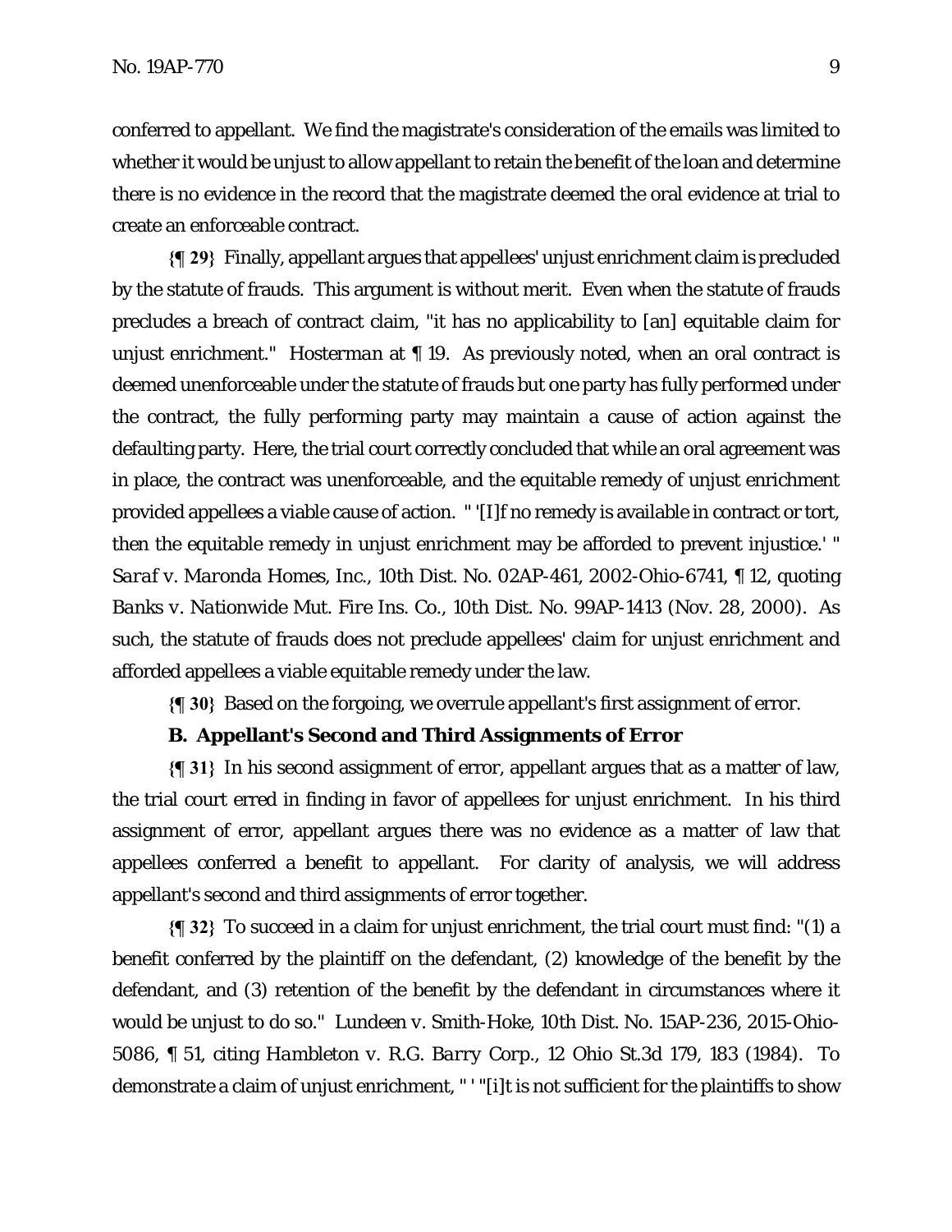conferred to appellant. We find the magistrate's consideration of the emails was limited to whether it would be unjust to allow appellant to retain the benefit of the loan and determine there is no evidence in the record that the magistrate deemed the oral evidence at trial to create an enforceable contract.

**{¶ 29}** Finally, appellant argues that appellees' unjust enrichment claim is precluded by the statute of frauds. This argument is without merit. Even when the statute of frauds precludes a breach of contract claim, "it has no applicability to [an] equitable claim for unjust enrichment." *Hosterman* at ¶ 19. As previously noted, when an oral contract is deemed unenforceable under the statute of frauds but one party has fully performed under the contract, the fully performing party may maintain a cause of action against the defaulting party. Here, the trial court correctly concluded that while an oral agreement was in place, the contract was unenforceable, and the equitable remedy of unjust enrichment provided appellees a viable cause of action. " '[I]f no remedy is available in contract or tort, then the equitable remedy in unjust enrichment may be afforded to prevent injustice.' " *Saraf v. Maronda Homes, Inc.*, 10th Dist. No. 02AP-461, 2002-Ohio-6741, ¶ 12, quoting *Banks v. Nationwide Mut. Fire Ins. Co.*, 10th Dist. No. 99AP-1413 (Nov. 28, 2000). As such, the statute of frauds does not preclude appellees' claim for unjust enrichment and afforded appellees a viable equitable remedy under the law.

**{¶ 30}** Based on the forgoing, we overrule appellant's first assignment of error.

### B. Appellant's Second and Third Assignments of Error

**{¶ 31}** In his second assignment of error, appellant argues that as a matter of law, the trial court erred in finding in favor of appellees for unjust enrichment. In his third assignment of error, appellant argues there was no evidence as a matter of law that appellees conferred a benefit to appellant. For clarity of analysis, we will address appellant's second and third assignments of error together.

**{¶ 32}** To succeed in a claim for unjust enrichment, the trial court must find: "(1) a benefit conferred by the plaintiff on the defendant, (2) knowledge of the benefit by the defendant, and (3) retention of the benefit by the defendant in circumstances where it would be unjust to do so." *Lundeen v. Smith-Hoke*, 10th Dist. No. 15AP-236, 2015-Ohio-5086, ¶ 51, citing *Hambleton v. R.G. Barry Corp.*, 12 Ohio St.3d 179, 183 (1984). To demonstrate a claim of unjust enrichment, " ' "[i]t is not sufficient for the plaintiffs to show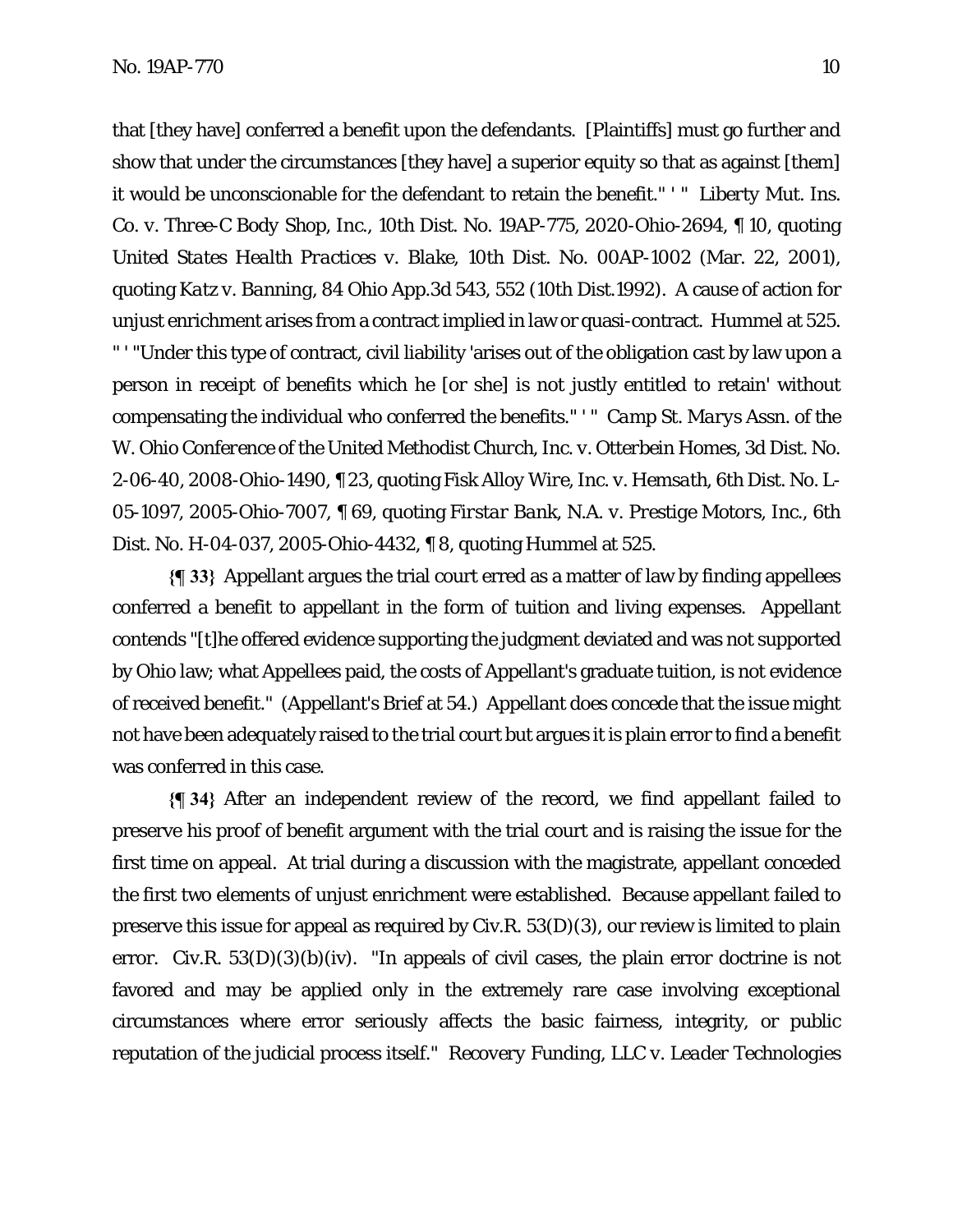that [they have] conferred a benefit upon the defendants. [Plaintiffs] must go further and show that under the circumstances [they have] a superior equity so that as against [them] it would be unconscionable for the defendant to retain the benefit." ' " *Liberty Mut. Ins. Co. v. Three-C Body Shop, Inc.*, 10th Dist. No. 19AP-775, 2020-Ohio-2694, ¶ 10, quoting *United States Health Practices v. Blake*, 10th Dist. No. 00AP-1002 (Mar. 22, 2001), quoting *Katz v. Banning*, 84 Ohio App.3d 543, 552 (10th Dist.1992). A cause of action for unjust enrichment arises from a contract implied in law or quasi-contract. *Hummel* at 525. " ' "Under this type of contract, civil liability 'arises out of the obligation cast by law upon a person in receipt of benefits which he [or she] is not justly entitled to retain' without compensating the individual who conferred the benefits." ' " *Camp St. Marys Assn. of the W. Ohio Conference of the United Methodist Church, Inc. v. Otterbein Homes*, 3d Dist. No. 2-06-40, 2008-Ohio-1490, ¶ 23, quoting *Fisk Alloy Wire, Inc. v. Hemsath*, 6th Dist. No. L-05-1097, 2005-Ohio-7007, ¶ 69, quoting *Firstar Bank, N.A. v. Prestige Motors, Inc.*, 6th Dist. No. H-04-037, 2005-Ohio-4432, ¶ 8, quoting *Hummel* at 525.

**{¶ 33}** Appellant argues the trial court erred as a matter of law by finding appellees conferred a benefit to appellant in the form of tuition and living expenses. Appellant contends "[t]he offered evidence supporting the judgment deviated and was not supported by Ohio law; what Appellees paid, the costs of Appellant's graduate tuition, is not evidence of received benefit." (Appellant's Brief at 54.) Appellant does concede that the issue might not have been adequately raised to the trial court but argues it is plain error to find a benefit was conferred in this case.

**{¶ 34}** After an independent review of the record, we find appellant failed to preserve his proof of benefit argument with the trial court and is raising the issue for the first time on appeal. At trial during a discussion with the magistrate, appellant conceded the first two elements of unjust enrichment were established. Because appellant failed to preserve this issue for appeal as required by Civ.R. 53(D)(3), our review is limited to plain error. Civ.R. 53(D)(3)(b)(iv). "In appeals of civil cases, the plain error doctrine is not favored and may be applied only in the extremely rare case involving exceptional circumstances where error seriously affects the basic fairness, integrity, or public reputation of the judicial process itself." *Recovery Funding, LLC v. Leader Technologies*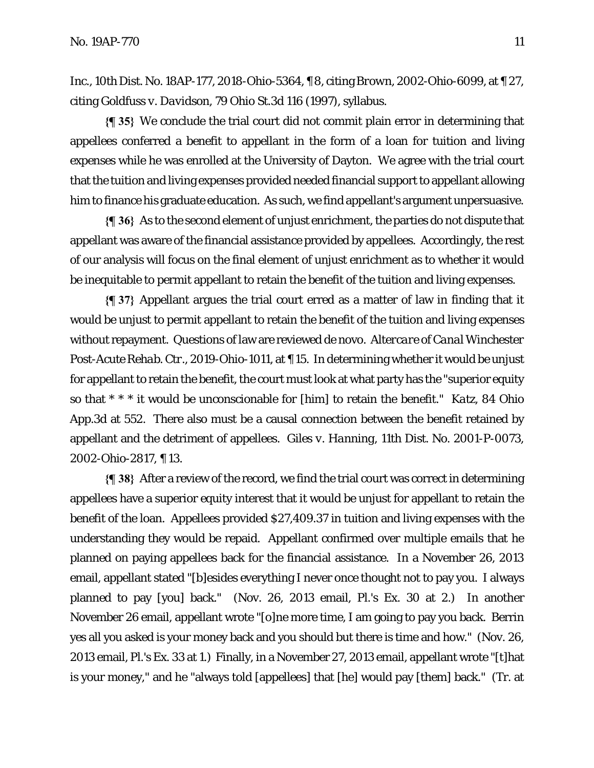Inc., 10th Dist. No. 18AP-177, 2018-Ohio-5364, ¶ 8, citing *Brown*, 2002-Ohio-6099, at ¶ 27, citing *Goldfuss v. Davidson*, 79 Ohio St.3d 116 (1997), syllabus.

**{¶ 35}** We conclude the trial court did not commit plain error in determining that appellees conferred a benefit to appellant in the form of a loan for tuition and living expenses while he was enrolled at the University of Dayton. We agree with the trial court that the tuition and living expenses provided needed financial support to appellant allowing him to finance his graduate education. As such, we find appellant's argument unpersuasive.

**{¶ 36}** As to the second element of unjust enrichment, the parties do not dispute that appellant was aware of the financial assistance provided by appellees. Accordingly, the rest of our analysis will focus on the final element of unjust enrichment as to whether it would be inequitable to permit appellant to retain the benefit of the tuition and living expenses.

**{¶ 37}** Appellant argues the trial court erred as a matter of law in finding that it would be unjust to permit appellant to retain the benefit of the tuition and living expenses without repayment. Questions of law are reviewed de novo. *Altercare of Canal Winchester Post-Acute Rehab. Ctr.*, 2019-Ohio-1011, at ¶ 15. In determining whether it would be unjust for appellant to retain the benefit, the court must look at what party has the "superior equity so that * * * it would be unconscionable for [him] to retain the benefit." *Katz*, 84 Ohio App.3d at 552. There also must be a causal connection between the benefit retained by appellant and the detriment of appellees. *Giles v. Hanning*, 11th Dist. No. 2001-P-0073, 2002-Ohio-2817, ¶ 13.

**{¶ 38}** After a review of the record, we find the trial court was correct in determining appellees have a superior equity interest that it would be unjust for appellant to retain the benefit of the loan. Appellees provided $27,409.37 in tuition and living expenses with the understanding they would be repaid. Appellant confirmed over multiple emails that he planned on paying appellees back for the financial assistance. In a November 26, 2013 email, appellant stated "[b]esides everything I never once thought not to pay you. I always planned to pay [you] back." (Nov. 26, 2013 email, Pl.'s Ex. 30 at 2.) In another November 26 email, appellant wrote "[o]ne more time, I am going to pay you back. Berrin yes all you asked is your money back and you should but there is time and how." (Nov. 26, 2013 email, Pl.'s Ex. 33 at 1.) Finally, in a November 27, 2013 email, appellant wrote "[t]hat is your money," and he "always told [appellees] that [he] would pay [them] back." (Tr. at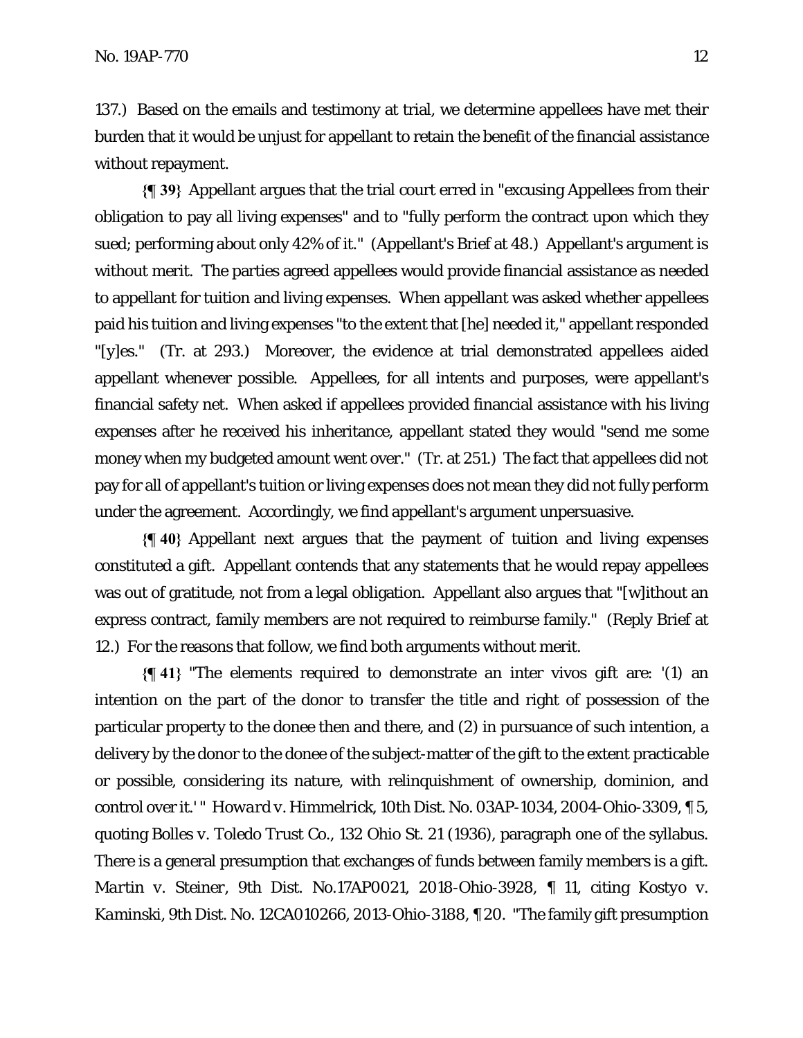137.) Based on the emails and testimony at trial, we determine appellees have met their burden that it would be unjust for appellant to retain the benefit of the financial assistance without repayment.

**{¶ 39}** Appellant argues that the trial court erred in "excusing Appellees from their obligation to pay all living expenses" and to "fully perform the contract upon which they sued; performing about only 42% of it." (Appellant's Brief at 48.) Appellant's argument is without merit. The parties agreed appellees would provide financial assistance as needed to appellant for tuition and living expenses. When appellant was asked whether appellees paid his tuition and living expenses "to the extent that [he] needed it," appellant responded "[y]es." (Tr. at 293.) Moreover, the evidence at trial demonstrated appellees aided appellant whenever possible. Appellees, for all intents and purposes, were appellant's financial safety net. When asked if appellees provided financial assistance with his living expenses after he received his inheritance, appellant stated they would "send me some money when my budgeted amount went over." (Tr. at 251.) The fact that appellees did not pay for all of appellant's tuition or living expenses does not mean they did not fully perform under the agreement. Accordingly, we find appellant's argument unpersuasive.

**{¶ 40}** Appellant next argues that the payment of tuition and living expenses constituted a gift. Appellant contends that any statements that he would repay appellees was out of gratitude, not from a legal obligation. Appellant also argues that "[w]ithout an express contract, family members are not required to reimburse family." (Reply Brief at 12.) For the reasons that follow, we find both arguments without merit.

**{¶ 41}** "The elements required to demonstrate an inter vivos gift are: '(1) an intention on the part of the donor to transfer the title and right of possession of the particular property to the donee then and there, and (2) in pursuance of such intention, a delivery by the donor to the donee of the subject-matter of the gift to the extent practicable or possible, considering its nature, with relinquishment of ownership, dominion, and control over it.' " *Howard v. Himmelrick*, 10th Dist. No. 03AP-1034, 2004-Ohio-3309, ¶ 5, quoting *Bolles v. Toledo Trust Co.*, 132 Ohio St. 21 (1936), paragraph one of the syllabus. There is a general presumption that exchanges of funds between family members is a gift. *Martin v. Steiner*, 9th Dist. No.17AP0021, 2018-Ohio-3928, ¶ 11, citing *Kostyo v. Kaminski*, 9th Dist. No. 12CA010266, 2013-Ohio-3188, ¶ 20. "The family gift presumption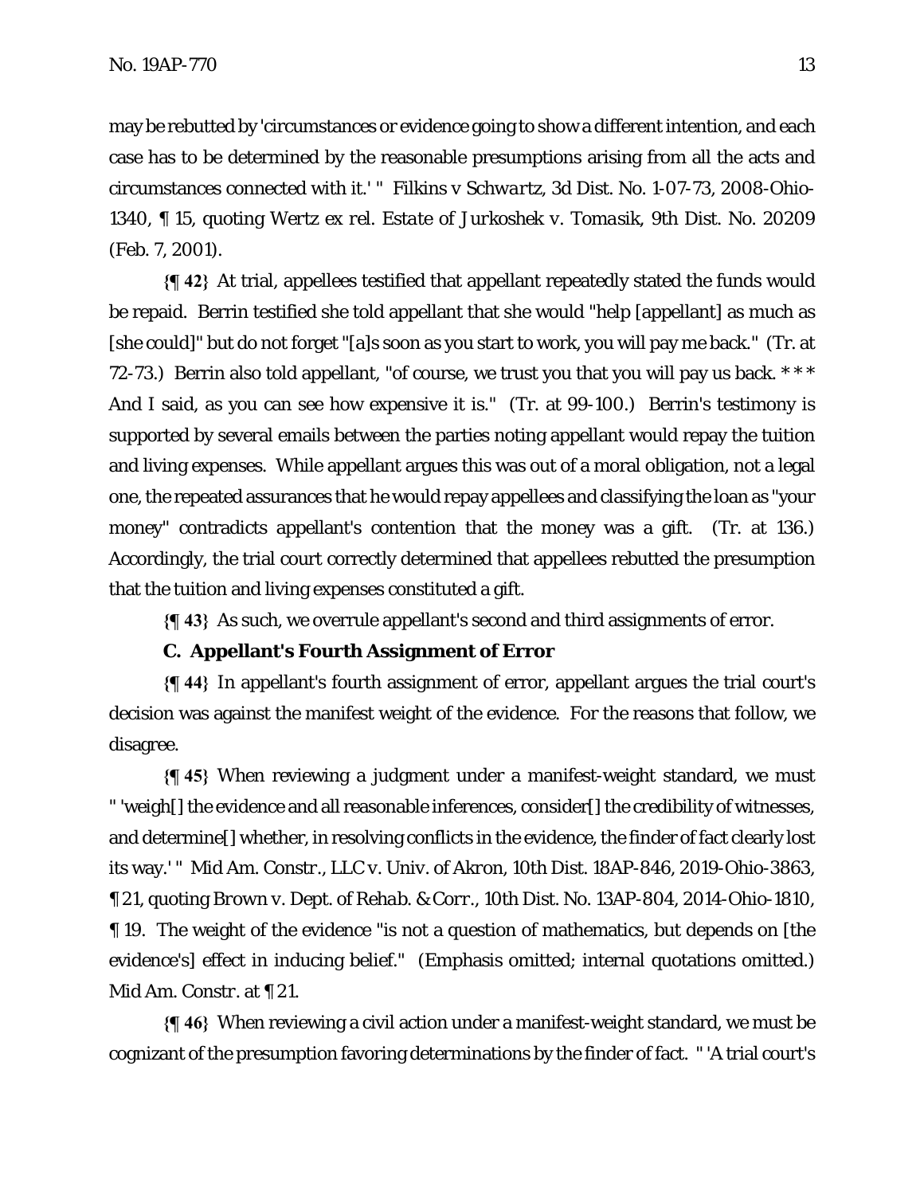may be rebutted by 'circumstances or evidence going to show a different intention, and each case has to be determined by the reasonable presumptions arising from all the acts and circumstances connected with it.' " *Filkins v Schwartz*, 3d Dist. No. 1-07-73, 2008-Ohio-1340, ¶ 15, quoting *Wertz ex rel. Estate of Jurkoshek v. Tomasik*, 9th Dist. No. 20209 (Feb. 7, 2001).

**{¶ 42}** At trial, appellees testified that appellant repeatedly stated the funds would be repaid. Berrin testified she told appellant that she would "help [appellant] as much as [she could]" but do not forget "[a]s soon as you start to work, you will pay me back." (Tr. at 72-73.) Berrin also told appellant, "of course, we trust you that you will pay us back. * * * And I said, as you can see how expensive it is." (Tr. at 99-100.) Berrin's testimony is supported by several emails between the parties noting appellant would repay the tuition and living expenses. While appellant argues this was out of a moral obligation, not a legal one, the repeated assurances that he would repay appellees and classifying the loan as "your money" contradicts appellant's contention that the money was a gift. (Tr. at 136.) Accordingly, the trial court correctly determined that appellees rebutted the presumption that the tuition and living expenses constituted a gift.

**{¶ 43}** As such, we overrule appellant's second and third assignments of error.

### C. Appellant's Fourth Assignment of Error

**{¶ 44}** In appellant's fourth assignment of error, appellant argues the trial court's decision was against the manifest weight of the evidence. For the reasons that follow, we disagree.

**{¶ 45}** When reviewing a judgment under a manifest-weight standard, we must " 'weigh[] the evidence and all reasonable inferences, consider[] the credibility of witnesses, and determine[] whether, in resolving conflicts in the evidence, the finder of fact clearly lost its way.' " *Mid Am. Constr., LLC v. Univ. of Akron*, 10th Dist. 18AP-846, 2019-Ohio-3863, ¶ 21, quoting *Brown v. Dept. of Rehab. & Corr.*, 10th Dist. No. 13AP-804, 2014-Ohio-1810, ¶ 19. The weight of the evidence "is not a question of mathematics, but depends on [the evidence's] effect in inducing belief." (Emphasis omitted; internal quotations omitted.) *Mid Am. Constr.* at ¶ 21.

**{¶ 46}** When reviewing a civil action under a manifest-weight standard, we must be cognizant of the presumption favoring determinations by the finder of fact. " 'A trial court's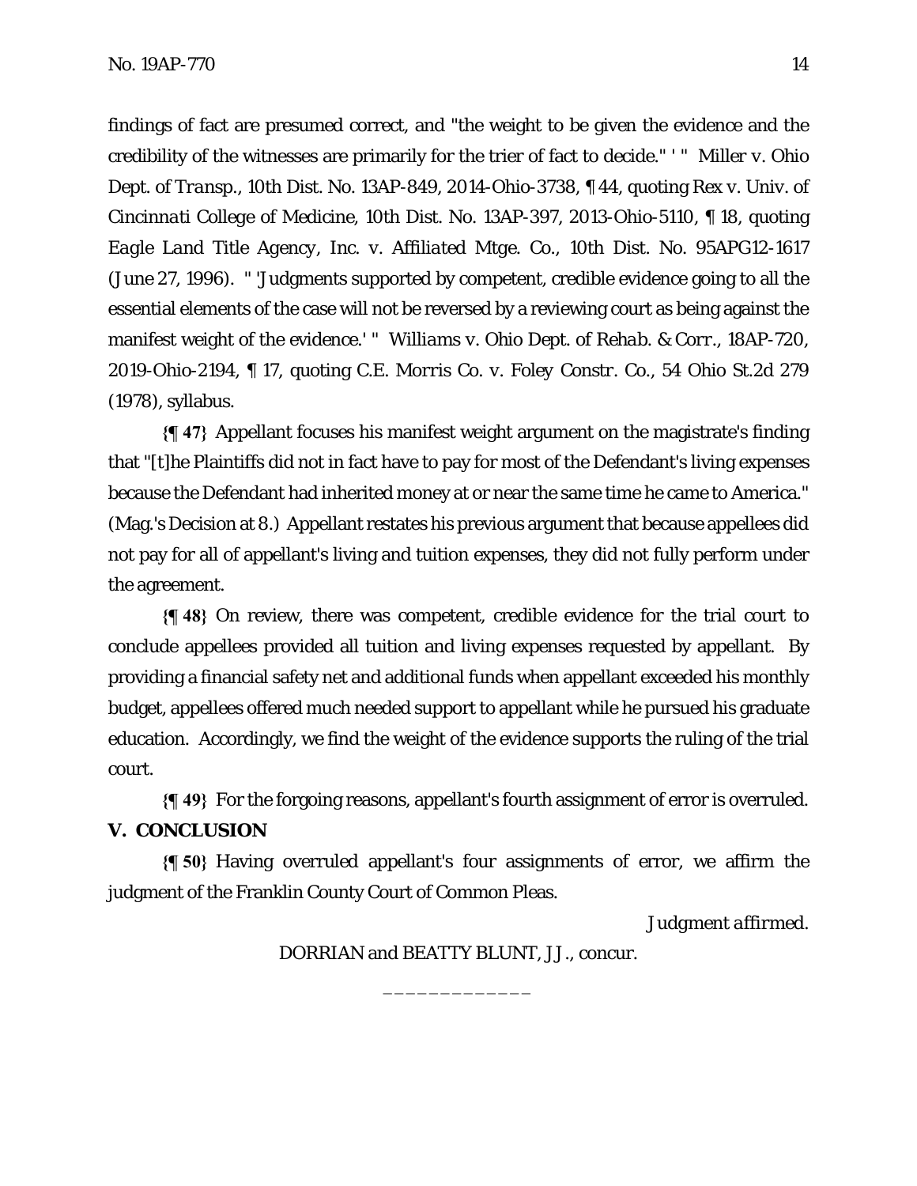findings of fact are presumed correct, and "the weight to be given the evidence and the credibility of the witnesses are primarily for the trier of fact to decide." ' " *Miller v. Ohio Dept. of Transp.*, 10th Dist. No. 13AP-849, 2014-Ohio-3738, ¶ 44, quoting *Rex v. Univ. of Cincinnati College of Medicine*, 10th Dist. No. 13AP-397, 2013-Ohio-5110, ¶ 18, quoting *Eagle Land Title Agency, Inc. v. Affiliated Mtge. Co.*, 10th Dist. No. 95APG12-1617 (June 27, 1996). " 'Judgments supported by competent, credible evidence going to all the essential elements of the case will not be reversed by a reviewing court as being against the manifest weight of the evidence.' " *Williams v. Ohio Dept. of Rehab. & Corr.*, 18AP-720, 2019-Ohio-2194, ¶ 17, quoting *C.E. Morris Co. v. Foley Constr. Co.*, 54 Ohio St.2d 279 (1978), syllabus.

**{¶ 47}** Appellant focuses his manifest weight argument on the magistrate's finding that "[t]he Plaintiffs did not in fact have to pay for most of the Defendant's living expenses because the Defendant had inherited money at or near the same time he came to America." (Mag.'s Decision at 8.) Appellant restates his previous argument that because appellees did not pay for all of appellant's living and tuition expenses, they did not fully perform under the agreement.

**{¶ 48}** On review, there was competent, credible evidence for the trial court to conclude appellees provided all tuition and living expenses requested by appellant. By providing a financial safety net and additional funds when appellant exceeded his monthly budget, appellees offered much needed support to appellant while he pursued his graduate education. Accordingly, we find the weight of the evidence supports the ruling of the trial court.

**{¶ 49}** For the forgoing reasons, appellant's fourth assignment of error is overruled.

**V. CONCLUSION**

**{¶ 50}** Having overruled appellant's four assignments of error, we affirm the judgment of the Franklin County Court of Common Pleas.

*Judgment affirmed.*

DORRIAN and BEATTY BLUNT, JJ., concur.

_____________